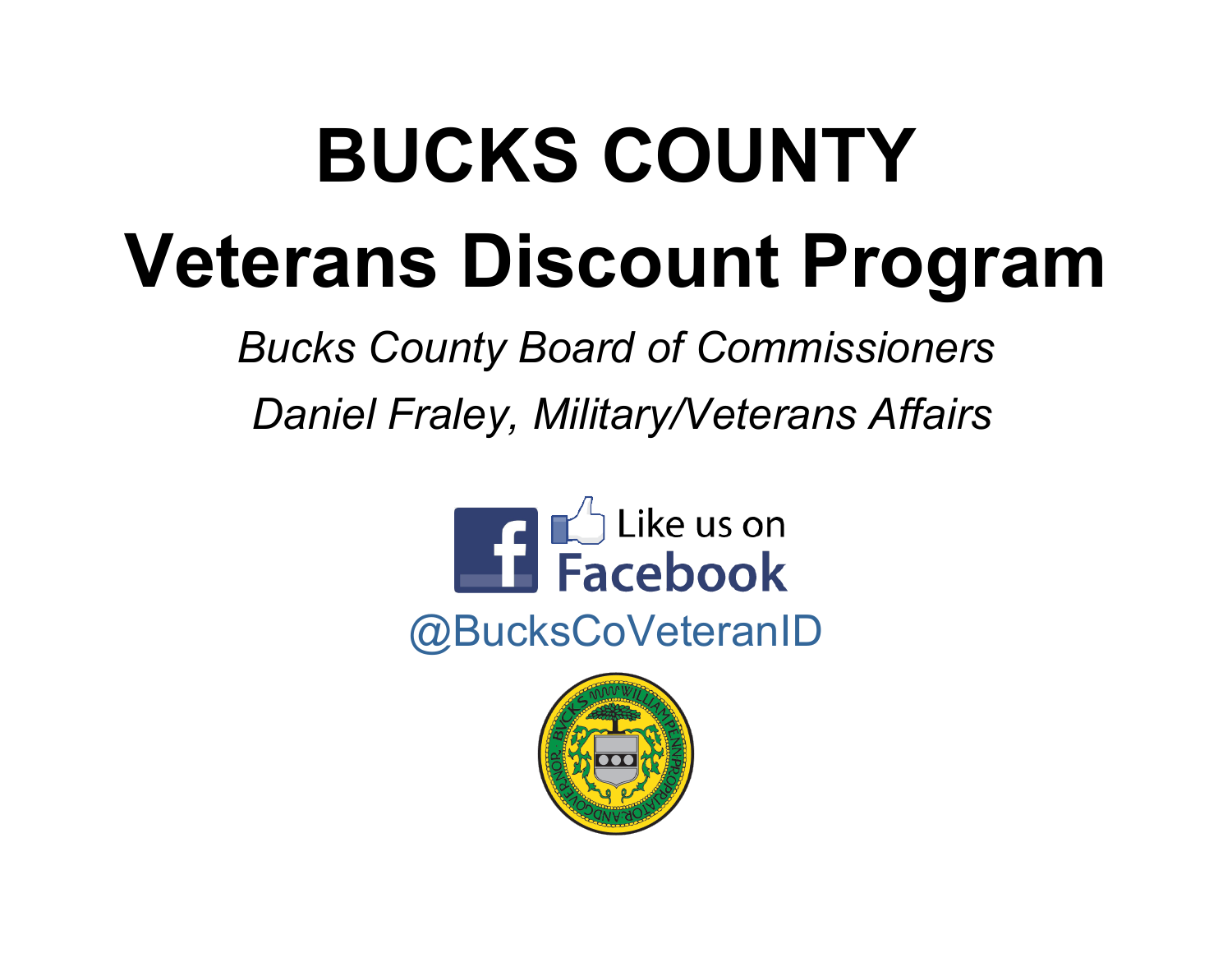# BUCKS COUNTY

# Veterans Discount Program

*Bucks County Board of Commissioners*

*Daniel Fraley, Military/Veterans Affairs*

Like us on Facebook

@BucksCoVeteranID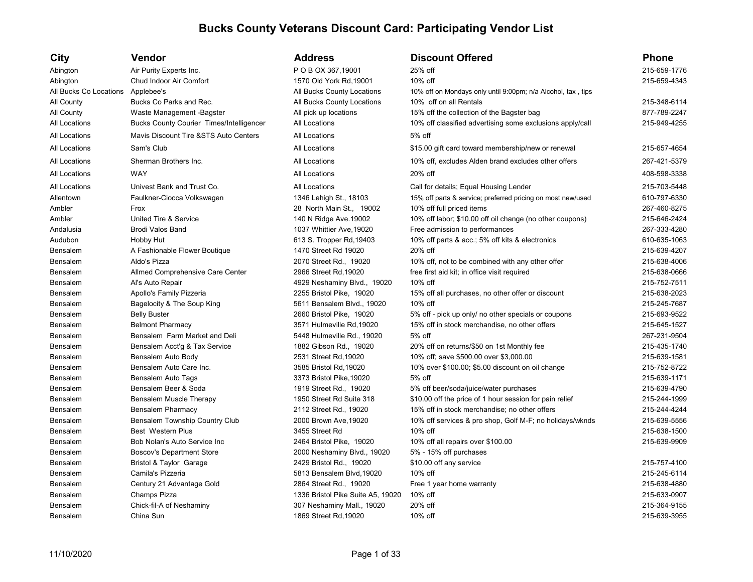# Bucks County Veterans Discount Card: Participating Vendor List

| City | Vendor | Address | Discount Offered | Phone |
|---|---|---|---|---|
| Abington | Air Purity Experts Inc. | P O B OX 367,19001 | 25% off | 215-659-1776 |
| Abington | Chud Indoor Air Comfort | 1570 Old York Rd,19001 | 10% off | 215-659-4343 |
| All Bucks Co Locations | Applebee's | All Bucks County Locations | 10% off on Mondays only until 9:00pm; n/a Alcohol, tax , tips | |
| All County | Bucks Co Parks and Rec. | All Bucks County Locations | 10% off on all Rentals | 215-348-6114 |
| All County | Waste Management -Bagster | All pick up locations | 15% off the collection of the Bagster bag | 877-789-2247 |
| All Locations | Bucks County Courier Times/Intelligencer | All Locations | 10% off classified advertising some exclusions apply/call | 215-949-4255 |
| All Locations | Mavis Discount Tire &STS Auto Centers | All Locations | 5% off | |
| All Locations | Sam's Club | All Locations | $15.00 gift card toward membership/new or renewal | 215-657-4654 |
| All Locations | Sherman Brothers Inc. | All Locations | 10% off, excludes Alden brand excludes other offers | 267-421-5379 |
| All Locations | WAY | All Locations | 20% off | 408-598-3338 |
| All Locations | Univest Bank and Trust Co. | All Locations | Call for details; Equal Housing Lender | 215-703-5448 |
| Allentown | Faulkner-Ciocca Volkswagen | 1346 Lehigh St., 18103 | 15% off parts & service; preferred pricing on most new/used | 610-797-6330 |
| Ambler | Frox | 28 North Main St., 19002 | 10% off full priced items | 267-460-8275 |
| Ambler | United Tire & Service | 140 N Ridge Ave.19002 | 10% off labor; $10.00 off oil change (no other coupons) | 215-646-2424 |
| Andalusia | Brodi Valos Band | 1037 Whittier Ave,19020 | Free admission to performances | 267-333-4280 |
| Audubon | Hobby Hut | 613 S. Tropper Rd,19403 | 10% off parts & acc.; 5% off kits & electronics | 610-635-1063 |
| Bensalem | A Fashionable Flower Boutique | 1470 Street Rd 19020 | 20% off | 215-639-4207 |
| Bensalem | Aldo's Pizza | 2070 Street Rd., 19020 | 10% off, not to be combined with any other offer | 215-638-4006 |
| Bensalem | Allmed Comprehensive Care Center | 2966 Street Rd,19020 | free first aid kit; in office visit required | 215-638-0666 |
| Bensalem | Al's Auto Repair | 4929 Neshaminy Blvd., 19020 | 10% off | 215-752-7511 |
| Bensalem | Apollo's Family Pizzeria | 2255 Bristol Pike, 19020 | 15% off all purchases, no other offer or discount | 215-638-2023 |
| Bensalem | Bagelocity & The Soup King | 5611 Bensalem Blvd., 19020 | 10% off | 215-245-7687 |
| Bensalem | Belly Buster | 2660 Bristol Pike, 19020 | 5% off - pick up only/ no other specials or coupons | 215-693-9522 |
| Bensalem | Belmont Pharmacy | 3571 Hulmeville Rd,19020 | 15% off in stock merchandise, no other offers | 215-645-1527 |
| Bensalem | Bensalem Farm Market and Deli | 5448 Hulmeville Rd., 19020 | 5% off | 267-231-9504 |
| Bensalem | Bensalem Acct'g & Tax Service | 1882 Gibson Rd., 19020 | 20% off on returns/$50 on 1st Monthly fee | 215-435-1740 |
| Bensalem | Bensalem Auto Body | 2531 Street Rd,19020 | 10% off; save $500.00 over $3,000.00 | 215-639-1581 |
| Bensalem | Bensalem Auto Care Inc. | 3585 Bristol Rd,19020 | 10% over $100.00; $5.00 discount on oil change | 215-752-8722 |
| Bensalem | Bensalem Auto Tags | 3373 Bristol Pike,19020 | 5% off | 215-639-1171 |
| Bensalem | Bensalem Beer & Soda | 1919 Street Rd., 19020 | 5% off beer/soda/juice/water purchases | 215-639-4790 |
| Bensalem | Bensalem Muscle Therapy | 1950 Street Rd Suite 318 | $10.00 off the price of 1 hour session for pain relief | 215-244-1999 |
| Bensalem | Bensalem Pharmacy | 2112 Street Rd., 19020 | 15% off in stock merchandise; no other offers | 215-244-4244 |
| Bensalem | Bensalem Township Country Club | 2000 Brown Ave,19020 | 10% off services & pro shop, Golf M-F; no holidays/wknds | 215-639-5556 |
| Bensalem | Best Western Plus | 3455 Street Rd | 10% off | 215-638-1500 |
| Bensalem | Bob Nolan's Auto Service Inc | 2464 Bristol Pike, 19020 | 10% off all repairs over $100.00 | 215-639-9909 |
| Bensalem | Boscov's Department Store | 2000 Neshaminy Blvd., 19020 | 5% - 15% off purchases | |
| Bensalem | Bristol & Taylor Garage | 2429 Bristol Rd., 19020 | $10.00 off any service | 215-757-4100 |
| Bensalem | Camila's Pizzeria | 5813 Bensalem Blvd,19020 | 10% off | 215-245-6114 |
| Bensalem | Century 21 Advantage Gold | 2864 Street Rd., 19020 | Free 1 year home warranty | 215-638-4880 |
| Bensalem | Champs Pizza | 1336 Bristol Pike Suite A5, 19020 | 10% off | 215-633-0907 |
| Bensalem | Chick-fil-A of Neshaminy | 307 Neshaminy Mall., 19020 | 20% off | 215-364-9155 |
| Bensalem | China Sun | 1869 Street Rd,19020 | 10% off | 215-639-3955 |

11/10/2020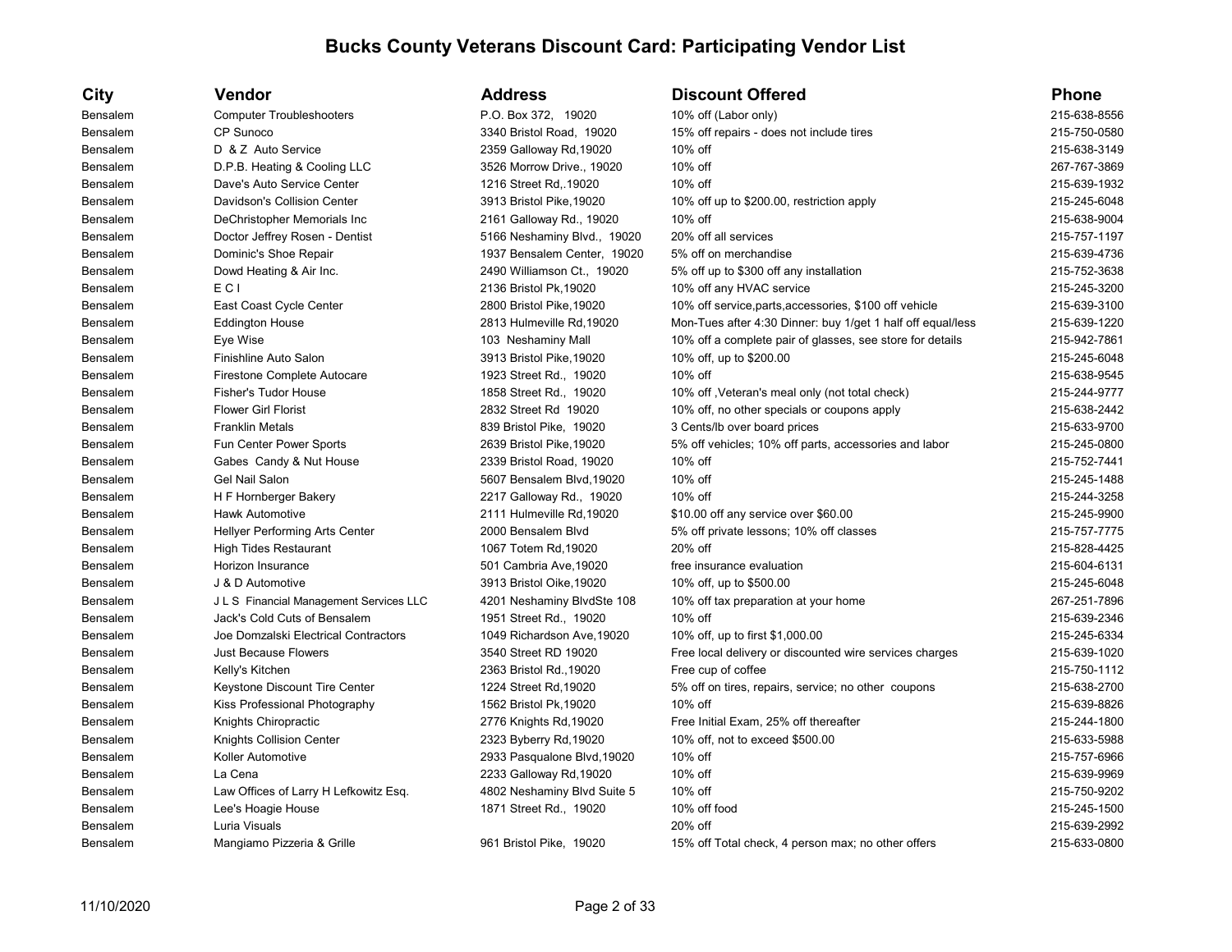# Bucks County Veterans Discount Card: Participating Vendor List

| City | Vendor | Address | Discount Offered | Phone |
|---|---|---|---|---|
| Bensalem | Computer Troubleshooters | P.O. Box 372, 19020 | 10% off (Labor only) | 215-638-8556 |
| Bensalem | CP Sunoco | 3340 Bristol Road, 19020 | 15% off repairs - does not include tires | 215-750-0580 |
| Bensalem | D & Z Auto Service | 2359 Galloway Rd,19020 | 10% off | 215-638-3149 |
| Bensalem | D.P.B. Heating & Cooling LLC | 3526 Morrow Drive., 19020 | 10% off | 267-767-3869 |
| Bensalem | Dave's Auto Service Center | 1216 Street Rd,.19020 | 10% off | 215-639-1932 |
| Bensalem | Davidson's Collision Center | 3913 Bristol Pike,19020 | 10% off up to $200.00, restriction apply | 215-245-6048 |
| Bensalem | DeChristopher Memorials Inc | 2161 Galloway Rd., 19020 | 10% off | 215-638-9004 |
| Bensalem | Doctor Jeffrey Rosen - Dentist | 5166 Neshaminy Blvd., 19020 | 20% off all services | 215-757-1197 |
| Bensalem | Dominic's Shoe Repair | 1937 Bensalem Center, 19020 | 5% off on merchandise | 215-639-4736 |
| Bensalem | Dowd Heating & Air Inc. | 2490 Williamson Ct., 19020 | 5% off up to $300 off any installation | 215-752-3638 |
| Bensalem | E C I | 2136 Bristol Pk,19020 | 10% off any HVAC service | 215-245-3200 |
| Bensalem | East Coast Cycle Center | 2800 Bristol Pike,19020 | 10% off service,parts,accessories, $100 off vehicle | 215-639-3100 |
| Bensalem | Eddington House | 2813 Hulmeville Rd,19020 | Mon-Tues after 4:30 Dinner: buy 1/get 1 half off equal/less | 215-639-1220 |
| Bensalem | Eye Wise | 103 Neshaminy Mall | 10% off a complete pair of glasses, see store for details | 215-942-7861 |
| Bensalem | Finishline Auto Salon | 3913 Bristol Pike,19020 | 10% off, up to $200.00 | 215-245-6048 |
| Bensalem | Firestone Complete Autocare | 1923 Street Rd., 19020 | 10% off | 215-638-9545 |
| Bensalem | Fisher's Tudor House | 1858 Street Rd., 19020 | 10% off ,Veteran's meal only (not total check) | 215-244-9777 |
| Bensalem | Flower Girl Florist | 2832 Street Rd 19020 | 10% off, no other specials or coupons apply | 215-638-2442 |
| Bensalem | Franklin Metals | 839 Bristol Pike, 19020 | 3 Cents/lb over board prices | 215-633-9700 |
| Bensalem | Fun Center Power Sports | 2639 Bristol Pike,19020 | 5% off vehicles; 10% off parts, accessories and labor | 215-245-0800 |
| Bensalem | Gabes Candy & Nut House | 2339 Bristol Road, 19020 | 10% off | 215-752-7441 |
| Bensalem | Gel Nail Salon | 5607 Bensalem Blvd,19020 | 10% off | 215-245-1488 |
| Bensalem | H F Hornberger Bakery | 2217 Galloway Rd., 19020 | 10% off | 215-244-3258 |
| Bensalem | Hawk Automotive | 2111 Hulmeville Rd,19020 | $10.00 off any service over $60.00 | 215-245-9900 |
| Bensalem | Hellyer Performing Arts Center | 2000 Bensalem Blvd | 5% off private lessons; 10% off classes | 215-757-7775 |
| Bensalem | High Tides Restaurant | 1067 Totem Rd,19020 | 20% off | 215-828-4425 |
| Bensalem | Horizon Insurance | 501 Cambria Ave,19020 | free insurance evaluation | 215-604-6131 |
| Bensalem | J & D Automotive | 3913 Bristol Oike,19020 | 10% off, up to $500.00 | 215-245-6048 |
| Bensalem | J L S Financial Management Services LLC | 4201 Neshaminy BlvdSte 108 | 10% off tax preparation at your home | 267-251-7896 |
| Bensalem | Jack's Cold Cuts of Bensalem | 1951 Street Rd., 19020 | 10% off | 215-639-2346 |
| Bensalem | Joe Domzalski Electrical Contractors | 1049 Richardson Ave,19020 | 10% off, up to first $1,000.00 | 215-245-6334 |
| Bensalem | Just Because Flowers | 3540 Street RD 19020 | Free local delivery or discounted wire services charges | 215-639-1020 |
| Bensalem | Kelly's Kitchen | 2363 Bristol Rd.,19020 | Free cup of coffee | 215-750-1112 |
| Bensalem | Keystone Discount Tire Center | 1224 Street Rd,19020 | 5% off on tires, repairs, service; no other coupons | 215-638-2700 |
| Bensalem | Kiss Professional Photography | 1562 Bristol Pk,19020 | 10% off | 215-639-8826 |
| Bensalem | Knights Chiropractic | 2776 Knights Rd,19020 | Free Initial Exam, 25% off thereafter | 215-244-1800 |
| Bensalem | Knights Collision Center | 2323 Byberry Rd,19020 | 10% off, not to exceed $500.00 | 215-633-5988 |
| Bensalem | Koller Automotive | 2933 Pasqualone Blvd,19020 | 10% off | 215-757-6966 |
| Bensalem | La Cena | 2233 Galloway Rd,19020 | 10% off | 215-639-9969 |
| Bensalem | Law Offices of Larry H Lefkowitz Esq. | 4802 Neshaminy Blvd Suite 5 | 10% off | 215-750-9202 |
| Bensalem | Lee's Hoagie House | 1871 Street Rd., 19020 | 10% off food | 215-245-1500 |
| Bensalem | Luria Visuals | | 20% off | 215-639-2992 |
| Bensalem | Mangiamo Pizzeria & Grille | 961 Bristol Pike, 19020 | 15% off Total check, 4 person max; no other offers | 215-633-0800 |

11/10/2020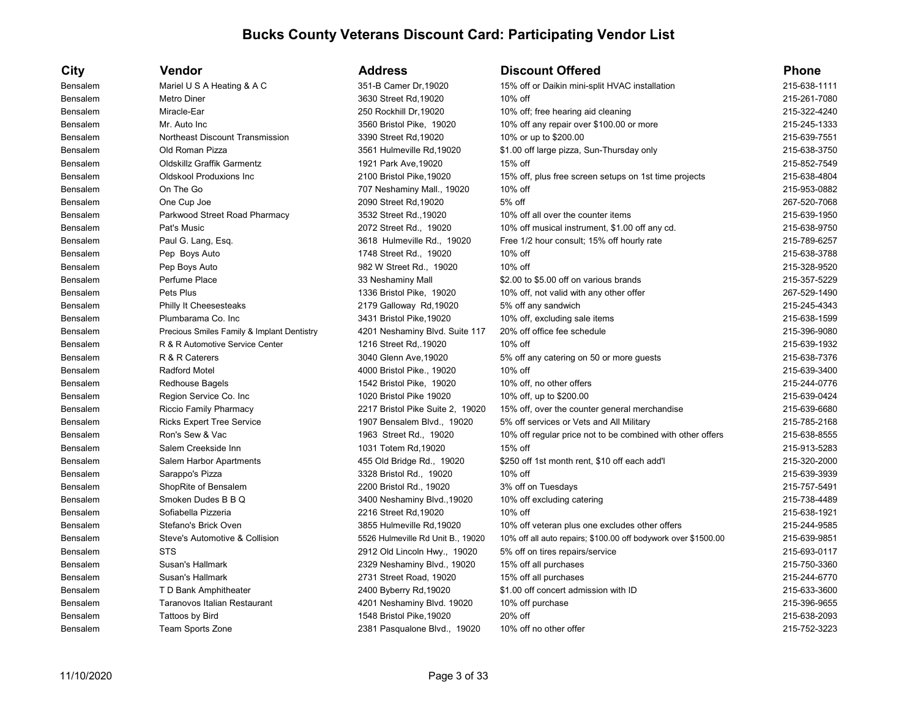# Bucks County Veterans Discount Card: Participating Vendor List

| City | Vendor | Address | Discount Offered | Phone |
|---|---|---|---|---|
| Bensalem | Mariel U S A Heating & A C | 351-B Camer Dr,19020 | 15% off or Daikin mini-split HVAC installation | 215-638-1111 |
| Bensalem | Metro Diner | 3630 Street Rd,19020 | 10% off | 215-261-7080 |
| Bensalem | Miracle-Ear | 250 Rockhill Dr,19020 | 10% off; free hearing aid cleaning | 215-322-4240 |
| Bensalem | Mr. Auto Inc | 3560 Bristol Pike, 19020 | 10% off any repair over $100.00 or more | 215-245-1333 |
| Bensalem | Northeast Discount Transmission | 3390 Street Rd,19020 | 10% or up to $200.00 | 215-639-7551 |
| Bensalem | Old Roman Pizza | 3561 Hulmeville Rd,19020 | $1.00 off large pizza, Sun-Thursday only | 215-638-3750 |
| Bensalem | Oldskillz Graffik Garmentz | 1921 Park Ave,19020 | 15% off | 215-852-7549 |
| Bensalem | Oldskool Produxions Inc | 2100 Bristol Pike,19020 | 15% off, plus free screen setups on 1st time projects | 215-638-4804 |
| Bensalem | On The Go | 707 Neshaminy Mall., 19020 | 10% off | 215-953-0882 |
| Bensalem | One Cup Joe | 2090 Street Rd,19020 | 5% off | 267-520-7068 |
| Bensalem | Parkwood Street Road Pharmacy | 3532 Street Rd.,19020 | 10% off all over the counter items | 215-639-1950 |
| Bensalem | Pat's Music | 2072 Street Rd., 19020 | 10% off musical instrument, $1.00 off any cd. | 215-638-9750 |
| Bensalem | Paul G. Lang, Esq. | 3618 Hulmeville Rd., 19020 | Free 1/2 hour consult; 15% off hourly rate | 215-789-6257 |
| Bensalem | Pep Boys Auto | 1748 Street Rd., 19020 | 10% off | 215-638-3788 |
| Bensalem | Pep Boys Auto | 982 W Street Rd., 19020 | 10% off | 215-328-9520 |
| Bensalem | Perfume Place | 33 Neshaminy Mall | $2.00 to $5.00 off on various brands | 215-357-5229 |
| Bensalem | Pets Plus | 1336 Bristol Pike, 19020 | 10% off, not valid with any other offer | 267-529-1490 |
| Bensalem | Philly It Cheesesteaks | 2179 Galloway Rd,19020 | 5% off any sandwich | 215-245-4343 |
| Bensalem | Plumbarama Co. Inc | 3431 Bristol Pike,19020 | 10% off, excluding sale items | 215-638-1599 |
| Bensalem | Precious Smiles Family & Implant Dentistry | 4201 Neshaminy Blvd. Suite 117 | 20% off office fee schedule | 215-396-9080 |
| Bensalem | R & R Automotive Service Center | 1216 Street Rd,.19020 | 10% off | 215-639-1932 |
| Bensalem | R & R Caterers | 3040 Glenn Ave,19020 | 5% off any catering on 50 or more guests | 215-638-7376 |
| Bensalem | Radford Motel | 4000 Bristol Pike., 19020 | 10% off | 215-639-3400 |
| Bensalem | Redhouse Bagels | 1542 Bristol Pike, 19020 | 10% off, no other offers | 215-244-0776 |
| Bensalem | Region Service Co. Inc | 1020 Bristol Pike 19020 | 10% off, up to $200.00 | 215-639-0424 |
| Bensalem | Riccio Family Pharmacy | 2217 Bristol Pike Suite 2, 19020 | 15% off, over the counter general merchandise | 215-639-6680 |
| Bensalem | Ricks Expert Tree Service | 1907 Bensalem Blvd., 19020 | 5% off services or Vets and All Military | 215-785-2168 |
| Bensalem | Ron's Sew & Vac | 1963 Street Rd., 19020 | 10% off regular price not to be combined with other offers | 215-638-8555 |
| Bensalem | Salem Creekside Inn | 1031 Totem Rd,19020 | 15% off | 215-913-5283 |
| Bensalem | Salem Harbor Apartments | 455 Old Bridge Rd., 19020 | $250 off 1st month rent, $10 off each add'l | 215-320-2000 |
| Bensalem | Sarappo's Pizza | 3328 Bristol Rd., 19020 | 10% off | 215-639-3939 |
| Bensalem | ShopRite of Bensalem | 2200 Bristol Rd., 19020 | 3% off on Tuesdays | 215-757-5491 |
| Bensalem | Smoken Dudes B B Q | 3400 Neshaminy Blvd.,19020 | 10% off excluding catering | 215-738-4489 |
| Bensalem | Sofiabella Pizzeria | 2216 Street Rd,19020 | 10% off | 215-638-1921 |
| Bensalem | Stefano's Brick Oven | 3855 Hulmeville Rd,19020 | 10% off veteran plus one excludes other offers | 215-244-9585 |
| Bensalem | Steve's Automotive & Collision | 5526 Hulmeville Rd Unit B., 19020 | 10% off all auto repairs; $100.00 off bodywork over $1500.00 | 215-639-9851 |
| Bensalem | STS | 2912 Old Lincoln Hwy., 19020 | 5% off on tires repairs/service | 215-693-0117 |
| Bensalem | Susan's Hallmark | 2329 Neshaminy Blvd., 19020 | 15% off all purchases | 215-750-3360 |
| Bensalem | Susan's Hallmark | 2731 Street Road, 19020 | 15% off all purchases | 215-244-6770 |
| Bensalem | T D Bank Amphitheater | 2400 Byberry Rd,19020 | $1.00 off concert admission with ID | 215-633-3600 |
| Bensalem | Taranovos Italian Restaurant | 4201 Neshaminy Blvd. 19020 | 10% off purchase | 215-396-9655 |
| Bensalem | Tattoos by Bird | 1548 Bristol Pike,19020 | 20% off | 215-638-2093 |
| Bensalem | Team Sports Zone | 2381 Pasqualone Blvd., 19020 | 10% off no other offer | 215-752-3223 |

11/10/2020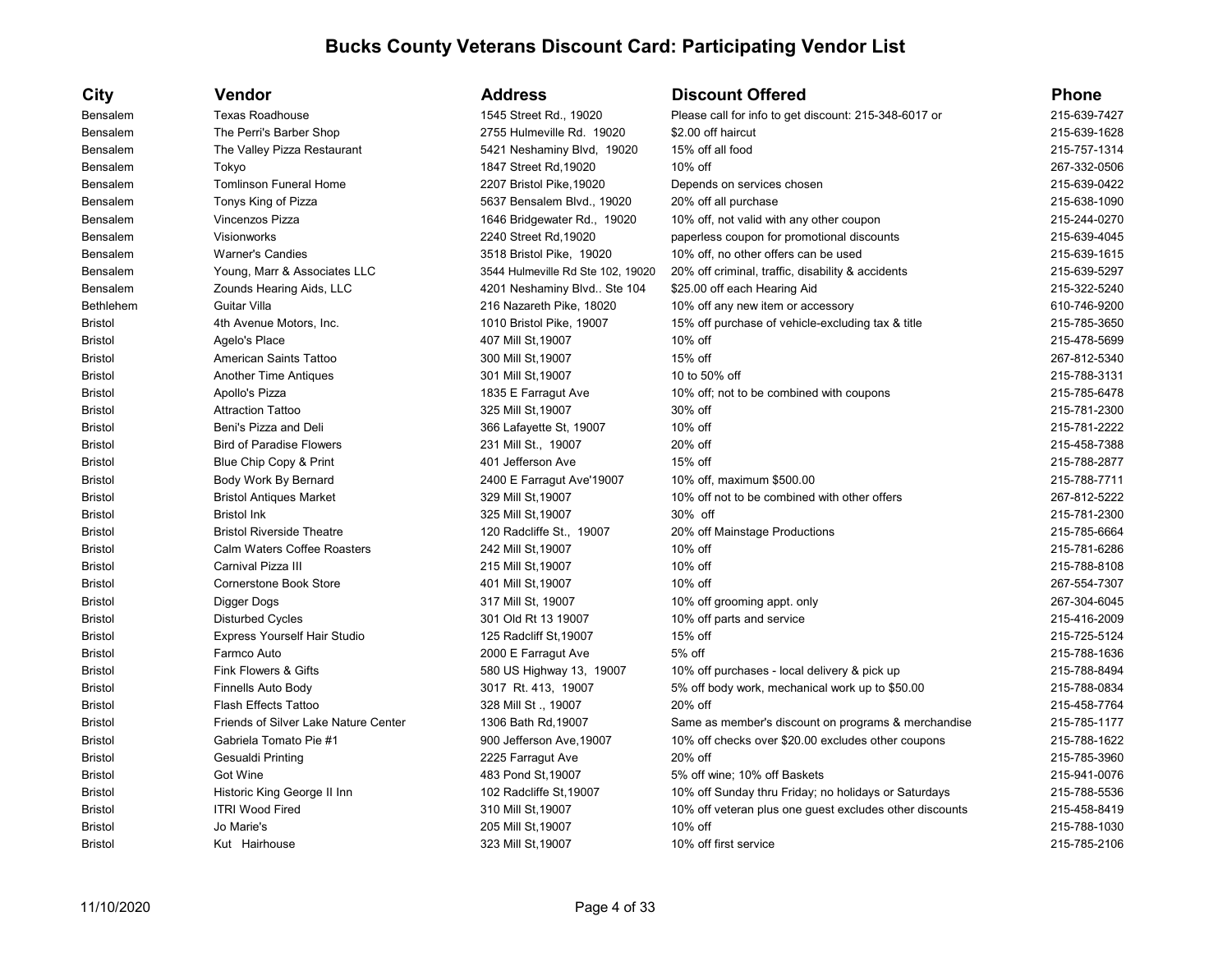# Bucks County Veterans Discount Card: Participating Vendor List

| City | Vendor | Address | Discount Offered | Phone |
|---|---|---|---|---|
| Bensalem | Texas Roadhouse | 1545 Street Rd., 19020 | Please call for info to get discount: 215-348-6017 or | 215-639-7427 |
| Bensalem | The Perri's Barber Shop | 2755 Hulmeville Rd. 19020 | $2.00 off haircut | 215-639-1628 |
| Bensalem | The Valley Pizza Restaurant | 5421 Neshaminy Blvd, 19020 | 15% off all food | 215-757-1314 |
| Bensalem | Tokyo | 1847 Street Rd,19020 | 10% off | 267-332-0506 |
| Bensalem | Tomlinson Funeral Home | 2207 Bristol Pike,19020 | Depends on services chosen | 215-639-0422 |
| Bensalem | Tonys King of Pizza | 5637 Bensalem Blvd., 19020 | 20% off all purchase | 215-638-1090 |
| Bensalem | Vincenzos Pizza | 1646 Bridgewater Rd., 19020 | 10% off, not valid with any other coupon | 215-244-0270 |
| Bensalem | Visionworks | 2240 Street Rd,19020 | paperless coupon for promotional discounts | 215-639-4045 |
| Bensalem | Warner's Candies | 3518 Bristol Pike, 19020 | 10% off, no other offers can be used | 215-639-1615 |
| Bensalem | Young, Marr & Associates LLC | 3544 Hulmeville Rd Ste 102, 19020 | 20% off criminal, traffic, disability & accidents | 215-639-5297 |
| Bensalem | Zounds Hearing Aids, LLC | 4201 Neshaminy Blvd.. Ste 104 | $25.00 off each Hearing Aid | 215-322-5240 |
| Bethlehem | Guitar Villa | 216 Nazareth Pike, 18020 | 10% off any new item or accessory | 610-746-9200 |
| Bristol | 4th Avenue Motors, Inc. | 1010 Bristol Pike, 19007 | 15% off purchase of vehicle-excluding tax & title | 215-785-3650 |
| Bristol | Agelo's Place | 407 Mill St,19007 | 10% off | 215-478-5699 |
| Bristol | American Saints Tattoo | 300 Mill St,19007 | 15% off | 267-812-5340 |
| Bristol | Another Time Antiques | 301 Mill St,19007 | 10 to 50% off | 215-788-3131 |
| Bristol | Apollo's Pizza | 1835 E Farragut Ave | 10% off; not to be combined with coupons | 215-785-6478 |
| Bristol | Attraction Tattoo | 325 Mill St,19007 | 30% off | 215-781-2300 |
| Bristol | Beni's Pizza and Deli | 366 Lafayette St, 19007 | 10% off | 215-781-2222 |
| Bristol | Bird of Paradise Flowers | 231 Mill St., 19007 | 20% off | 215-458-7388 |
| Bristol | Blue Chip Copy & Print | 401 Jefferson Ave | 15% off | 215-788-2877 |
| Bristol | Body Work By Bernard | 2400 E Farragut Ave'19007 | 10% off, maximum $500.00 | 215-788-7711 |
| Bristol | Bristol Antiques Market | 329 Mill St,19007 | 10% off not to be combined with other offers | 267-812-5222 |
| Bristol | Bristol Ink | 325 Mill St,19007 | 30% off | 215-781-2300 |
| Bristol | Bristol Riverside Theatre | 120 Radcliffe St., 19007 | 20% off Mainstage Productions | 215-785-6664 |
| Bristol | Calm Waters Coffee Roasters | 242 Mill St,19007 | 10% off | 215-781-6286 |
| Bristol | Carnival Pizza III | 215 Mill St,19007 | 10% off | 215-788-8108 |
| Bristol | Cornerstone Book Store | 401 Mill St,19007 | 10% off | 267-554-7307 |
| Bristol | Digger Dogs | 317 Mill St, 19007 | 10% off grooming appt. only | 267-304-6045 |
| Bristol | Disturbed Cycles | 301 Old Rt 13 19007 | 10% off parts and service | 215-416-2009 |
| Bristol | Express Yourself Hair Studio | 125 Radcliff St,19007 | 15% off | 215-725-5124 |
| Bristol | Farmco Auto | 2000 E Farragut Ave | 5% off | 215-788-1636 |
| Bristol | Fink Flowers & Gifts | 580 US Highway 13, 19007 | 10% off purchases - local delivery & pick up | 215-788-8494 |
| Bristol | Finnells Auto Body | 3017 Rt. 413, 19007 | 5% off body work, mechanical work up to $50.00 | 215-788-0834 |
| Bristol | Flash Effects Tattoo | 328 Mill St ., 19007 | 20% off | 215-458-7764 |
| Bristol | Friends of Silver Lake Nature Center | 1306 Bath Rd,19007 | Same as member's discount on programs & merchandise | 215-785-1177 |
| Bristol | Gabriela Tomato Pie #1 | 900 Jefferson Ave,19007 | 10% off checks over $20.00 excludes other coupons | 215-788-1622 |
| Bristol | Gesualdi Printing | 2225 Farragut Ave | 20% off | 215-785-3960 |
| Bristol | Got Wine | 483 Pond St,19007 | 5% off wine; 10% off Baskets | 215-941-0076 |
| Bristol | Historic King George II Inn | 102 Radcliffe St,19007 | 10% off Sunday thru Friday; no holidays or Saturdays | 215-788-5536 |
| Bristol | ITRI Wood Fired | 310 Mill St,19007 | 10% off veteran plus one guest excludes other discounts | 215-458-8419 |
| Bristol | Jo Marie's | 205 Mill St,19007 | 10% off | 215-788-1030 |
| Bristol | Kut Hairhouse | 323 Mill St,19007 | 10% off first service | 215-785-2106 |

11/10/2020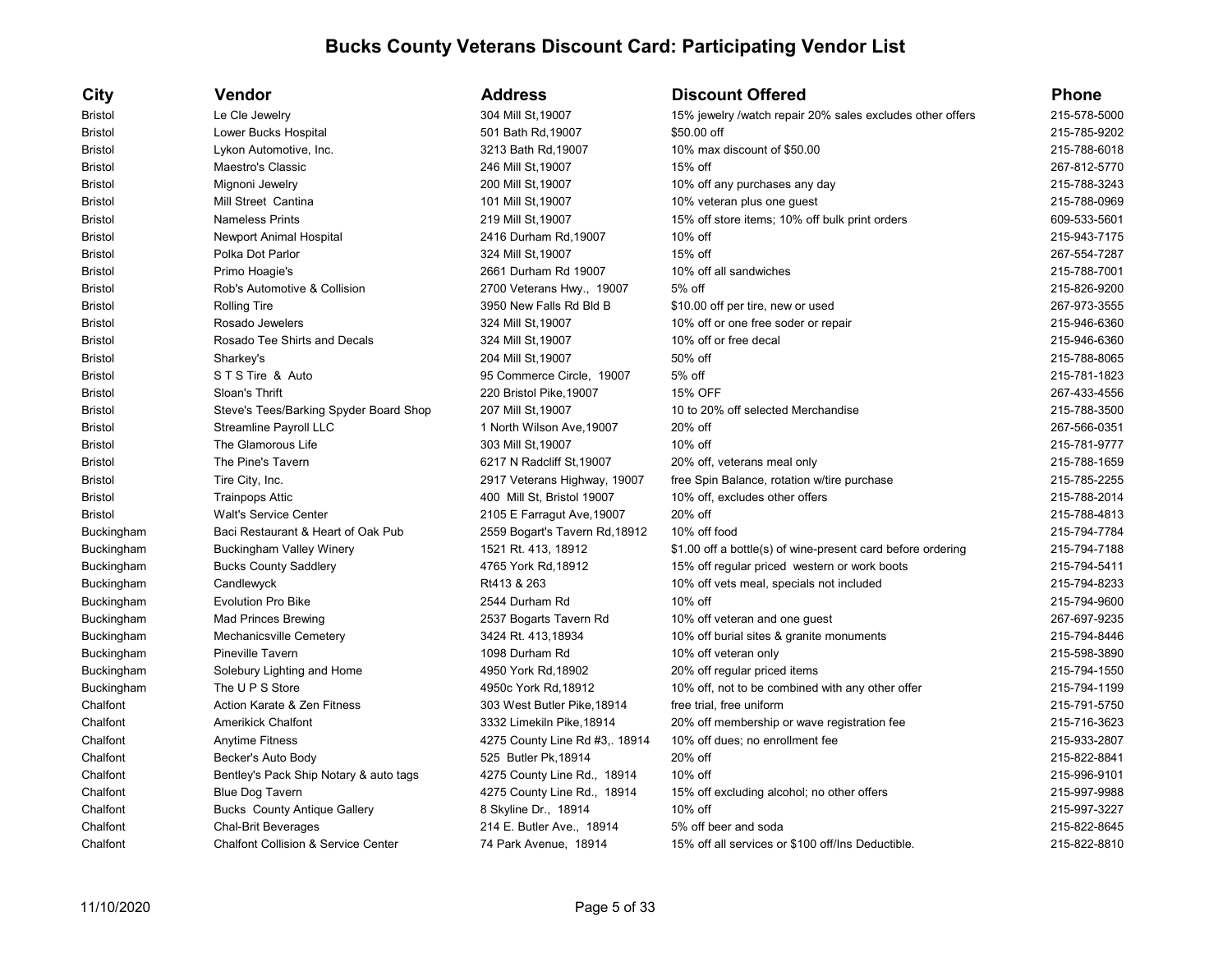# Bucks County Veterans Discount Card: Participating Vendor List

| City | Vendor | Address | Discount Offered | Phone |
|---|---|---|---|---|
| Bristol | Le Cle Jewelry | 304 Mill St,19007 | 15% jewelry /watch repair 20% sales excludes other offers | 215-578-5000 |
| Bristol | Lower Bucks Hospital | 501 Bath Rd,19007 | $50.00 off | 215-785-9202 |
| Bristol | Lykon Automotive, Inc. | 3213 Bath Rd,19007 | 10% max discount of $50.00 | 215-788-6018 |
| Bristol | Maestro's Classic | 246 Mill St,19007 | 15% off | 267-812-5770 |
| Bristol | Mignoni Jewelry | 200 Mill St,19007 | 10% off any purchases any day | 215-788-3243 |
| Bristol | Mill Street Cantina | 101 Mill St,19007 | 10% veteran plus one guest | 215-788-0969 |
| Bristol | Nameless Prints | 219 Mill St,19007 | 15% off store items; 10% off bulk print orders | 609-533-5601 |
| Bristol | Newport Animal Hospital | 2416 Durham Rd,19007 | 10% off | 215-943-7175 |
| Bristol | Polka Dot Parlor | 324 Mill St,19007 | 15% off | 267-554-7287 |
| Bristol | Primo Hoagie's | 2661 Durham Rd 19007 | 10% off all sandwiches | 215-788-7001 |
| Bristol | Rob's Automotive & Collision | 2700 Veterans Hwy., 19007 | 5% off | 215-826-9200 |
| Bristol | Rolling Tire | 3950 New Falls Rd Bld B | $10.00 off per tire, new or used | 267-973-3555 |
| Bristol | Rosado Jewelers | 324 Mill St,19007 | 10% off or one free soder or repair | 215-946-6360 |
| Bristol | Rosado Tee Shirts and Decals | 324 Mill St,19007 | 10% off or free decal | 215-946-6360 |
| Bristol | Sharkey's | 204 Mill St,19007 | 50% off | 215-788-8065 |
| Bristol | S T S Tire & Auto | 95 Commerce Circle, 19007 | 5% off | 215-781-1823 |
| Bristol | Sloan's Thrift | 220 Bristol Pike,19007 | 15% OFF | 267-433-4556 |
| Bristol | Steve's Tees/Barking Spyder Board Shop | 207 Mill St,19007 | 10 to 20% off selected Merchandise | 215-788-3500 |
| Bristol | Streamline Payroll LLC | 1 North Wilson Ave,19007 | 20% off | 267-566-0351 |
| Bristol | The Glamorous Life | 303 Mill St,19007 | 10% off | 215-781-9777 |
| Bristol | The Pine's Tavern | 6217 N Radcliff St,19007 | 20% off, veterans meal only | 215-788-1659 |
| Bristol | Tire City, Inc. | 2917 Veterans Highway, 19007 | free Spin Balance, rotation w/tire purchase | 215-785-2255 |
| Bristol | Trainpops Attic | 400 Mill St, Bristol 19007 | 10% off, excludes other offers | 215-788-2014 |
| Bristol | Walt's Service Center | 2105 E Farragut Ave,19007 | 20% off | 215-788-4813 |
| Buckingham | Baci Restaurant & Heart of Oak Pub | 2559 Bogart's Tavern Rd,18912 | 10% off food | 215-794-7784 |
| Buckingham | Buckingham Valley Winery | 1521 Rt. 413, 18912 | $1.00 off a bottle(s) of wine-present card before ordering | 215-794-7188 |
| Buckingham | Bucks County Saddlery | 4765 York Rd,18912 | 15% off regular priced western or work boots | 215-794-5411 |
| Buckingham | Candlewyck | Rt413 & 263 | 10% off vets meal, specials not included | 215-794-8233 |
| Buckingham | Evolution Pro Bike | 2544 Durham Rd | 10% off | 215-794-9600 |
| Buckingham | Mad Princes Brewing | 2537 Bogarts Tavern Rd | 10% off veteran and one guest | 267-697-9235 |
| Buckingham | Mechanicsville Cemetery | 3424 Rt. 413,18934 | 10% off burial sites & granite monuments | 215-794-8446 |
| Buckingham | Pineville Tavern | 1098 Durham Rd | 10% off veteran only | 215-598-3890 |
| Buckingham | Solebury Lighting and Home | 4950 York Rd,18902 | 20% off regular priced items | 215-794-1550 |
| Buckingham | The U P S Store | 4950c York Rd,18912 | 10% off, not to be combined with any other offer | 215-794-1199 |
| Chalfont | Action Karate & Zen Fitness | 303 West Butler Pike,18914 | free trial, free uniform | 215-791-5750 |
| Chalfont | Amerikick Chalfont | 3332 Limekiln Pike,18914 | 20% off membership or wave registration fee | 215-716-3623 |
| Chalfont | Anytime Fitness | 4275 County Line Rd #3,. 18914 | 10% off dues; no enrollment fee | 215-933-2807 |
| Chalfont | Becker's Auto Body | 525 Butler Pk,18914 | 20% off | 215-822-8841 |
| Chalfont | Bentley's Pack Ship Notary & auto tags | 4275 County Line Rd., 18914 | 10% off | 215-996-9101 |
| Chalfont | Blue Dog Tavern | 4275 County Line Rd., 18914 | 15% off excluding alcohol; no other offers | 215-997-9988 |
| Chalfont | Bucks County Antique Gallery | 8 Skyline Dr., 18914 | 10% off | 215-997-3227 |
| Chalfont | Chal-Brit Beverages | 214 E. Butler Ave., 18914 | 5% off beer and soda | 215-822-8645 |
| Chalfont | Chalfont Collision & Service Center | 74 Park Avenue, 18914 | 15% off all services or $100 off/Ins Deductible. | 215-822-8810 |

11/10/2020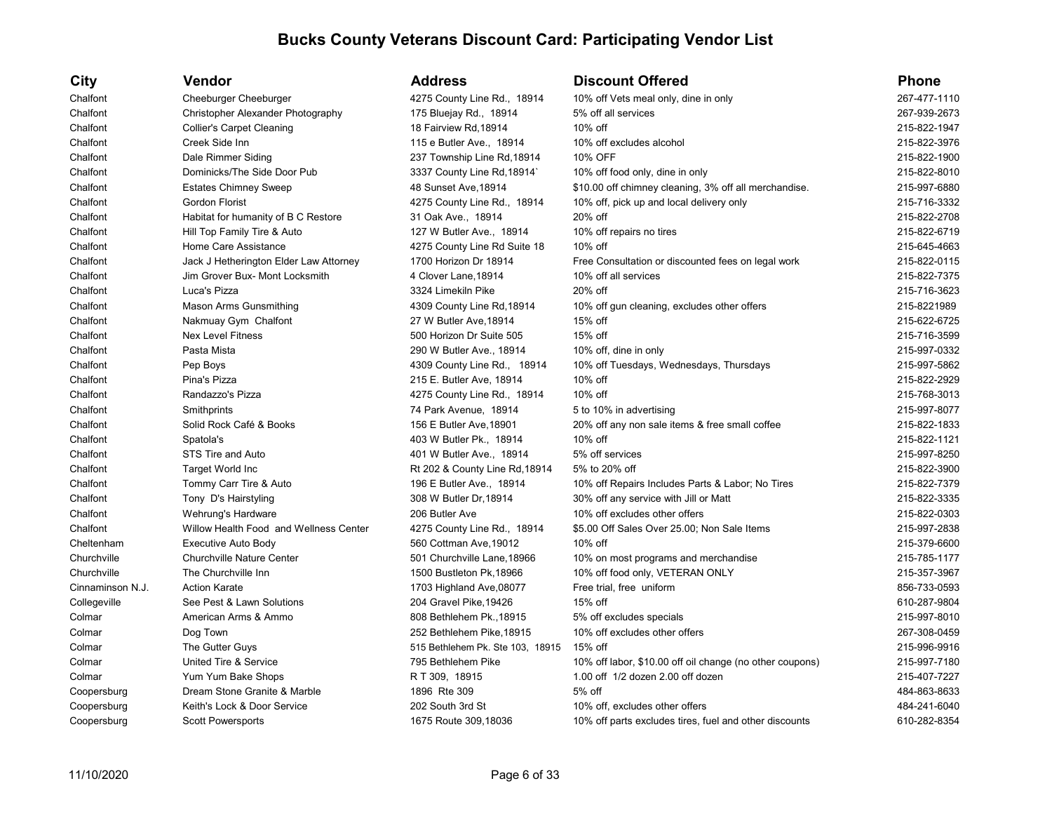# Bucks County Veterans Discount Card: Participating Vendor List

| City | Vendor | Address | Discount Offered | Phone |
|---|---|---|---|---|
| Chalfont | Cheeburger Cheeburger | 4275 County Line Rd., 18914 | 10% off Vets meal only, dine in only | 267-477-1110 |
| Chalfont | Christopher Alexander Photography | 175 Bluejay Rd., 18914 | 5% off all services | 267-939-2673 |
| Chalfont | Collier's Carpet Cleaning | 18 Fairview Rd,18914 | 10% off | 215-822-1947 |
| Chalfont | Creek Side Inn | 115 e Butler Ave., 18914 | 10% off excludes alcohol | 215-822-3976 |
| Chalfont | Dale Rimmer Siding | 237 Township Line Rd,18914 | 10% OFF | 215-822-1900 |
| Chalfont | Dominicks/The Side Door Pub | 3337 County Line Rd,18914` | 10% off food only, dine in only | 215-822-8010 |
| Chalfont | Estates Chimney Sweep | 48 Sunset Ave,18914 | $10.00 off chimney cleaning, 3% off all merchandise. | 215-997-6880 |
| Chalfont | Gordon Florist | 4275 County Line Rd., 18914 | 10% off, pick up and local delivery only | 215-716-3332 |
| Chalfont | Habitat for humanity of B C Restore | 31 Oak Ave., 18914 | 20% off | 215-822-2708 |
| Chalfont | Hill Top Family Tire & Auto | 127 W Butler Ave., 18914 | 10% off repairs no tires | 215-822-6719 |
| Chalfont | Home Care Assistance | 4275 County Line Rd Suite 18 | 10% off | 215-645-4663 |
| Chalfont | Jack J Hetherington Elder Law Attorney | 1700 Horizon Dr 18914 | Free Consultation or discounted fees on legal work | 215-822-0115 |
| Chalfont | Jim Grover Bux- Mont Locksmith | 4 Clover Lane,18914 | 10% off all services | 215-822-7375 |
| Chalfont | Luca's Pizza | 3324 Limekiln Pike | 20% off | 215-716-3623 |
| Chalfont | Mason Arms Gunsmithing | 4309 County Line Rd,18914 | 10% off gun cleaning, excludes other offers | 215-8221989 |
| Chalfont | Nakmuay Gym Chalfont | 27 W Butler Ave,18914 | 15% off | 215-622-6725 |
| Chalfont | Nex Level Fitness | 500 Horizon Dr Suite 505 | 15% off | 215-716-3599 |
| Chalfont | Pasta Mista | 290 W Butler Ave., 18914 | 10% off, dine in only | 215-997-0332 |
| Chalfont | Pep Boys | 4309 County Line Rd., 18914 | 10% off Tuesdays, Wednesdays, Thursdays | 215-997-5862 |
| Chalfont | Pina's Pizza | 215 E. Butler Ave, 18914 | 10% off | 215-822-2929 |
| Chalfont | Randazzo's Pizza | 4275 County Line Rd., 18914 | 10% off | 215-768-3013 |
| Chalfont | Smithprints | 74 Park Avenue, 18914 | 5 to 10% in advertising | 215-997-8077 |
| Chalfont | Solid Rock Café & Books | 156 E Butler Ave,18901 | 20% off any non sale items & free small coffee | 215-822-1833 |
| Chalfont | Spatola's | 403 W Butler Pk., 18914 | 10% off | 215-822-1121 |
| Chalfont | STS Tire and Auto | 401 W Butler Ave., 18914 | 5% off services | 215-997-8250 |
| Chalfont | Target World Inc | Rt 202 & County Line Rd,18914 | 5% to 20% off | 215-822-3900 |
| Chalfont | Tommy Carr Tire & Auto | 196 E Butler Ave., 18914 | 10% off Repairs Includes Parts & Labor; No Tires | 215-822-7379 |
| Chalfont | Tony D's Hairstyling | 308 W Butler Dr,18914 | 30% off any service with Jill or Matt | 215-822-3335 |
| Chalfont | Wehrung's Hardware | 206 Butler Ave | 10% off excludes other offers | 215-822-0303 |
| Chalfont | Willow Health Food and Wellness Center | 4275 County Line Rd., 18914 | $5.00 Off Sales Over 25.00; Non Sale Items | 215-997-2838 |
| Cheltenham | Executive Auto Body | 560 Cottman Ave,19012 | 10% off | 215-379-6600 |
| Churchville | Churchville Nature Center | 501 Churchville Lane,18966 | 10% on most programs and merchandise | 215-785-1177 |
| Churchville | The Churchville Inn | 1500 Bustleton Pk,18966 | 10% off food only, VETERAN ONLY | 215-357-3967 |
| Cinnaminson N.J. | Action Karate | 1703 Highland Ave,08077 | Free trial, free uniform | 856-733-0593 |
| Collegeville | See Pest & Lawn Solutions | 204 Gravel Pike,19426 | 15% off | 610-287-9804 |
| Colmar | American Arms & Ammo | 808 Bethlehem Pk.,18915 | 5% off excludes specials | 215-997-8010 |
| Colmar | Dog Town | 252 Bethlehem Pike,18915 | 10% off excludes other offers | 267-308-0459 |
| Colmar | The Gutter Guys | 515 Bethlehem Pk. Ste 103, 18915 | 15% off | 215-996-9916 |
| Colmar | United Tire & Service | 795 Bethlehem Pike | 10% off labor, $10.00 off oil change (no other coupons) | 215-997-7180 |
| Colmar | Yum Yum Bake Shops | R T 309, 18915 | 1.00 off 1/2 dozen 2.00 off dozen | 215-407-7227 |
| Coopersburg | Dream Stone Granite & Marble | 1896 Rte 309 | 5% off | 484-863-8633 |
| Coopersburg | Keith's Lock & Door Service | 202 South 3rd St | 10% off, excludes other offers | 484-241-6040 |
| Coopersburg | Scott Powersports | 1675 Route 309,18036 | 10% off parts excludes tires, fuel and other discounts | 610-282-8354 |

11/10/2020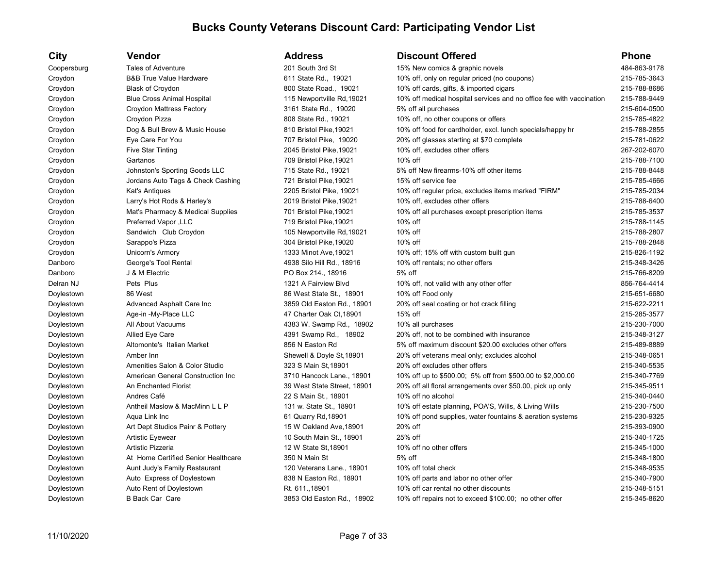# Bucks County Veterans Discount Card: Participating Vendor List

| City | Vendor | Address | Discount Offered | Phone |
|---|---|---|---|---|
| Coopersburg | Tales of Adventure | 201 South 3rd St | 15% New comics & graphic novels | 484-863-9178 |
| Croydon | B&B True Value Hardware | 611 State Rd., 19021 | 10% off, only on regular priced (no coupons) | 215-785-3643 |
| Croydon | Blask of Croydon | 800 State Road., 19021 | 10% off cards, gifts, & imported cigars | 215-788-8686 |
| Croydon | Blue Cross Animal Hospital | 115 Newportville Rd,19021 | 10% off medical hospital services and no office fee with vaccination | 215-788-9449 |
| Croydon | Croydon Mattress Factory | 3161 State Rd., 19020 | 5% off all purchases | 215-604-0500 |
| Croydon | Croydon Pizza | 808 State Rd., 19021 | 10% off, no other coupons or offers | 215-785-4822 |
| Croydon | Dog & Bull Brew & Music House | 810 Bristol Pike,19021 | 10% off food for cardholder, excl. lunch specials/happy hr | 215-788-2855 |
| Croydon | Eye Care For You | 707 Bristol Pike, 19020 | 20% off glasses starting at $70 complete | 215-781-0622 |
| Croydon | Five Star Tinting | 2045 Bristol Pike,19021 | 10% off, excludes other offers | 267-202-6070 |
| Croydon | Gartanos | 709 Bristol Pike,19021 | 10% off | 215-788-7100 |
| Croydon | Johnston's Sporting Goods LLC | 715 State Rd., 19021 | 5% off New firearms-10% off other items | 215-788-8448 |
| Croydon | Jordans Auto Tags & Check Cashing | 721 Bristol Pike,19021 | 15% off service fee | 215-785-4666 |
| Croydon | Kat's Antiques | 2205 Bristol Pike, 19021 | 10% off regular price, excludes items marked "FIRM" | 215-785-2034 |
| Croydon | Larry's Hot Rods & Harley's | 2019 Bristol Pike,19021 | 10% off, excludes other offers | 215-788-6400 |
| Croydon | Mat's Pharmacy & Medical Supplies | 701 Bristol Pike,19021 | 10% off all purchases except prescription items | 215-785-3537 |
| Croydon | Preferred Vapor ,LLC | 719 Bristol Pike,19021 | 10% off | 215-788-1145 |
| Croydon | Sandwich Club Croydon | 105 Newportville Rd,19021 | 10% off | 215-788-2807 |
| Croydon | Sarappo's Pizza | 304 Bristol Pike,19020 | 10% off | 215-788-2848 |
| Croydon | Unicorn's Armory | 1333 Minot Ave,19021 | 10% off; 15% off with custom built gun | 215-826-1192 |
| Danboro | George's Tool Rental | 4938 Silo Hill Rd., 18916 | 10% off rentals; no other offers | 215-348-3426 |
| Danboro | J & M Electric | PO Box 214., 18916 | 5% off | 215-766-8209 |
| Delran NJ | Pets Plus | 1321 A Fairview Blvd | 10% off, not valid with any other offer | 856-764-4414 |
| Doylestown | 86 West | 86 West State St., 18901 | 10% off Food only | 215-651-6680 |
| Doylestown | Advanced Asphalt Care Inc | 3859 Old Easton Rd., 18901 | 20% off seal coating or hot crack filling | 215-622-2211 |
| Doylestown | Age-in -My-Place LLC | 47 Charter Oak Ct,18901 | 15% off | 215-285-3577 |
| Doylestown | All About Vacuums | 4383 W. Swamp Rd., 18902 | 10% all purchases | 215-230-7000 |
| Doylestown | Allied Eye Care | 4391 Swamp Rd., 18902 | 20% off, not to be combined with insurance | 215-348-3127 |
| Doylestown | Altomonte's Italian Market | 856 N Easton Rd | 5% off maximum discount $20.00 excludes other offers | 215-489-8889 |
| Doylestown | Amber Inn | Shewell & Doyle St,18901 | 20% off veterans meal only; excludes alcohol | 215-348-0651 |
| Doylestown | Amenities Salon & Color Studio | 323 S Main St,18901 | 20% off excludes other offers | 215-340-5535 |
| Doylestown | American General Construction Inc | 3710 Hancock Lane., 18901 | 10% off up to $500.00; 5% off from $500.00 to $2,000.00 | 215-340-7769 |
| Doylestown | An Enchanted Florist | 39 West State Street, 18901 | 20% off all floral arrangements over $50.00, pick up only | 215-345-9511 |
| Doylestown | Andres Café | 22 S Main St., 18901 | 10% off no alcohol | 215-340-0440 |
| Doylestown | Antheil Maslow & MacMinn L L P | 131 w. State St., 18901 | 10% off estate planning, POA'S, Wills, & Living Wills | 215-230-7500 |
| Doylestown | Aqua Link Inc | 61 Quarry Rd,18901 | 10% off pond supplies, water fountains & aeration systems | 215-230-9325 |
| Doylestown | Art Dept Studios Painr & Pottery | 15 W Oakland Ave,18901 | 20% off | 215-393-0900 |
| Doylestown | Artistic Eyewear | 10 South Main St., 18901 | 25% off | 215-340-1725 |
| Doylestown | Artistic Pizzeria | 12 W State St,18901 | 10% off no other offers | 215-345-1000 |
| Doylestown | At Home Certified Senior Healthcare | 350 N Main St | 5% off | 215-348-1800 |
| Doylestown | Aunt Judy's Family Restaurant | 120 Veterans Lane., 18901 | 10% off total check | 215-348-9535 |
| Doylestown | Auto Express of Doylestown | 838 N Easton Rd., 18901 | 10% off parts and labor no other offer | 215-340-7900 |
| Doylestown | Auto Rent of Doylestown | Rt. 611.,18901 | 10% off car rental no other discounts | 215-348-5151 |
| Doylestown | B Back Car Care | 3853 Old Easton Rd., 18902 | 10% off repairs not to exceed $100.00; no other offer | 215-345-8620 |

11/10/2020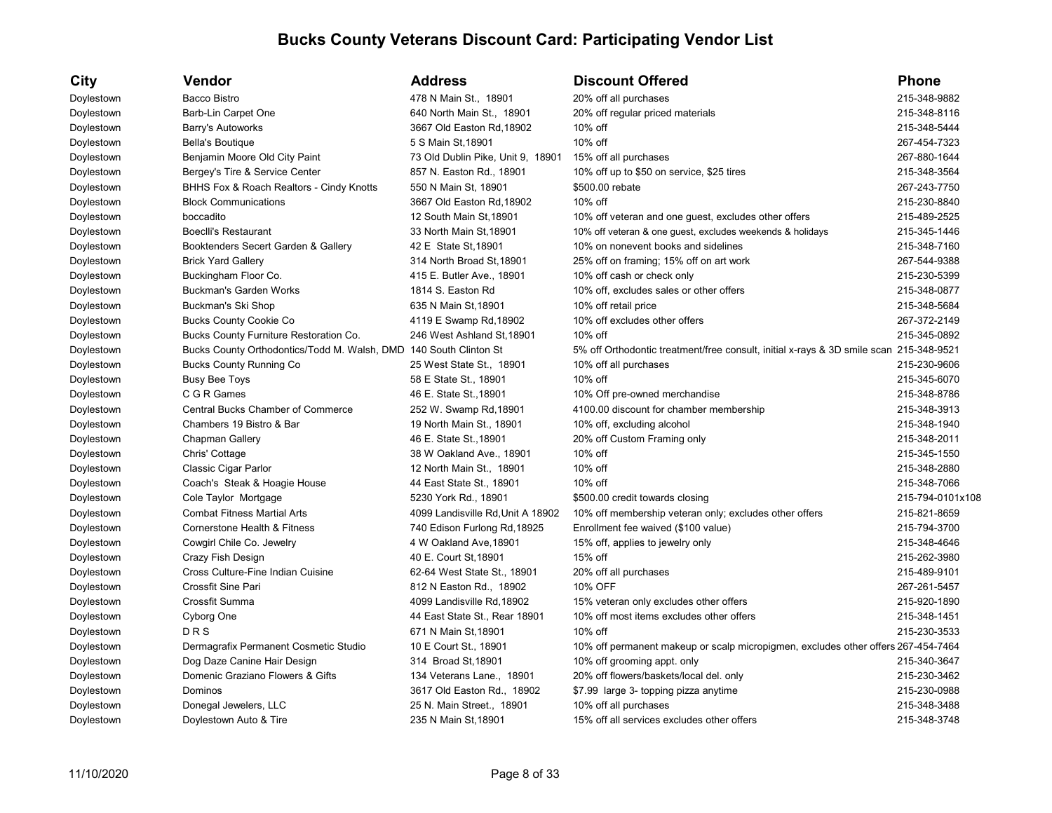# Bucks County Veterans Discount Card: Participating Vendor List

| City | Vendor | Address | Discount Offered | Phone |
|---|---|---|---|---|
| Doylestown | Bacco Bistro | 478 N Main St., 18901 | 20% off all purchases | 215-348-9882 |
| Doylestown | Barb-Lin Carpet One | 640 North Main St., 18901 | 20% off regular priced materials | 215-348-8116 |
| Doylestown | Barry's Autoworks | 3667 Old Easton Rd,18902 | 10% off | 215-348-5444 |
| Doylestown | Bella's Boutique | 5 S Main St,18901 | 10% off | 267-454-7323 |
| Doylestown | Benjamin Moore Old City Paint | 73 Old Dublin Pike, Unit 9, 18901 | 15% off all purchases | 267-880-1644 |
| Doylestown | Bergey's Tire & Service Center | 857 N. Easton Rd., 18901 | 10% off up to $50 on service, $25 tires | 215-348-3564 |
| Doylestown | BHHS Fox & Roach Realtors - Cindy Knotts | 550 N Main St, 18901 | $500.00 rebate | 267-243-7750 |
| Doylestown | Block Communications | 3667 Old Easton Rd,18902 | 10% off | 215-230-8840 |
| Doylestown | boccadito | 12 South Main St,18901 | 10% off veteran and one guest, excludes other offers | 215-489-2525 |
| Doylestown | Boeclli's Restaurant | 33 North Main St,18901 | 10% off veteran & one guest, excludes weekends & holidays | 215-345-1446 |
| Doylestown | Booktenders Secert Garden & Gallery | 42 E State St,18901 | 10% on nonevent books and sidelines | 215-348-7160 |
| Doylestown | Brick Yard Gallery | 314 North Broad St,18901 | 25% off on framing; 15% off on art work | 267-544-9388 |
| Doylestown | Buckingham Floor Co. | 415 E. Butler Ave., 18901 | 10% off cash or check only | 215-230-5399 |
| Doylestown | Buckman's Garden Works | 1814 S. Easton Rd | 10% off, excludes sales or other offers | 215-348-0877 |
| Doylestown | Buckman's Ski Shop | 635 N Main St,18901 | 10% off retail price | 215-348-5684 |
| Doylestown | Bucks County Cookie Co | 4119 E Swamp Rd,18902 | 10% off excludes other offers | 267-372-2149 |
| Doylestown | Bucks County Furniture Restoration Co. | 246 West Ashland St,18901 | 10% off | 215-345-0892 |
| Doylestown | Bucks County Orthodontics/Todd M. Walsh, DMD | 140 South Clinton St | 5% off Orthodontic treatment/free consult, initial x-rays & 3D smile scan | 215-348-9521 |
| Doylestown | Bucks County Running Co | 25 West State St., 18901 | 10% off all purchases | 215-230-9606 |
| Doylestown | Busy Bee Toys | 58 E State St., 18901 | 10% off | 215-345-6070 |
| Doylestown | C G R Games | 46 E. State St.,18901 | 10% Off pre-owned merchandise | 215-348-8786 |
| Doylestown | Central Bucks Chamber of Commerce | 252 W. Swamp Rd,18901 | 4100.00 discount for chamber membership | 215-348-3913 |
| Doylestown | Chambers 19 Bistro & Bar | 19 North Main St., 18901 | 10% off, excluding alcohol | 215-348-1940 |
| Doylestown | Chapman Gallery | 46 E. State St.,18901 | 20% off Custom Framing only | 215-348-2011 |
| Doylestown | Chris' Cottage | 38 W Oakland Ave., 18901 | 10% off | 215-345-1550 |
| Doylestown | Classic Cigar Parlor | 12 North Main St., 18901 | 10% off | 215-348-2880 |
| Doylestown | Coach's Steak & Hoagie House | 44 East State St., 18901 | 10% off | 215-348-7066 |
| Doylestown | Cole Taylor Mortgage | 5230 York Rd., 18901 | $500.00 credit towards closing | 215-794-0101x108 |
| Doylestown | Combat Fitness Martial Arts | 4099 Landisville Rd,Unit A 18902 | 10% off membership veteran only; excludes other offers | 215-821-8659 |
| Doylestown | Cornerstone Health & Fitness | 740 Edison Furlong Rd,18925 | Enrollment fee waived ($100 value) | 215-794-3700 |
| Doylestown | Cowgirl Chile Co. Jewelry | 4 W Oakland Ave,18901 | 15% off, applies to jewelry only | 215-348-4646 |
| Doylestown | Crazy Fish Design | 40 E. Court St,18901 | 15% off | 215-262-3980 |
| Doylestown | Cross Culture-Fine Indian Cuisine | 62-64 West State St., 18901 | 20% off all purchases | 215-489-9101 |
| Doylestown | Crossfit Sine Pari | 812 N Easton Rd., 18902 | 10% OFF | 267-261-5457 |
| Doylestown | Crossfit Summa | 4099 Landisville Rd,18902 | 15% veteran only excludes other offers | 215-920-1890 |
| Doylestown | Cyborg One | 44 East State St., Rear 18901 | 10% off most items excludes other offers | 215-348-1451 |
| Doylestown | D R S | 671 N Main St,18901 | 10% off | 215-230-3533 |
| Doylestown | Dermagrafix Permanent Cosmetic Studio | 10 E Court St., 18901 | 10% off permanent makeup or scalp micropigmen, excludes other offers | 267-454-7464 |
| Doylestown | Dog Daze Canine Hair Design | 314 Broad St,18901 | 10% off grooming appt. only | 215-340-3647 |
| Doylestown | Domenic Graziano Flowers & Gifts | 134 Veterans Lane., 18901 | 20% off flowers/baskets/local del. only | 215-230-3462 |
| Doylestown | Dominos | 3617 Old Easton Rd., 18902 | $7.99 large 3- topping pizza anytime | 215-230-0988 |
| Doylestown | Donegal Jewelers, LLC | 25 N. Main Street., 18901 | 10% off all purchases | 215-348-3488 |
| Doylestown | Doylestown Auto & Tire | 235 N Main St,18901 | 15% off all services excludes other offers | 215-348-3748 |

11/10/2020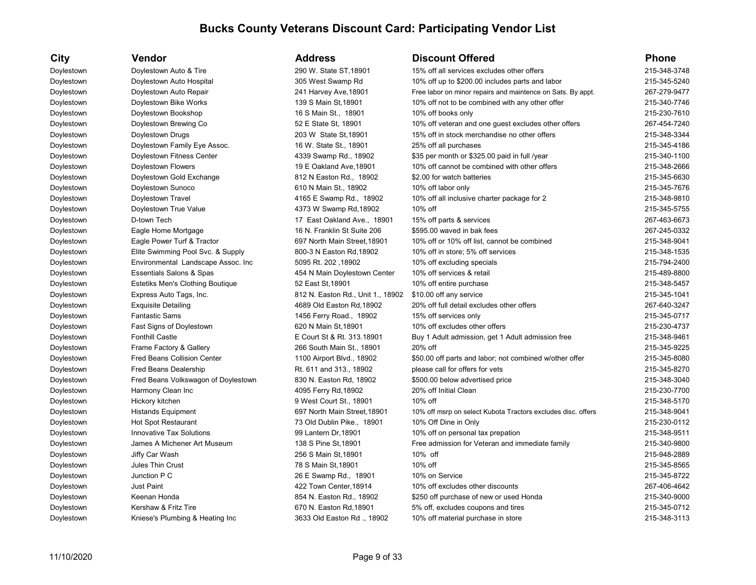# Bucks County Veterans Discount Card: Participating Vendor List

| City | Vendor | Address | Discount Offered | Phone |
|---|---|---|---|---|
| Doylestown | Doylestown Auto & Tire | 290 W. State ST,18901 | 15% off all services excludes other offers | 215-348-3748 |
| Doylestown | Doylestown Auto Hospital | 305 West Swamp Rd | 10% off up to $200.00 includes parts and labor | 215-345-5240 |
| Doylestown | Doylestown Auto Repair | 241 Harvey Ave,18901 | Free labor on minor repairs and maintence on Sats. By appt. | 267-279-9477 |
| Doylestown | Doylestown Bike Works | 139 S Main St,18901 | 10% off not to be combined with any other offer | 215-340-7746 |
| Doylestown | Doylestown Bookshop | 16 S Main St., 18901 | 10% off books only | 215-230-7610 |
| Doylestown | Doylestown Brewing Co | 52 E State St, 18901 | 10% off veteran and one guest excludes other offers | 267-454-7240 |
| Doylestown | Doylestown Drugs | 203 W State St,18901 | 15% off in stock merchandise no other offers | 215-348-3344 |
| Doylestown | Doylestown Family Eye Assoc. | 16 W. State St., 18901 | 25% off all purchases | 215-345-4186 |
| Doylestown | Doylestown Fitness Center | 4339 Swamp Rd., 18902 | $35 per month or $325.00 paid in full /year | 215-340-1100 |
| Doylestown | Doylestown Flowers | 19 E Oakland Ave,18901 | 10% off cannot be combined with other offers | 215-348-2666 |
| Doylestown | Doylestown Gold Exchange | 812 N Easton Rd., 18902 | $2.00 for watch batteries | 215-345-6630 |
| Doylestown | Doylestown Sunoco | 610 N Main St., 18902 | 10% off labor only | 215-345-7676 |
| Doylestown | Doylestown Travel | 4165 E Swamp Rd., 18902 | 10% off all inclusive charter package for 2 | 215-348-9810 |
| Doylestown | Doylestown True Value | 4373 W Swamp Rd,18902 | 10% off | 215-345-5755 |
| Doylestown | D-town Tech | 17 East Oakland Ave., 18901 | 15% off parts & services | 267-463-6673 |
| Doylestown | Eagle Home Mortgage | 16 N. Franklin St Suite 206 | $595.00 waved in bak fees | 267-245-0332 |
| Doylestown | Eagle Power Turf & Tractor | 697 North Main Street,18901 | 10% off or 10% off list, cannot be combined | 215-348-9041 |
| Doylestown | Elite Swimming Pool Svc. & Supply | 800-3 N Easton Rd,18902 | 10% off in store; 5% off services | 215-348-1535 |
| Doylestown | Environmental Landscape Assoc. Inc | 5095 Rt. 202 ,18902 | 10% off excluding specials | 215-794-2400 |
| Doylestown | Essentials Salons & Spas | 454 N Main Doylestown Center | 10% off services & retail | 215-489-8800 |
| Doylestown | Estetiks Men's Clothing Boutique | 52 East St,18901 | 10% off entire purchase | 215-348-5457 |
| Doylestown | Express Auto Tags, Inc. | 812 N. Easton Rd., Unit 1., 18902 | $10.00 off any service | 215-345-1041 |
| Doylestown | Exquisite Detailing | 4689 Old Easton Rd,18902 | 20% off full detail excludes other offers | 267-640-3247 |
| Doylestown | Fantastic Sams | 1456 Ferry Road., 18902 | 15% off services only | 215-345-0717 |
| Doylestown | Fast Signs of Doylestown | 620 N Main St,18901 | 10% off excludes other offers | 215-230-4737 |
| Doylestown | Fonthill Castle | E Court St & Rt. 313.18901 | Buy 1 Adult admission, get 1 Adult admission free | 215-348-9461 |
| Doylestown | Frame Factory & Gallery | 266 South Main St., 18901 | 20% off | 215-345-9225 |
| Doylestown | Fred Beans Collision Center | 1100 Airport Blvd., 18902 | $50.00 off parts and labor; not combined w/other offer | 215-345-8080 |
| Doylestown | Fred Beans Dealership | Rt. 611 and 313., 18902 | please call for offers for vets | 215-345-8270 |
| Doylestown | Fred Beans Volkswagon of Doylestown | 830 N. Easton Rd, 18902 | $500.00 below advertised price | 215-348-3040 |
| Doylestown | Harmony Clean Inc | 4095 Ferry Rd,18902 | 20% off Initial Clean | 215-230-7700 |
| Doylestown | Hickory kitchen | 9 West Court St., 18901 | 10% off | 215-348-5170 |
| Doylestown | Histands Equipment | 697 North Main Street,18901 | 10% off msrp on select Kubota Tractors excludes disc. offers | 215-348-9041 |
| Doylestown | Hot Spot Restaurant | 73 Old Dublin Pike., 18901 | 10% Off Dine in Only | 215-230-0112 |
| Doylestown | Innovative Tax Solutions | 99 Lantern Dr,18901 | 10% off on personal tax prepation | 215-348-9511 |
| Doylestown | James A Michener Art Museum | 138 S Pine St,18901 | Free admission for Veteran and immediate family | 215-340-9800 |
| Doylestown | Jiffy Car Wash | 256 S Main St,18901 | 10% off | 215-948-2889 |
| Doylestown | Jules Thin Crust | 78 S Main St,18901 | 10% off | 215-345-8565 |
| Doylestown | Junction P C | 26 E Swamp Rd., 18901 | 10% on Service | 215-345-8722 |
| Doylestown | Just Paint | 422 Town Center,18914 | 10% off excludes other discounts | 267-406-4642 |
| Doylestown | Keenan Honda | 854 N. Easton Rd., 18902 | $250 off purchase of new or used Honda | 215-340-9000 |
| Doylestown | Kershaw & Fritz Tire | 670 N. Easton Rd,18901 | 5% off, excludes coupons and tires | 215-345-0712 |
| Doylestown | Kniese's Plumbing & Heating Inc | 3633 Old Easton Rd ., 18902 | 10% off material purchase in store | 215-348-3113 |

11/10/2020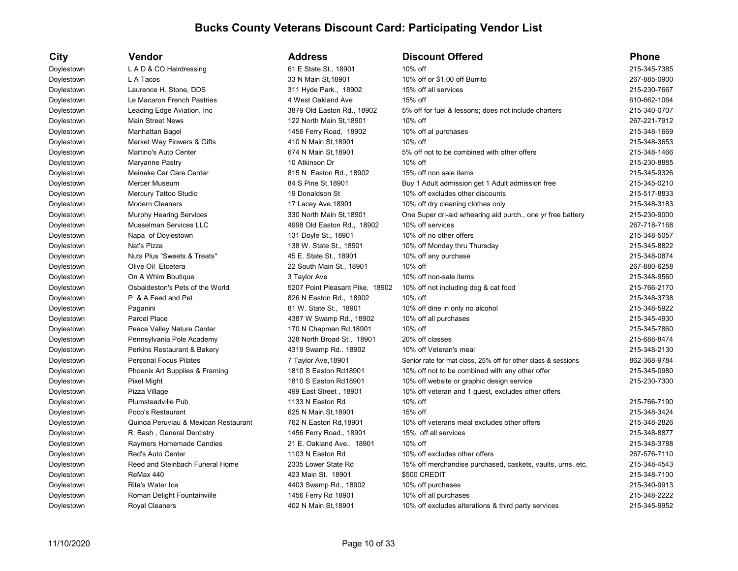# Bucks County Veterans Discount Card: Participating Vendor List

| City | Vendor | Address | Discount Offered | Phone |
|---|---|---|---|---|
| Doylestown | L A D & CO Hairdressing | 61 E State St., 18901 | 10% off | 215-345-7385 |
| Doylestown | L A Tacos | 33 N Main St,18901 | 10% off or $1.00 off Burrito | 267-885-0900 |
| Doylestown | Laurence H. Stone, DDS | 311 Hyde Park., 18902 | 15% off all services | 215-230-7667 |
| Doylestown | Le Macaron French Pastries | 4 West Oakland Ave | 15% off | 610-662-1064 |
| Doylestown | Leading Edge Aviation, Inc | 3879 Old Easton Rd., 18902 | 5% off for fuel & lessons; does not include charters | 215-340-0707 |
| Doylestown | Main Street News | 122 North Main St,18901 | 10% off | 267-221-7912 |
| Doylestown | Manhattan Bagel | 1456 Ferry Road, 18902 | 10% off al purchases | 215-348-1669 |
| Doylestown | Market Way Flowers & Gifts | 410 N Main St,18901 | 10% off | 215-348-3653 |
| Doylestown | Martino's Auto Center | 674 N Main St,18901 | 5% off not to be combined with other offers | 215-348-1466 |
| Doylestown | Maryanne Pastry | 10 Atkinson Dr | 10% off | 215-230-8885 |
| Doylestown | Meineke Car Care Center | 815 N Easton Rd., 18902 | 15% off non sale items | 215-345-9326 |
| Doylestown | Mercer Museum | 84 S Pine St.18901 | Buy 1 Adult admission get 1 Adult admission free | 215-345-0210 |
| Doylestown | Mercury Tattoo Studio | 19 Donaldson St | 10% off excludes other discounts | 215-517-8833 |
| Doylestown | Modern Cleaners | 17 Lacey Ave,18901 | 10% off dry cleaning clothes only | 215-348-3183 |
| Doylestown | Murphy Hearing Services | 330 North Main St,18901 | One Super dri-aid w/hearing aid purch., one yr free battery | 215-230-9000 |
| Doylestown | Musselman Services LLC | 4998 Old Easton Rd., 18902 | 10% off services | 267-718-7168 |
| Doylestown | Napa of Doylestown | 131 Doyle St., 18901 | 10% off no other offers | 215-348-5057 |
| Doylestown | Nat's Pizza | 138 W. State St., 18901 | 10% off Monday thru Thursday | 215-345-8822 |
| Doylestown | Nuts Plus "Sweets & Treats" | 45 E. State St., 18901 | 10% off any purchase | 215-348-0874 |
| Doylestown | Olive Oil Etcetera | 22 South Main St., 18901 | 10% off | 267-880-6258 |
| Doylestown | On A Whim Boutique | 3 Taylor Ave | 10% off non-sale items | 215-348-9560 |
| Doylestown | Osbaldeston's Pets of the World | 5207 Point Pleasant Pike, 18902 | 10% off not including dog & cat food | 215-766-2170 |
| Doylestown | P & A Feed and Pet | 826 N Easton Rd., 18902 | 10% off | 215-348-3738 |
| Doylestown | Paganini | 81 W. State St., 18901 | 10% off dine in only no alcohol | 215-348-5922 |
| Doylestown | Parcel Place | 4387 W Swamp Rd., 18902 | 10% off all purchases | 215-345-4930 |
| Doylestown | Peace Valley Nature Center | 170 N Chapman Rd,18901 | 10% off | 215-345-7860 |
| Doylestown | Pennsylvania Pole Academy | 328 North Broad St., 18901 | 20% off classes | 215-688-8474 |
| Doylestown | Perkins Restaurant & Bakery | 4319 Swamp Rd.. 18902 | 10% off Veteran's meal | 215-348-2130 |
| Doylestown | Personal Focus Pilates | 7 Taylor Ave,18901 | Senior rate for mat class, 25% off for other class & sessions | 862-368-9784 |
| Doylestown | Phoenix Art Supplies & Framing | 1810 S Easton Rd18901 | 10% off not to be combined with any other offer | 215-345-0980 |
| Doylestown | Pixel Might | 1810 S Easton Rd18901 | 10% off website or graphic design service | 215-230-7300 |
| Doylestown | Pizza Village | 499 East Street , 18901 | 10% off veteran and 1 guest, excludes other offers | |
| Doylestown | Plumsteadville Pub | 1133 N Easton Rd | 10% off | 215-766-7190 |
| Doylestown | Poco's Restaurant | 625 N Main St,18901 | 15% off | 215-348-3424 |
| Doylestown | Quinoa Peruviau & Mexican Restaurant | 762 N Easton Rd,18901 | 10% off veterans meal excludes other offers | 215-348-2826 |
| Doylestown | R. Bash , General Dentistry | 1456 Ferry Road., 18901 | 15% off all services | 215-348-8877 |
| Doylestown | Raymers Homemade Candies | 21 E. Oakland Ave., 18901 | 10% off | 215-348-3788 |
| Doylestown | Red's Auto Center | 1103 N Easton Rd | 10% off excludes other offers | 267-576-7110 |
| Doylestown | Reed and Steinbach Funeral Home | 2335 Lower State Rd | 15% off merchandise purchased, caskets, vaults, urns, etc. | 215-348-4543 |
| Doylestown | ReMax 440 | 423 Main St. 18901 | $500 CREDIT | 215-348-7100 |
| Doylestown | Rita's Water Ice | 4403 Swamp Rd., 18902 | 10% off purchases | 215-340-9913 |
| Doylestown | Roman Delight Fountainville | 1456 Ferry Rd 18901 | 10% off all purchases | 215-348-2222 |
| Doylestown | Royal Cleaners | 402 N Main St,18901 | 10% off excludes alterations & third party services | 215-345-9952 |

11/10/2020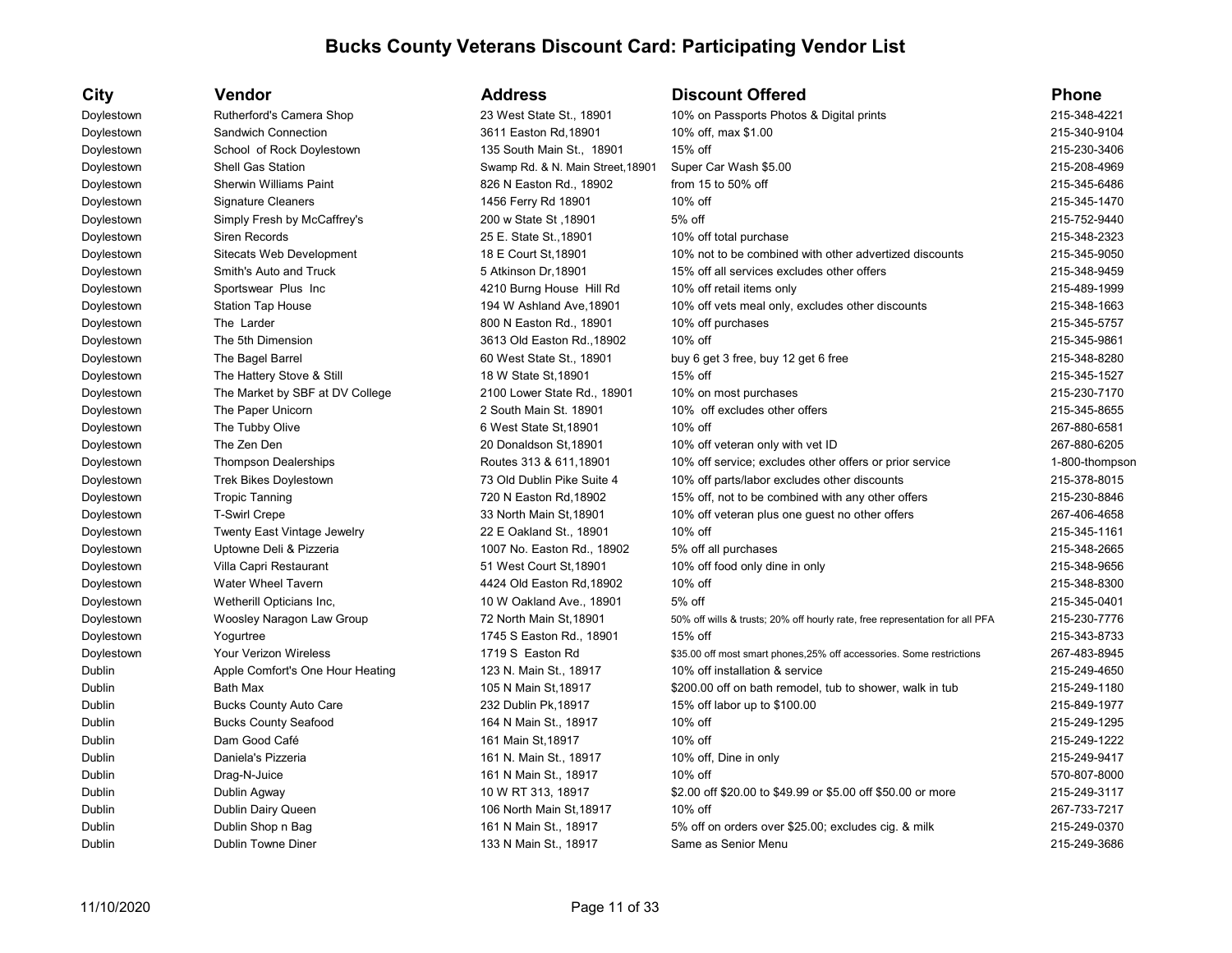## Bucks County Veterans Discount Card: Participating Vendor List

| City | Vendor | Address | Discount Offered | Phone |
|---|---|---|---|---|
| Doylestown | Rutherford's Camera Shop | 23 West State St., 18901 | 10% on Passports Photos & Digital prints | 215-348-4221 |
| Doylestown | Sandwich Connection | 3611 Easton Rd,18901 | 10% off, max $1.00 | 215-340-9104 |
| Doylestown | School of Rock Doylestown | 135 South Main St., 18901 | 15% off | 215-230-3406 |
| Doylestown | Shell Gas Station | Swamp Rd. & N. Main Street,18901 | Super Car Wash $5.00 | 215-208-4969 |
| Doylestown | Sherwin Williams Paint | 826 N Easton Rd., 18902 | from 15 to 50% off | 215-345-6486 |
| Doylestown | Signature Cleaners | 1456 Ferry Rd 18901 | 10% off | 215-345-1470 |
| Doylestown | Simply Fresh by McCaffrey's | 200 w State St ,18901 | 5% off | 215-752-9440 |
| Doylestown | Siren Records | 25 E. State St.,18901 | 10% off total purchase | 215-348-2323 |
| Doylestown | Sitecats Web Development | 18 E Court St,18901 | 10% not to be combined with other advertized discounts | 215-345-9050 |
| Doylestown | Smith's Auto and Truck | 5 Atkinson Dr,18901 | 15% off all services excludes other offers | 215-348-9459 |
| Doylestown | Sportswear Plus Inc | 4210 Burng House Hill Rd | 10% off retail items only | 215-489-1999 |
| Doylestown | Station Tap House | 194 W Ashland Ave,18901 | 10% off vets meal only, excludes other discounts | 215-348-1663 |
| Doylestown | The Larder | 800 N Easton Rd., 18901 | 10% off purchases | 215-345-5757 |
| Doylestown | The 5th Dimension | 3613 Old Easton Rd.,18902 | 10% off | 215-345-9861 |
| Doylestown | The Bagel Barrel | 60 West State St., 18901 | buy 6 get 3 free, buy 12 get 6 free | 215-348-8280 |
| Doylestown | The Hattery Stove & Still | 18 W State St,18901 | 15% off | 215-345-1527 |
| Doylestown | The Market by SBF at DV College | 2100 Lower State Rd., 18901 | 10% on most purchases | 215-230-7170 |
| Doylestown | The Paper Unicorn | 2 South Main St. 18901 | 10% off excludes other offers | 215-345-8655 |
| Doylestown | The Tubby Olive | 6 West State St,18901 | 10% off | 267-880-6581 |
| Doylestown | The Zen Den | 20 Donaldson St,18901 | 10% off veteran only with vet ID | 267-880-6205 |
| Doylestown | Thompson Dealerships | Routes 313 & 611,18901 | 10% off service; excludes other offers or prior service | 1-800-thompson |
| Doylestown | Trek Bikes Doylestown | 73 Old Dublin Pike Suite 4 | 10% off parts/labor excludes other discounts | 215-378-8015 |
| Doylestown | Tropic Tanning | 720 N Easton Rd,18902 | 15% off, not to be combined with any other offers | 215-230-8846 |
| Doylestown | T-Swirl Crepe | 33 North Main St,18901 | 10% off veteran plus one guest no other offers | 267-406-4658 |
| Doylestown | Twenty East Vintage Jewelry | 22 E Oakland St., 18901 | 10% off | 215-345-1161 |
| Doylestown | Uptowne Deli & Pizzeria | 1007 No. Easton Rd., 18902 | 5% off all purchases | 215-348-2665 |
| Doylestown | Villa Capri Restaurant | 51 West Court St,18901 | 10% off food only dine in only | 215-348-9656 |
| Doylestown | Water Wheel Tavern | 4424 Old Easton Rd,18902 | 10% off | 215-348-8300 |
| Doylestown | Wetherill Opticians Inc, | 10 W Oakland Ave., 18901 | 5% off | 215-345-0401 |
| Doylestown | Woosley Naragon Law Group | 72 North Main St,18901 | 50% off wills & trusts; 20% off hourly rate, free representation for all PFA | 215-230-7776 |
| Doylestown | Yogurtree | 1745 S Easton Rd., 18901 | 15% off | 215-343-8733 |
| Doylestown | Your Verizon Wireless | 1719 S Easton Rd | $35.00 off most smart phones,25% off accessories. Some restrictions | 267-483-8945 |
| Dublin | Apple Comfort's One Hour Heating | 123 N. Main St., 18917 | 10% off installation & service | 215-249-4650 |
| Dublin | Bath Max | 105 N Main St,18917 | $200.00 off on bath remodel, tub to shower, walk in tub | 215-249-1180 |
| Dublin | Bucks County Auto Care | 232 Dublin Pk,18917 | 15% off labor up to $100.00 | 215-849-1977 |
| Dublin | Bucks County Seafood | 164 N Main St., 18917 | 10% off | 215-249-1295 |
| Dublin | Dam Good Café | 161 Main St,18917 | 10% off | 215-249-1222 |
| Dublin | Daniela's Pizzeria | 161 N. Main St., 18917 | 10% off, Dine in only | 215-249-9417 |
| Dublin | Drag-N-Juice | 161 N Main St., 18917 | 10% off | 570-807-8000 |
| Dublin | Dublin Agway | 10 W RT 313, 18917 | $2.00 off $20.00 to $49.99 or $5.00 off $50.00 or more | 215-249-3117 |
| Dublin | Dublin Dairy Queen | 106 North Main St,18917 | 10% off | 267-733-7217 |
| Dublin | Dublin Shop n Bag | 161 N Main St., 18917 | 5% off on orders over $25.00; excludes cig. & milk | 215-249-0370 |
| Dublin | Dublin Towne Diner | 133 N Main St., 18917 | Same as Senior Menu | 215-249-3686 |

11/10/2020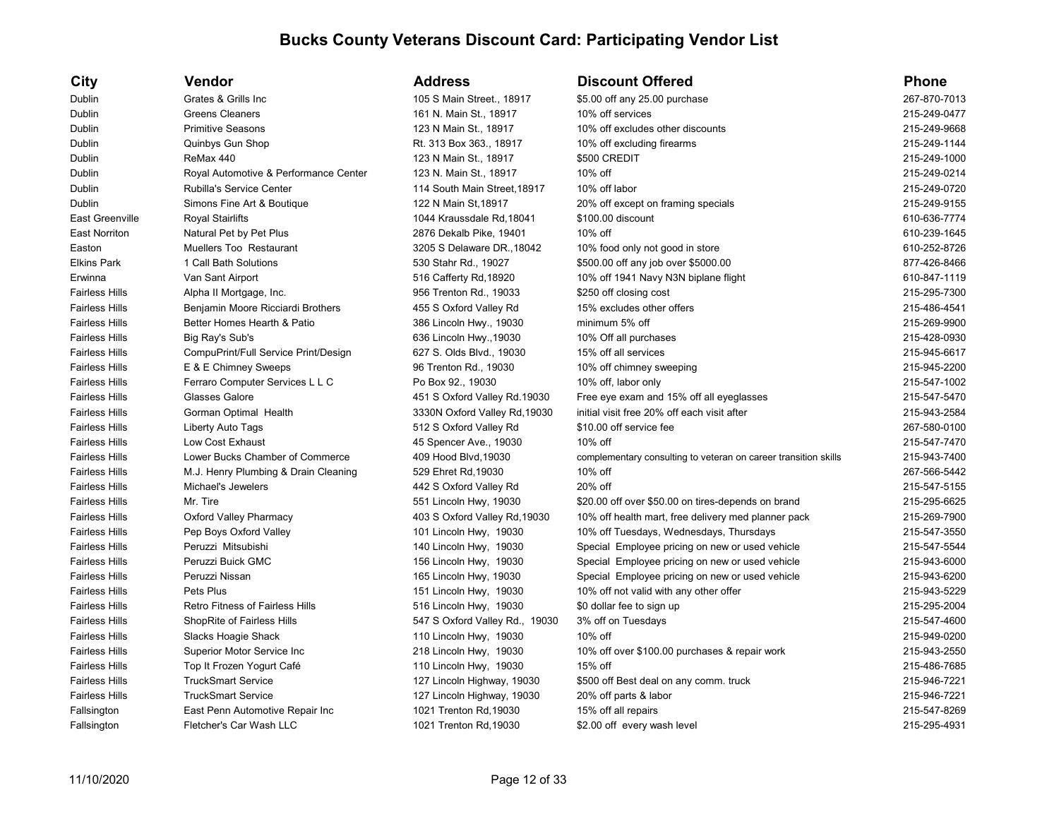# Bucks County Veterans Discount Card: Participating Vendor List

| City | Vendor | Address | Discount Offered | Phone |
|---|---|---|---|---|
| Dublin | Grates & Grills Inc | 105 S Main Street., 18917 | $5.00 off any 25.00 purchase | 267-870-7013 |
| Dublin | Greens Cleaners | 161 N. Main St., 18917 | 10% off services | 215-249-0477 |
| Dublin | Primitive Seasons | 123 N Main St., 18917 | 10% off excludes other discounts | 215-249-9668 |
| Dublin | Quinbys Gun Shop | Rt. 313 Box 363., 18917 | 10% off excluding firearms | 215-249-1144 |
| Dublin | ReMax 440 | 123 N Main St., 18917 | $500 CREDIT | 215-249-1000 |
| Dublin | Royal Automotive & Performance Center | 123 N. Main St., 18917 | 10% off | 215-249-0214 |
| Dublin | Rubilla's Service Center | 114 South Main Street,18917 | 10% off labor | 215-249-0720 |
| Dublin | Simons Fine Art & Boutique | 122 N Main St,18917 | 20% off except on framing specials | 215-249-9155 |
| East Greenville | Royal Stairlifts | 1044 Kraussdale Rd,18041 | $100.00 discount | 610-636-7774 |
| East Norriton | Natural Pet by Pet Plus | 2876 Dekalb Pike, 19401 | 10% off | 610-239-1645 |
| Easton | Muellers Too Restaurant | 3205 S Delaware DR.,18042 | 10% food only not good in store | 610-252-8726 |
| Elkins Park | 1 Call Bath Solutions | 530 Stahr Rd., 19027 | $500.00 off any job over $5000.00 | 877-426-8466 |
| Erwinna | Van Sant Airport | 516 Cafferty Rd,18920 | 10% off 1941 Navy N3N biplane flight | 610-847-1119 |
| Fairless Hills | Alpha II Mortgage, Inc. | 956 Trenton Rd., 19033 | $250 off closing cost | 215-295-7300 |
| Fairless Hills | Benjamin Moore Ricciardi Brothers | 455 S Oxford Valley Rd | 15% excludes other offers | 215-486-4541 |
| Fairless Hills | Better Homes Hearth & Patio | 386 Lincoln Hwy., 19030 | minimum 5% off | 215-269-9900 |
| Fairless Hills | Big Ray's Sub's | 636 Lincoln Hwy.,19030 | 10% Off all purchases | 215-428-0930 |
| Fairless Hills | CompuPrint/Full Service Print/Design | 627 S. Olds Blvd., 19030 | 15% off all services | 215-945-6617 |
| Fairless Hills | E & E Chimney Sweeps | 96 Trenton Rd., 19030 | 10% off chimney sweeping | 215-945-2200 |
| Fairless Hills | Ferraro Computer Services L L C | Po Box 92., 19030 | 10% off, labor only | 215-547-1002 |
| Fairless Hills | Glasses Galore | 451 S Oxford Valley Rd.19030 | Free eye exam and 15% off all eyeglasses | 215-547-5470 |
| Fairless Hills | Gorman Optimal Health | 3330N Oxford Valley Rd,19030 | initial visit free 20% off each visit after | 215-943-2584 |
| Fairless Hills | Liberty Auto Tags | 512 S Oxford Valley Rd | $10.00 off service fee | 267-580-0100 |
| Fairless Hills | Low Cost Exhaust | 45 Spencer Ave., 19030 | 10% off | 215-547-7470 |
| Fairless Hills | Lower Bucks Chamber of Commerce | 409 Hood Blvd,19030 | complementary consulting to veteran on career transition skills | 215-943-7400 |
| Fairless Hills | M.J. Henry Plumbing & Drain Cleaning | 529 Ehret Rd,19030 | 10% off | 267-566-5442 |
| Fairless Hills | Michael's Jewelers | 442 S Oxford Valley Rd | 20% off | 215-547-5155 |
| Fairless Hills | Mr. Tire | 551 Lincoln Hwy, 19030 | $20.00 off over $50.00 on tires-depends on brand | 215-295-6625 |
| Fairless Hills | Oxford Valley Pharmacy | 403 S Oxford Valley Rd,19030 | 10% off health mart, free delivery med planner pack | 215-269-7900 |
| Fairless Hills | Pep Boys Oxford Valley | 101 Lincoln Hwy, 19030 | 10% off Tuesdays, Wednesdays, Thursdays | 215-547-3550 |
| Fairless Hills | Peruzzi Mitsubishi | 140 Lincoln Hwy, 19030 | Special Employee pricing on new or used vehicle | 215-547-5544 |
| Fairless Hills | Peruzzi Buick GMC | 156 Lincoln Hwy, 19030 | Special Employee pricing on new or used vehicle | 215-943-6000 |
| Fairless Hills | Peruzzi Nissan | 165 Lincoln Hwy, 19030 | Special Employee pricing on new or used vehicle | 215-943-6200 |
| Fairless Hills | Pets Plus | 151 Lincoln Hwy, 19030 | 10% off not valid with any other offer | 215-943-5229 |
| Fairless Hills | Retro Fitness of Fairless Hills | 516 Lincoln Hwy, 19030 | $0 dollar fee to sign up | 215-295-2004 |
| Fairless Hills | ShopRite of Fairless Hills | 547 S Oxford Valley Rd., 19030 | 3% off on Tuesdays | 215-547-4600 |
| Fairless Hills | Slacks Hoagie Shack | 110 Lincoln Hwy, 19030 | 10% off | 215-949-0200 |
| Fairless Hills | Superior Motor Service Inc | 218 Lincoln Hwy, 19030 | 10% off over $100.00 purchases & repair work | 215-943-2550 |
| Fairless Hills | Top It Frozen Yogurt Café | 110 Lincoln Hwy, 19030 | 15% off | 215-486-7685 |
| Fairless Hills | TruckSmart Service | 127 Lincoln Highway, 19030 | $500 off Best deal on any comm. truck | 215-946-7221 |
| Fairless Hills | TruckSmart Service | 127 Lincoln Highway, 19030 | 20% off parts & labor | 215-946-7221 |
| Fallsington | East Penn Automotive Repair Inc | 1021 Trenton Rd,19030 | 15% off all repairs | 215-547-8269 |
| Fallsington | Fletcher's Car Wash LLC | 1021 Trenton Rd,19030 | $2.00 off every wash level | 215-295-4931 |

11/10/2020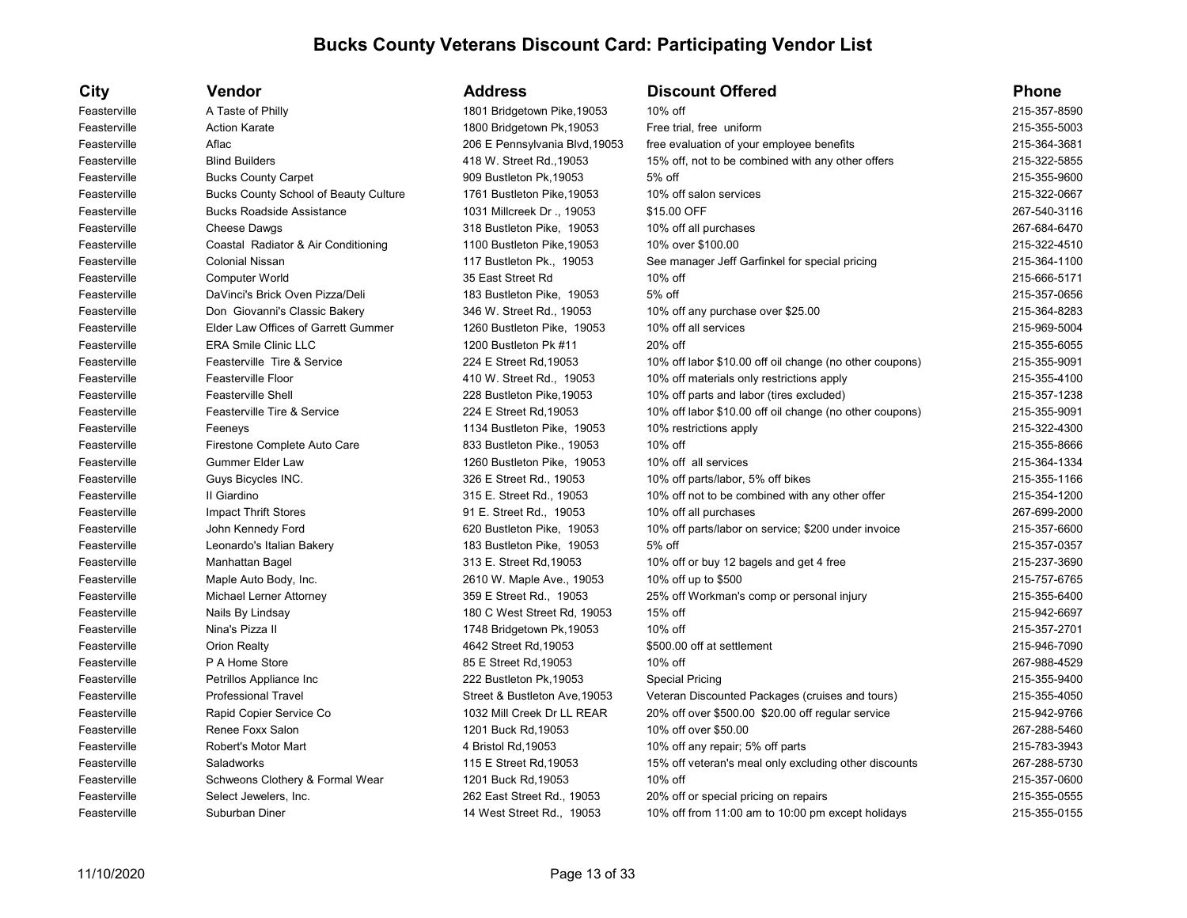# Bucks County Veterans Discount Card: Participating Vendor List

| City | Vendor | Address | Discount Offered | Phone |
|---|---|---|---|---|
| Feasterville | A Taste of Philly | 1801 Bridgetown Pike,19053 | 10% off | 215-357-8590 |
| Feasterville | Action Karate | 1800 Bridgetown Pk,19053 | Free trial, free uniform | 215-355-5003 |
| Feasterville | Aflac | 206 E Pennsylvania Blvd,19053 | free evaluation of your employee benefits | 215-364-3681 |
| Feasterville | Blind Builders | 418 W. Street Rd.,19053 | 15% off, not to be combined with any other offers | 215-322-5855 |
| Feasterville | Bucks County Carpet | 909 Bustleton Pk,19053 | 5% off | 215-355-9600 |
| Feasterville | Bucks County School of Beauty Culture | 1761 Bustleton Pike,19053 | 10% off salon services | 215-322-0667 |
| Feasterville | Bucks Roadside Assistance | 1031 Millcreek Dr ., 19053 | $15.00 OFF | 267-540-3116 |
| Feasterville | Cheese Dawgs | 318 Bustleton Pike, 19053 | 10% off all purchases | 267-684-6470 |
| Feasterville | Coastal Radiator & Air Conditioning | 1100 Bustleton Pike,19053 | 10% over $100.00 | 215-322-4510 |
| Feasterville | Colonial Nissan | 117 Bustleton Pk., 19053 | See manager Jeff Garfinkel for special pricing | 215-364-1100 |
| Feasterville | Computer World | 35 East Street Rd | 10% off | 215-666-5171 |
| Feasterville | DaVinci's Brick Oven Pizza/Deli | 183 Bustleton Pike, 19053 | 5% off | 215-357-0656 |
| Feasterville | Don Giovanni's Classic Bakery | 346 W. Street Rd., 19053 | 10% off any purchase over $25.00 | 215-364-8283 |
| Feasterville | Elder Law Offices of Garrett Gummer | 1260 Bustleton Pike, 19053 | 10% off all services | 215-969-5004 |
| Feasterville | ERA Smile Clinic LLC | 1200 Bustleton Pk #11 | 20% off | 215-355-6055 |
| Feasterville | Feasterville Tire & Service | 224 E Street Rd,19053 | 10% off labor $10.00 off oil change (no other coupons) | 215-355-9091 |
| Feasterville | Feasterville Floor | 410 W. Street Rd., 19053 | 10% off materials only restrictions apply | 215-355-4100 |
| Feasterville | Feasterville Shell | 228 Bustleton Pike,19053 | 10% off parts and labor (tires excluded) | 215-357-1238 |
| Feasterville | Feasterville Tire & Service | 224 E Street Rd,19053 | 10% off labor $10.00 off oil change (no other coupons) | 215-355-9091 |
| Feasterville | Feeneys | 1134 Bustleton Pike, 19053 | 10% restrictions apply | 215-322-4300 |
| Feasterville | Firestone Complete Auto Care | 833 Bustleton Pike., 19053 | 10% off | 215-355-8666 |
| Feasterville | Gummer Elder Law | 1260 Bustleton Pike, 19053 | 10% off all services | 215-364-1334 |
| Feasterville | Guys Bicycles INC. | 326 E Street Rd., 19053 | 10% off parts/labor, 5% off bikes | 215-355-1166 |
| Feasterville | Il Giardino | 315 E. Street Rd., 19053 | 10% off not to be combined with any other offer | 215-354-1200 |
| Feasterville | Impact Thrift Stores | 91 E. Street Rd., 19053 | 10% off all purchases | 267-699-2000 |
| Feasterville | John Kennedy Ford | 620 Bustleton Pike, 19053 | 10% off parts/labor on service; $200 under invoice | 215-357-6600 |
| Feasterville | Leonardo's Italian Bakery | 183 Bustleton Pike, 19053 | 5% off | 215-357-0357 |
| Feasterville | Manhattan Bagel | 313 E. Street Rd,19053 | 10% off or buy 12 bagels and get 4 free | 215-237-3690 |
| Feasterville | Maple Auto Body, Inc. | 2610 W. Maple Ave., 19053 | 10% off up to $500 | 215-757-6765 |
| Feasterville | Michael Lerner Attorney | 359 E Street Rd., 19053 | 25% off Workman's comp or personal injury | 215-355-6400 |
| Feasterville | Nails By Lindsay | 180 C West Street Rd, 19053 | 15% off | 215-942-6697 |
| Feasterville | Nina's Pizza II | 1748 Bridgetown Pk,19053 | 10% off | 215-357-2701 |
| Feasterville | Orion Realty | 4642 Street Rd,19053 | $500.00 off at settlement | 215-946-7090 |
| Feasterville | P A Home Store | 85 E Street Rd,19053 | 10% off | 267-988-4529 |
| Feasterville | Petrillos Appliance Inc | 222 Bustleton Pk,19053 | Special Pricing | 215-355-9400 |
| Feasterville | Professional Travel | Street & Bustleton Ave,19053 | Veteran Discounted Packages (cruises and tours) | 215-355-4050 |
| Feasterville | Rapid Copier Service Co | 1032 Mill Creek Dr LL REAR | 20% off over $500.00 $20.00 off regular service | 215-942-9766 |
| Feasterville | Renee Foxx Salon | 1201 Buck Rd,19053 | 10% off over $50.00 | 267-288-5460 |
| Feasterville | Robert's Motor Mart | 4 Bristol Rd,19053 | 10% off any repair; 5% off parts | 215-783-3943 |
| Feasterville | Saladworks | 115 E Street Rd,19053 | 15% off veteran's meal only excluding other discounts | 267-288-5730 |
| Feasterville | Schweons Clothery & Formal Wear | 1201 Buck Rd,19053 | 10% off | 215-357-0600 |
| Feasterville | Select Jewelers, Inc. | 262 East Street Rd., 19053 | 20% off or special pricing on repairs | 215-355-0555 |
| Feasterville | Suburban Diner | 14 West Street Rd., 19053 | 10% off from 11:00 am to 10:00 pm except holidays | 215-355-0155 |

11/10/2020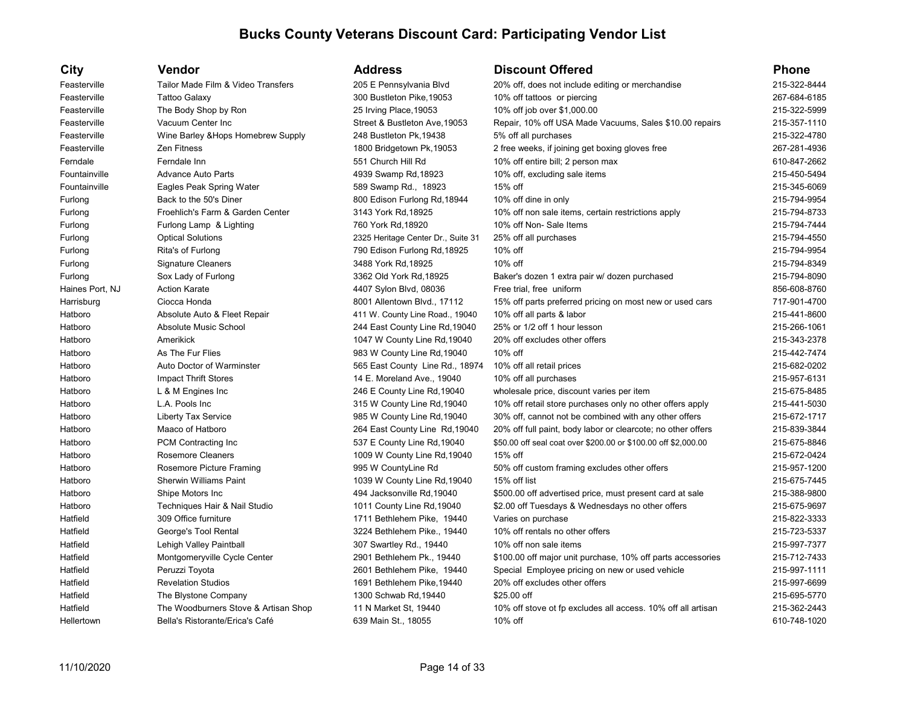# Bucks County Veterans Discount Card: Participating Vendor List

| City | Vendor | Address | Discount Offered | Phone |
|---|---|---|---|---|
| Feasterville | Tailor Made Film & Video Transfers | 205 E Pennsylvania Blvd | 20% off, does not include editing or merchandise | 215-322-8444 |
| Feasterville | Tattoo Galaxy | 300 Bustleton Pike,19053 | 10% off tattoos or piercing | 267-684-6185 |
| Feasterville | The Body Shop by Ron | 25 Irving Place,19053 | 10% off job over $1,000.00 | 215-322-5999 |
| Feasterville | Vacuum Center Inc | Street & Bustleton Ave,19053 | Repair, 10% off USA Made Vacuums, Sales $10.00 repairs | 215-357-1110 |
| Feasterville | Wine Barley &Hops Homebrew Supply | 248 Bustleton Pk,19438 | 5% off all purchases | 215-322-4780 |
| Feasterville | Zen Fitness | 1800 Bridgetown Pk,19053 | 2 free weeks, if joining get boxing gloves free | 267-281-4936 |
| Ferndale | Ferndale Inn | 551 Church Hill Rd | 10% off entire bill; 2 person max | 610-847-2662 |
| Fountainville | Advance Auto Parts | 4939 Swamp Rd,18923 | 10% off, excluding sale items | 215-450-5494 |
| Fountainville | Eagles Peak Spring Water | 589 Swamp Rd., 18923 | 15% off | 215-345-6069 |
| Furlong | Back to the 50's Diner | 800 Edison Furlong Rd,18944 | 10% off dine in only | 215-794-9954 |
| Furlong | Froehlich's Farm & Garden Center | 3143 York Rd,18925 | 10% off non sale items, certain restrictions apply | 215-794-8733 |
| Furlong | Furlong Lamp & Lighting | 760 York Rd,18920 | 10% off Non- Sale Items | 215-794-7444 |
| Furlong | Optical Solutions | 2325 Heritage Center Dr., Suite 31 | 25% off all purchases | 215-794-4550 |
| Furlong | Rita's of Furlong | 790 Edison Furlong Rd,18925 | 10% off | 215-794-9954 |
| Furlong | Signature Cleaners | 3488 York Rd,18925 | 10% off | 215-794-8349 |
| Furlong | Sox Lady of Furlong | 3362 Old York Rd,18925 | Baker's dozen 1 extra pair w/ dozen purchased | 215-794-8090 |
| Haines Port, NJ | Action Karate | 4407 Sylon Blvd, 08036 | Free trial, free uniform | 856-608-8760 |
| Harrisburg | Ciocca Honda | 8001 Allentown Blvd., 17112 | 15% off parts preferred pricing on most new or used cars | 717-901-4700 |
| Hatboro | Absolute Auto & Fleet Repair | 411 W. County Line Road., 19040 | 10% off all parts & labor | 215-441-8600 |
| Hatboro | Absolute Music School | 244 East County Line Rd,19040 | 25% or 1/2 off 1 hour lesson | 215-266-1061 |
| Hatboro | Amerikick | 1047 W County Line Rd,19040 | 20% off excludes other offers | 215-343-2378 |
| Hatboro | As The Fur Flies | 983 W County Line Rd,19040 | 10% off | 215-442-7474 |
| Hatboro | Auto Doctor of Warminster | 565 East County Line Rd., 18974 | 10% off all retail prices | 215-682-0202 |
| Hatboro | Impact Thrift Stores | 14 E. Moreland Ave., 19040 | 10% off all purchases | 215-957-6131 |
| Hatboro | L & M Engines Inc | 246 E County Line Rd,19040 | wholesale price, discount varies per item | 215-675-8485 |
| Hatboro | L.A. Pools Inc | 315 W County Line Rd,19040 | 10% off retail store purchases only no other offers apply | 215-441-5030 |
| Hatboro | Liberty Tax Service | 985 W County Line Rd,19040 | 30% off, cannot not be combined with any other offers | 215-672-1717 |
| Hatboro | Maaco of Hatboro | 264 East County Line Rd,19040 | 20% off full paint, body labor or clearcote; no other offers | 215-839-3844 |
| Hatboro | PCM Contracting Inc | 537 E County Line Rd,19040 | $50.00 off seal coat over $200.00 or $100.00 off $2,000.00 | 215-675-8846 |
| Hatboro | Rosemore Cleaners | 1009 W County Line Rd,19040 | 15% off | 215-672-0424 |
| Hatboro | Rosemore Picture Framing | 995 W CountyLine Rd | 50% off custom framing excludes other offers | 215-957-1200 |
| Hatboro | Sherwin Williams Paint | 1039 W County Line Rd,19040 | 15% off list | 215-675-7445 |
| Hatboro | Shipe Motors Inc | 494 Jacksonville Rd,19040 | $500.00 off advertised price, must present card at sale | 215-388-9800 |
| Hatboro | Techniques Hair & Nail Studio | 1011 County Line Rd,19040 | $2.00 off Tuesdays & Wednesdays no other offers | 215-675-9697 |
| Hatfield | 309 Office furniture | 1711 Bethlehem Pike, 19440 | Varies on purchase | 215-822-3333 |
| Hatfield | George's Tool Rental | 3224 Bethlehem Pike., 19440 | 10% off rentals no other offers | 215-723-5337 |
| Hatfield | Lehigh Valley Paintball | 307 Swartley Rd., 19440 | 10% off non sale items | 215-997-7377 |
| Hatfield | Montgomeryville Cycle Center | 2901 Bethlehem Pk., 19440 | $100.00 off major unit purchase, 10% off parts accessories | 215-712-7433 |
| Hatfield | Peruzzi Toyota | 2601 Bethlehem Pike, 19440 | Special Employee pricing on new or used vehicle | 215-997-1111 |
| Hatfield | Revelation Studios | 1691 Bethlehem Pike,19440 | 20% off excludes other offers | 215-997-6699 |
| Hatfield | The Blystone Company | 1300 Schwab Rd,19440 | $25.00 off | 215-695-5770 |
| Hatfield | The Woodburners Stove & Artisan Shop | 11 N Market St, 19440 | 10% off stove ot fp excludes all access. 10% off all artisan | 215-362-2443 |
| Hellertown | Bella's Ristorante/Erica's Café | 639 Main St., 18055 | 10% off | 610-748-1020 |

11/10/2020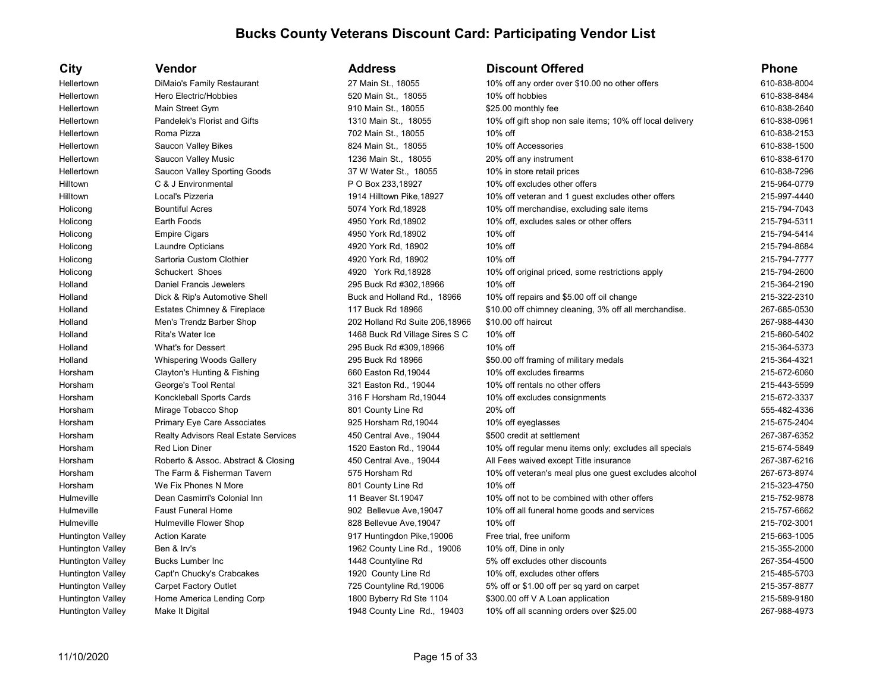## Bucks County Veterans Discount Card: Participating Vendor List

| City | Vendor | Address | Discount Offered | Phone |
|---|---|---|---|---|
| Hellertown | DiMaio's Family Restaurant | 27 Main St., 18055 | 10% off any order over $10.00 no other offers | 610-838-8004 |
| Hellertown | Hero Electric/Hobbies | 520 Main St., 18055 | 10% off hobbies | 610-838-8484 |
| Hellertown | Main Street Gym | 910 Main St., 18055 | $25.00 monthly fee | 610-838-2640 |
| Hellertown | Pandelek's Florist and Gifts | 1310 Main St., 18055 | 10% off gift shop non sale items; 10% off local delivery | 610-838-0961 |
| Hellertown | Roma Pizza | 702 Main St., 18055 | 10% off | 610-838-2153 |
| Hellertown | Saucon Valley Bikes | 824 Main St., 18055 | 10% off Accessories | 610-838-1500 |
| Hellertown | Saucon Valley Music | 1236 Main St., 18055 | 20% off any instrument | 610-838-6170 |
| Hellertown | Saucon Valley Sporting Goods | 37 W Water St., 18055 | 10% in store retail prices | 610-838-7296 |
| Hilltown | C & J Environmental | P O Box 233,18927 | 10% off excludes other offers | 215-964-0779 |
| Hilltown | Local's Pizzeria | 1914 Hilltown Pike,18927 | 10% off veteran and 1 guest excludes other offers | 215-997-4440 |
| Holicong | Bountiful Acres | 5074 York Rd,18928 | 10% off merchandise, excluding sale items | 215-794-7043 |
| Holicong | Earth Foods | 4950 York Rd,18902 | 10% off, excludes sales or other offers | 215-794-5311 |
| Holicong | Empire Cigars | 4950 York Rd,18902 | 10% off | 215-794-5414 |
| Holicong | Laundre Opticians | 4920 York Rd, 18902 | 10% off | 215-794-8684 |
| Holicong | Sartoria Custom Clothier | 4920 York Rd, 18902 | 10% off | 215-794-7777 |
| Holicong | Schuckert Shoes | 4920 York Rd,18928 | 10% off original priced, some restrictions apply | 215-794-2600 |
| Holland | Daniel Francis Jewelers | 295 Buck Rd #302,18966 | 10% off | 215-364-2190 |
| Holland | Dick & Rip's Automotive Shell | Buck and Holland Rd., 18966 | 10% off repairs and $5.00 off oil change | 215-322-2310 |
| Holland | Estates Chimney & Fireplace | 117 Buck Rd 18966 | $10.00 off chimney cleaning, 3% off all merchandise. | 267-685-0530 |
| Holland | Men's Trendz Barber Shop | 202 Holland Rd Suite 206,18966 | $10.00 off haircut | 267-988-4430 |
| Holland | Rita's Water Ice | 1468 Buck Rd Village Sires S C | 10% off | 215-860-5402 |
| Holland | What's for Dessert | 295 Buck Rd #309,18966 | 10% off | 215-364-5373 |
| Holland | Whispering Woods Gallery | 295 Buck Rd 18966 | $50.00 off framing of military medals | 215-364-4321 |
| Horsham | Clayton's Hunting & Fishing | 660 Easton Rd,19044 | 10% off excludes firearms | 215-672-6060 |
| Horsham | George's Tool Rental | 321 Easton Rd., 19044 | 10% off rentals no other offers | 215-443-5599 |
| Horsham | Konckleball Sports Cards | 316 F Horsham Rd,19044 | 10% off excludes consignments | 215-672-3337 |
| Horsham | Mirage Tobacco Shop | 801 County Line Rd | 20% off | 555-482-4336 |
| Horsham | Primary Eye Care Associates | 925 Horsham Rd,19044 | 10% off eyeglasses | 215-675-2404 |
| Horsham | Realty Advisors Real Estate Services | 450 Central Ave., 19044 | $500 credit at settlement | 267-387-6352 |
| Horsham | Red Lion Diner | 1520 Easton Rd., 19044 | 10% off regular menu items only; excludes all specials | 215-674-5849 |
| Horsham | Roberto & Assoc. Abstract & Closing | 450 Central Ave., 19044 | All Fees waived except Title insurance | 267-387-6216 |
| Horsham | The Farm & Fisherman Tavern | 575 Horsham Rd | 10% off veteran's meal plus one guest excludes alcohol | 267-673-8974 |
| Horsham | We Fix Phones N More | 801 County Line Rd | 10% off | 215-323-4750 |
| Hulmeville | Dean Casmirri's Colonial Inn | 11 Beaver St.19047 | 10% off not to be combined with other offers | 215-752-9878 |
| Hulmeville | Faust Funeral Home | 902 Bellevue Ave,19047 | 10% off all funeral home goods and services | 215-757-6662 |
| Hulmeville | Hulmeville Flower Shop | 828 Bellevue Ave,19047 | 10% off | 215-702-3001 |
| Huntington Valley | Action Karate | 917 Huntingdon Pike,19006 | Free trial, free uniform | 215-663-1005 |
| Huntington Valley | Ben & Irv's | 1962 County Line Rd., 19006 | 10% off, Dine in only | 215-355-2000 |
| Huntington Valley | Bucks Lumber Inc | 1448 Countyline Rd | 5% off excludes other discounts | 267-354-4500 |
| Huntington Valley | Capt'n Chucky's Crabcakes | 1920 County Line Rd | 10% off, excludes other offers | 215-485-5703 |
| Huntington Valley | Carpet Factory Outlet | 725 Countyline Rd,19006 | 5% off or $1.00 off per sq yard on carpet | 215-357-8877 |
| Huntington Valley | Home America Lending Corp | 1800 Byberry Rd Ste 1104 | $300.00 off V A Loan application | 215-589-9180 |
| Huntington Valley | Make It Digital | 1948 County Line Rd., 19403 | 10% off all scanning orders over $25.00 | 267-988-4973 |

11/10/2020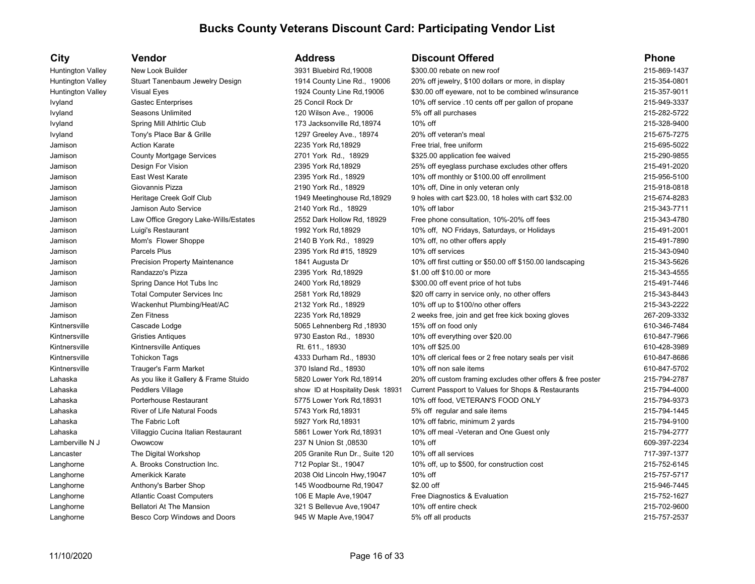# Bucks County Veterans Discount Card: Participating Vendor List

| City | Vendor | Address | Discount Offered | Phone |
|---|---|---|---|---|
| Huntington Valley | New Look Builder | 3931 Bluebird Rd,19008 | $300.00 rebate on new roof | 215-869-1437 |
| Huntington Valley | Stuart Tanenbaum Jewelry Design | 1914 County Line Rd., 19006 | 20% off jewelry, $100 dollars or more, in display | 215-354-0801 |
| Huntington Valley | Visual Eyes | 1924 County Line Rd,19006 | $30.00 off eyeware, not to be combined w/insurance | 215-357-9011 |
| Ivyland | Gastec Enterprises | 25 Concil Rock Dr | 10% off service .10 cents off per gallon of propane | 215-949-3337 |
| Ivyland | Seasons Unlimited | 120 Wilson Ave., 19006 | 5% off all purchases | 215-282-5722 |
| Ivyland | Spring Mill Athlrtic Club | 173 Jacksonville Rd,18974 | 10% off | 215-328-9400 |
| Ivyland | Tony's Place Bar & Grille | 1297 Greeley Ave., 18974 | 20% off veteran's meal | 215-675-7275 |
| Jamison | Action Karate | 2235 York Rd,18929 | Free trial, free uniform | 215-695-5022 |
| Jamison | County Mortgage Services | 2701 York Rd., 18929 | $325.00 application fee waived | 215-290-9855 |
| Jamison | Design For Vision | 2395 York Rd,18929 | 25% off eyeglass purchase excludes other offers | 215-491-2020 |
| Jamison | East West Karate | 2395 York Rd., 18929 | 10% off monthly or $100.00 off enrollment | 215-956-5100 |
| Jamison | Giovannis Pizza | 2190 York Rd., 18929 | 10% off, Dine in only veteran only | 215-918-0818 |
| Jamison | Heritage Creek Golf Club | 1949 Meetinghouse Rd,18929 | 9 holes with cart $23.00, 18 holes with cart $32.00 | 215-674-8283 |
| Jamison | Jamison Auto Service | 2140 York Rd., 18929 | 10% off labor | 215-343-7711 |
| Jamison | Law Office Gregory Lake-Wills/Estates | 2552 Dark Hollow Rd, 18929 | Free phone consultation, 10%-20% off fees | 215-343-4780 |
| Jamison | Luigi's Restaurant | 1992 York Rd,18929 | 10% off, NO Fridays, Saturdays, or Holidays | 215-491-2001 |
| Jamison | Mom's Flower Shoppe | 2140 B York Rd., 18929 | 10% off, no other offers apply | 215-491-7890 |
| Jamison | Parcels Plus | 2395 York Rd #15, 18929 | 10% off services | 215-343-0940 |
| Jamison | Precision Property Maintenance | 1841 Augusta Dr | 10% off first cutting or $50.00 off $150.00 landscaping | 215-343-5626 |
| Jamison | Randazzo's Pizza | 2395 York Rd,18929 | $1.00 off $10.00 or more | 215-343-4555 |
| Jamison | Spring Dance Hot Tubs Inc | 2400 York Rd,18929 | $300.00 off event price of hot tubs | 215-491-7446 |
| Jamison | Total Computer Services Inc | 2581 York Rd,18929 | $20 off carry in service only, no other offers | 215-343-8443 |
| Jamison | Wackenhut Plumbing/Heat/AC | 2132 York Rd., 18929 | 10% off up to $100/no other offers | 215-343-2222 |
| Jamison | Zen Fitness | 2235 York Rd,18929 | 2 weeks free, join and get free kick boxing gloves | 267-209-3332 |
| Kintnersville | Cascade Lodge | 5065 Lehnenberg Rd ,18930 | 15% off on food only | 610-346-7484 |
| Kintnersville | Gristies Antiques | 9730 Easton Rd., 18930 | 10% off everything over $20.00 | 610-847-7966 |
| Kintnersville | Kintnersville Antiques | Rt. 611., 18930 | 10% off $25.00 | 610-428-3989 |
| Kintnersville | Tohickon Tags | 4333 Durham Rd., 18930 | 10% off clerical fees or 2 free notary seals per visit | 610-847-8686 |
| Kintnersville | Trauger's Farm Market | 370 Island Rd., 18930 | 10% off non sale items | 610-847-5702 |
| Lahaska | As you like it Gallery & Frame Stuido | 5820 Lower York Rd,18914 | 20% off custom framing excludes other offers & free poster | 215-794-2787 |
| Lahaska | Peddlers Village | show ID at Hospitality Desk 18931 | Current Passport to Values for Shops & Restaurants | 215-794-4000 |
| Lahaska | Porterhouse Restaurant | 5775 Lower York Rd,18931 | 10% off food, VETERAN'S FOOD ONLY | 215-794-9373 |
| Lahaska | River of Life Natural Foods | 5743 York Rd,18931 | 5% off regular and sale items | 215-794-1445 |
| Lahaska | The Fabric Loft | 5927 York Rd,18931 | 10% off fabric, minimum 2 yards | 215-794-9100 |
| Lahaska | Villaggio Cucina Italian Restaurant | 5861 Lower York Rd,18931 | 10% off meal -Veteran and One Guest only | 215-794-2777 |
| Lamberville N J | Owowcow | 237 N Union St ,08530 | 10% off | 609-397-2234 |
| Lancaster | The Digital Workshop | 205 Granite Run Dr., Suite 120 | 10% off all services | 717-397-1377 |
| Langhorne | A. Brooks Construction Inc. | 712 Poplar St., 19047 | 10% off, up to $500, for construction cost | 215-752-6145 |
| Langhorne | Amerikick Karate | 2038 Old Lincoln Hwy,19047 | 10% off | 215-757-5717 |
| Langhorne | Anthony's Barber Shop | 145 Woodbourne Rd,19047 | $2.00 off | 215-946-7445 |
| Langhorne | Atlantic Coast Computers | 106 E Maple Ave,19047 | Free Diagnostics & Evaluation | 215-752-1627 |
| Langhorne | Bellatori At The Mansion | 321 S Bellevue Ave,19047 | 10% off entire check | 215-702-9600 |
| Langhorne | Besco Corp Windows and Doors | 945 W Maple Ave,19047 | 5% off all products | 215-757-2537 |

11/10/2020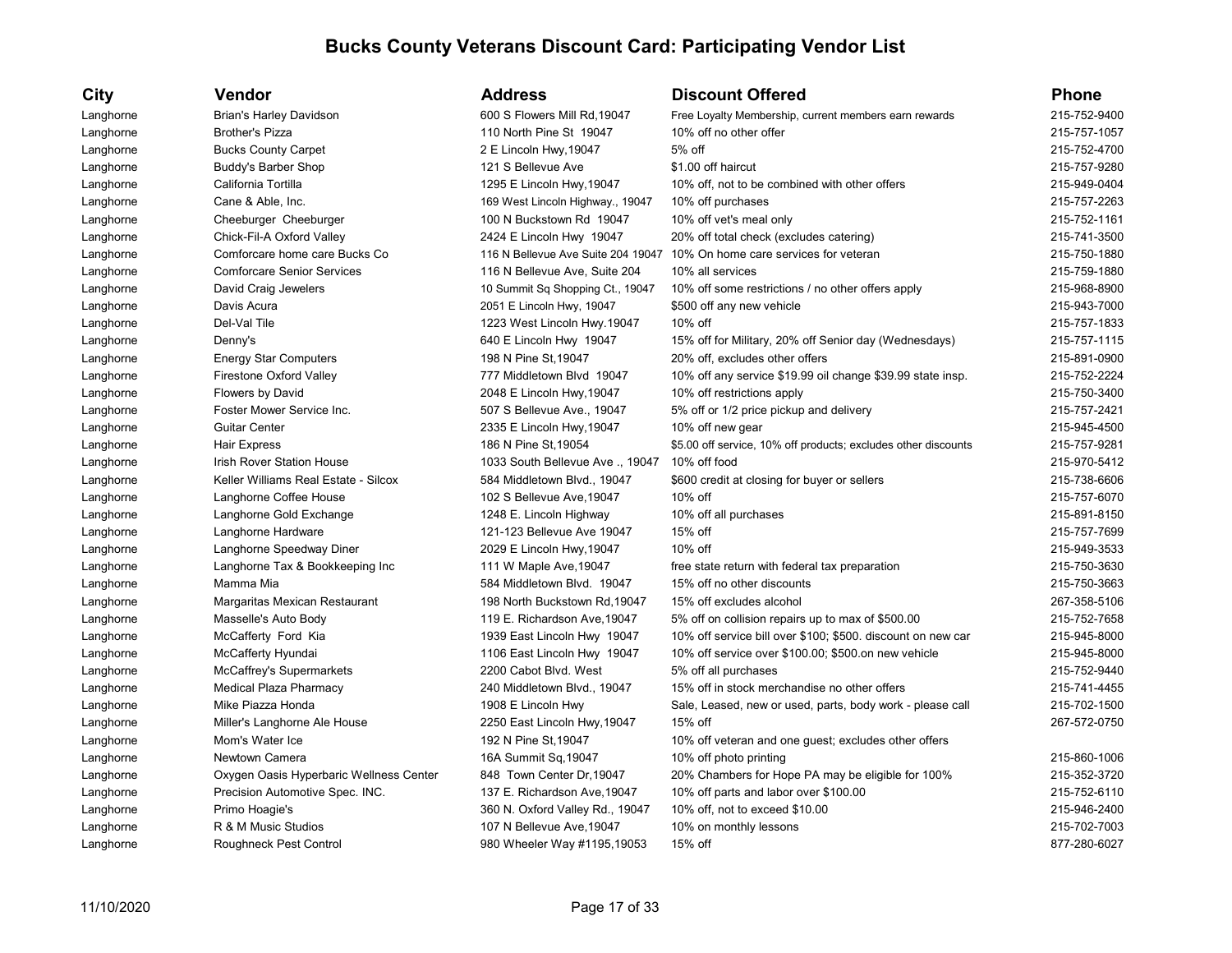# Bucks County Veterans Discount Card: Participating Vendor List

| City | Vendor | Address | Discount Offered | Phone |
|---|---|---|---|---|
| Langhorne | Brian's Harley Davidson | 600 S Flowers Mill Rd,19047 | Free Loyalty Membership, current members earn rewards | 215-752-9400 |
| Langhorne | Brother's Pizza | 110 North Pine St 19047 | 10% off no other offer | 215-757-1057 |
| Langhorne | Bucks County Carpet | 2 E Lincoln Hwy,19047 | 5% off | 215-752-4700 |
| Langhorne | Buddy's Barber Shop | 121 S Bellevue Ave | $1.00 off haircut | 215-757-9280 |
| Langhorne | California Tortilla | 1295 E Lincoln Hwy,19047 | 10% off, not to be combined with other offers | 215-949-0404 |
| Langhorne | Cane & Able, Inc. | 169 West Lincoln Highway., 19047 | 10% off purchases | 215-757-2263 |
| Langhorne | Cheeburger Cheeburger | 100 N Buckstown Rd 19047 | 10% off vet's meal only | 215-752-1161 |
| Langhorne | Chick-Fil-A Oxford Valley | 2424 E Lincoln Hwy 19047 | 20% off total check (excludes catering) | 215-741-3500 |
| Langhorne | Comforcare home care Bucks Co | 116 N Bellevue Ave Suite 204 19047 | 10% On home care services for veteran | 215-750-1880 |
| Langhorne | Comforcare Senior Services | 116 N Bellevue Ave, Suite 204 | 10% all services | 215-759-1880 |
| Langhorne | David Craig Jewelers | 10 Summit Sq Shopping Ct., 19047 | 10% off some restrictions / no other offers apply | 215-968-8900 |
| Langhorne | Davis Acura | 2051 E Lincoln Hwy, 19047 | $500 off any new vehicle | 215-943-7000 |
| Langhorne | Del-Val Tile | 1223 West Lincoln Hwy.19047 | 10% off | 215-757-1833 |
| Langhorne | Denny's | 640 E Lincoln Hwy 19047 | 15% off for Military, 20% off Senior day (Wednesdays) | 215-757-1115 |
| Langhorne | Energy Star Computers | 198 N Pine St,19047 | 20% off, excludes other offers | 215-891-0900 |
| Langhorne | Firestone Oxford Valley | 777 Middletown Blvd 19047 | 10% off any service $19.99 oil change $39.99 state insp. | 215-752-2224 |
| Langhorne | Flowers by David | 2048 E Lincoln Hwy,19047 | 10% off restrictions apply | 215-750-3400 |
| Langhorne | Foster Mower Service Inc. | 507 S Bellevue Ave., 19047 | 5% off or 1/2 price pickup and delivery | 215-757-2421 |
| Langhorne | Guitar Center | 2335 E Lincoln Hwy,19047 | 10% off new gear | 215-945-4500 |
| Langhorne | Hair Express | 186 N Pine St,19054 | $5.00 off service, 10% off products; excludes other discounts | 215-757-9281 |
| Langhorne | Irish Rover Station House | 1033 South Bellevue Ave ., 19047 | 10% off food | 215-970-5412 |
| Langhorne | Keller Williams Real Estate - Silcox | 584 Middletown Blvd., 19047 | $600 credit at closing for buyer or sellers | 215-738-6606 |
| Langhorne | Langhorne Coffee House | 102 S Bellevue Ave,19047 | 10% off | 215-757-6070 |
| Langhorne | Langhorne Gold Exchange | 1248 E. Lincoln Highway | 10% off all purchases | 215-891-8150 |
| Langhorne | Langhorne Hardware | 121-123 Bellevue Ave 19047 | 15% off | 215-757-7699 |
| Langhorne | Langhorne Speedway Diner | 2029 E Lincoln Hwy,19047 | 10% off | 215-949-3533 |
| Langhorne | Langhorne Tax & Bookkeeping Inc | 111 W Maple Ave,19047 | free state return with federal tax preparation | 215-750-3630 |
| Langhorne | Mamma Mia | 584 Middletown Blvd. 19047 | 15% off no other discounts | 215-750-3663 |
| Langhorne | Margaritas Mexican Restaurant | 198 North Buckstown Rd,19047 | 15% off excludes alcohol | 267-358-5106 |
| Langhorne | Masselle's Auto Body | 119 E. Richardson Ave,19047 | 5% off on collision repairs up to max of $500.00 | 215-752-7658 |
| Langhorne | McCafferty Ford Kia | 1939 East Lincoln Hwy 19047 | 10% off service bill over $100; $500. discount on new car | 215-945-8000 |
| Langhorne | McCafferty Hyundai | 1106 East Lincoln Hwy 19047 | 10% off service over $100.00; $500.on new vehicle | 215-945-8000 |
| Langhorne | McCaffrey's Supermarkets | 2200 Cabot Blvd. West | 5% off all purchases | 215-752-9440 |
| Langhorne | Medical Plaza Pharmacy | 240 Middletown Blvd., 19047 | 15% off in stock merchandise no other offers | 215-741-4455 |
| Langhorne | Mike Piazza Honda | 1908 E Lincoln Hwy | Sale, Leased, new or used, parts, body work - please call | 215-702-1500 |
| Langhorne | Miller's Langhorne Ale House | 2250 East Lincoln Hwy,19047 | 15% off | 267-572-0750 |
| Langhorne | Mom's Water Ice | 192 N Pine St,19047 | 10% off veteran and one guest; excludes other offers | |
| Langhorne | Newtown Camera | 16A Summit Sq,19047 | 10% off photo printing | 215-860-1006 |
| Langhorne | Oxygen Oasis Hyperbaric Wellness Center | 848 Town Center Dr,19047 | 20% Chambers for Hope PA may be eligible for 100% | 215-352-3720 |
| Langhorne | Precision Automotive Spec. INC. | 137 E. Richardson Ave,19047 | 10% off parts and labor over $100.00 | 215-752-6110 |
| Langhorne | Primo Hoagie's | 360 N. Oxford Valley Rd., 19047 | 10% off, not to exceed $10.00 | 215-946-2400 |
| Langhorne | R & M Music Studios | 107 N Bellevue Ave,19047 | 10% on monthly lessons | 215-702-7003 |
| Langhorne | Roughneck Pest Control | 980 Wheeler Way #1195,19053 | 15% off | 877-280-6027 |

11/10/2020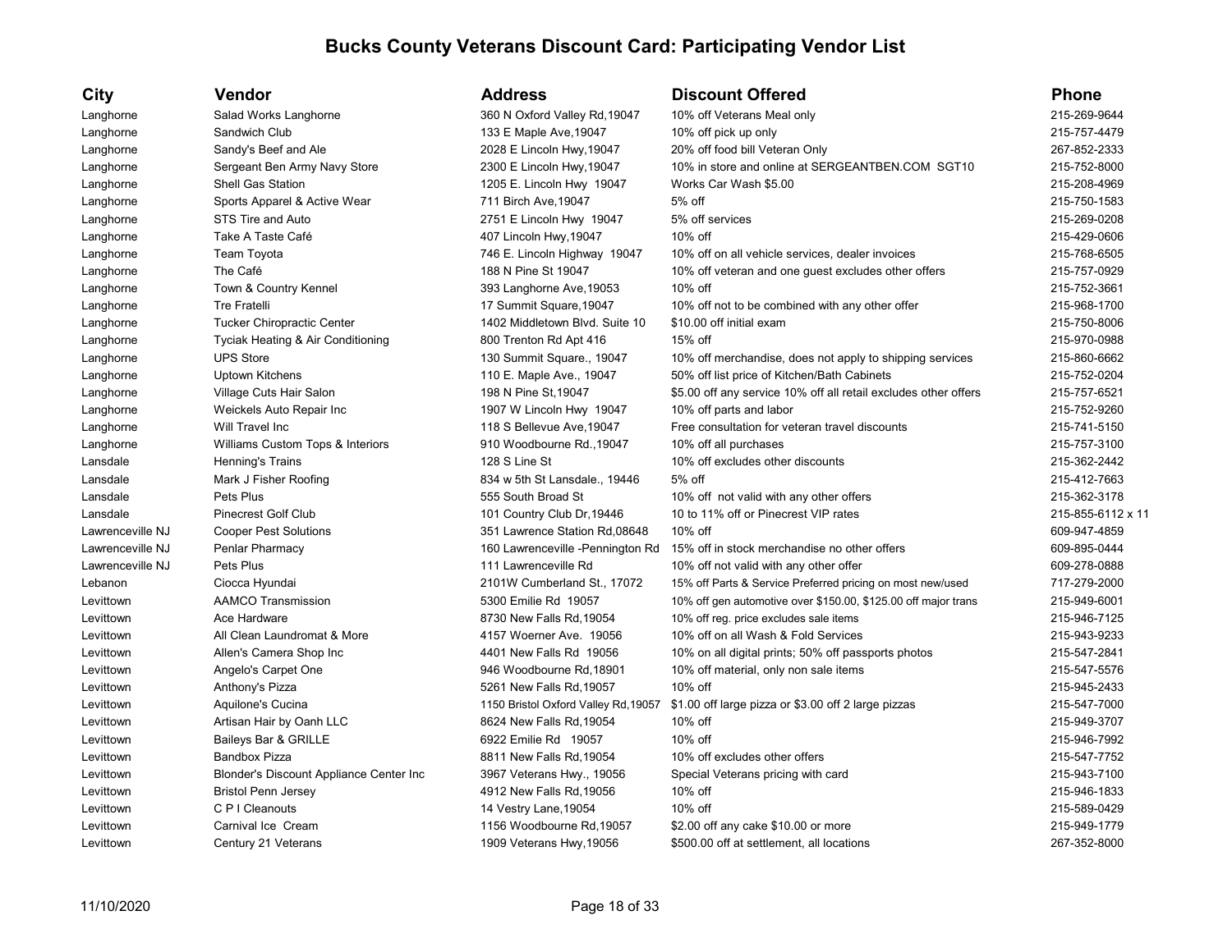# Bucks County Veterans Discount Card: Participating Vendor List

| City | Vendor | Address | Discount Offered | Phone |
|---|---|---|---|---|
| Langhorne | Salad Works Langhorne | 360 N Oxford Valley Rd,19047 | 10% off Veterans Meal only | 215-269-9644 |
| Langhorne | Sandwich Club | 133 E Maple Ave,19047 | 10% off pick up only | 215-757-4479 |
| Langhorne | Sandy's Beef and Ale | 2028 E Lincoln Hwy,19047 | 20% off food bill Veteran Only | 267-852-2333 |
| Langhorne | Sergeant Ben Army Navy Store | 2300 E Lincoln Hwy,19047 | 10% in store and online at SERGEANTBEN.COM SGT10 | 215-752-8000 |
| Langhorne | Shell Gas Station | 1205 E. Lincoln Hwy 19047 | Works Car Wash $5.00 | 215-208-4969 |
| Langhorne | Sports Apparel & Active Wear | 711 Birch Ave,19047 | 5% off | 215-750-1583 |
| Langhorne | STS Tire and Auto | 2751 E Lincoln Hwy 19047 | 5% off services | 215-269-0208 |
| Langhorne | Take A Taste Café | 407 Lincoln Hwy,19047 | 10% off | 215-429-0606 |
| Langhorne | Team Toyota | 746 E. Lincoln Highway 19047 | 10% off on all vehicle services, dealer invoices | 215-768-6505 |
| Langhorne | The Café | 188 N Pine St 19047 | 10% off veteran and one guest excludes other offers | 215-757-0929 |
| Langhorne | Town & Country Kennel | 393 Langhorne Ave,19053 | 10% off | 215-752-3661 |
| Langhorne | Tre Fratelli | 17 Summit Square,19047 | 10% off not to be combined with any other offer | 215-968-1700 |
| Langhorne | Tucker Chiropractic Center | 1402 Middletown Blvd. Suite 10 | $10.00 off initial exam | 215-750-8006 |
| Langhorne | Tyciak Heating & Air Conditioning | 800 Trenton Rd Apt 416 | 15% off | 215-970-0988 |
| Langhorne | UPS Store | 130 Summit Square., 19047 | 10% off merchandise, does not apply to shipping services | 215-860-6662 |
| Langhorne | Uptown Kitchens | 110 E. Maple Ave., 19047 | 50% off list price of Kitchen/Bath Cabinets | 215-752-0204 |
| Langhorne | Village Cuts Hair Salon | 198 N Pine St,19047 | $5.00 off any service 10% off all retail excludes other offers | 215-757-6521 |
| Langhorne | Weickels Auto Repair Inc | 1907 W Lincoln Hwy 19047 | 10% off parts and labor | 215-752-9260 |
| Langhorne | Will Travel Inc | 118 S Bellevue Ave,19047 | Free consultation for veteran travel discounts | 215-741-5150 |
| Langhorne | Williams Custom Tops & Interiors | 910 Woodbourne Rd.,19047 | 10% off all purchases | 215-757-3100 |
| Lansdale | Henning's Trains | 128 S Line St | 10% off excludes other discounts | 215-362-2442 |
| Lansdale | Mark J Fisher Roofing | 834 w 5th St Lansdale., 19446 | 5% off | 215-412-7663 |
| Lansdale | Pets Plus | 555 South Broad St | 10% off not valid with any other offers | 215-362-3178 |
| Lansdale | Pinecrest Golf Club | 101 Country Club Dr,19446 | 10 to 11% off or Pinecrest VIP rates | 215-855-6112 x 11 |
| Lawrenceville NJ | Cooper Pest Solutions | 351 Lawrence Station Rd,08648 | 10% off | 609-947-4859 |
| Lawrenceville NJ | Penlar Pharmacy | 160 Lawrenceville -Pennington Rd | 15% off in stock merchandise no other offers | 609-895-0444 |
| Lawrenceville NJ | Pets Plus | 111 Lawrenceville Rd | 10% off not valid with any other offer | 609-278-0888 |
| Lebanon | Ciocca Hyundai | 2101W Cumberland St., 17072 | 15% off Parts & Service Preferred pricing on most new/used | 717-279-2000 |
| Levittown | AAMCO Transmission | 5300 Emilie Rd 19057 | 10% off gen automotive over $150.00, $125.00 off major trans | 215-949-6001 |
| Levittown | Ace Hardware | 8730 New Falls Rd,19054 | 10% off reg. price excludes sale items | 215-946-7125 |
| Levittown | All Clean Laundromat & More | 4157 Woerner Ave. 19056 | 10% off on all Wash & Fold Services | 215-943-9233 |
| Levittown | Allen's Camera Shop Inc | 4401 New Falls Rd 19056 | 10% on all digital prints; 50% off passports photos | 215-547-2841 |
| Levittown | Angelo's Carpet One | 946 Woodbourne Rd,18901 | 10% off material, only non sale items | 215-547-5576 |
| Levittown | Anthony's Pizza | 5261 New Falls Rd,19057 | 10% off | 215-945-2433 |
| Levittown | Aquilone's Cucina | 1150 Bristol Oxford Valley Rd,19057 | $1.00 off large pizza or $3.00 off 2 large pizzas | 215-547-7000 |
| Levittown | Artisan Hair by Oanh LLC | 8624 New Falls Rd,19054 | 10% off | 215-949-3707 |
| Levittown | Baileys Bar & GRILLE | 6922 Emilie Rd 19057 | 10% off | 215-946-7992 |
| Levittown | Bandbox Pizza | 8811 New Falls Rd,19054 | 10% off excludes other offers | 215-547-7752 |
| Levittown | Blonder's Discount Appliance Center Inc | 3967 Veterans Hwy., 19056 | Special Veterans pricing with card | 215-943-7100 |
| Levittown | Bristol Penn Jersey | 4912 New Falls Rd,19056 | 10% off | 215-946-1833 |
| Levittown | C P I Cleanouts | 14 Vestry Lane,19054 | 10% off | 215-589-0429 |
| Levittown | Carnival Ice Cream | 1156 Woodbourne Rd,19057 | $2.00 off any cake $10.00 or more | 215-949-1779 |
| Levittown | Century 21 Veterans | 1909 Veterans Hwy,19056 | $500.00 off at settlement, all locations | 267-352-8000 |

11/10/2020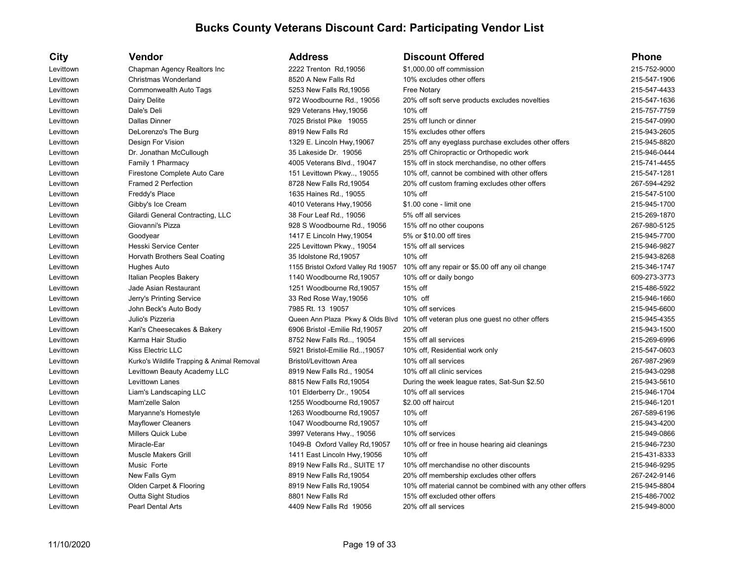# Bucks County Veterans Discount Card: Participating Vendor List

| City | Vendor | Address | Discount Offered | Phone |
|---|---|---|---|---|
| Levittown | Chapman Agency Realtors Inc | 2222 Trenton Rd,19056 | $1,000.00 off commission | 215-752-9000 |
| Levittown | Christmas Wonderland | 8520 A New Falls Rd | 10% excludes other offers | 215-547-1906 |
| Levittown | Commonwealth Auto Tags | 5253 New Falls Rd,19056 | Free Notary | 215-547-4433 |
| Levittown | Dairy Delite | 972 Woodbourne Rd., 19056 | 20% off soft serve products excludes novelties | 215-547-1636 |
| Levittown | Dale's Deli | 929 Veterans Hwy,19056 | 10% off | 215-757-7759 |
| Levittown | Dallas Dinner | 7025 Bristol Pike 19055 | 25% off lunch or dinner | 215-547-0990 |
| Levittown | DeLorenzo's The Burg | 8919 New Falls Rd | 15% excludes other offers | 215-943-2605 |
| Levittown | Design For Vision | 1329 E. Lincoln Hwy,19067 | 25% off any eyeglass purchase excludes other offers | 215-945-8820 |
| Levittown | Dr. Jonathan McCullough | 35 Lakeside Dr. 19056 | 25% off Chiropractic or Orthopedic work | 215-946-0444 |
| Levittown | Family 1 Pharmacy | 4005 Veterans Blvd., 19047 | 15% off in stock merchandise, no other offers | 215-741-4455 |
| Levittown | Firestone Complete Auto Care | 151 Levittown Pkwy.., 19055 | 10% off, cannot be combined with other offers | 215-547-1281 |
| Levittown | Framed 2 Perfection | 8728 New Falls Rd,19054 | 20% off custom framing excludes other offers | 267-594-4292 |
| Levittown | Freddy's Place | 1635 Haines Rd., 19055 | 10% off | 215-547-5100 |
| Levittown | Gibby's Ice Cream | 4010 Veterans Hwy,19056 | $1.00 cone - limit one | 215-945-1700 |
| Levittown | Gilardi General Contracting, LLC | 38 Four Leaf Rd., 19056 | 5% off all services | 215-269-1870 |
| Levittown | Giovanni's Pizza | 928 S Woodbourne Rd., 19056 | 15% off no other coupons | 267-980-5125 |
| Levittown | Goodyear | 1417 E Lincoln Hwy,19054 | 5% or $10.00 off tires | 215-945-7700 |
| Levittown | Hesski Service Center | 225 Levittown Pkwy., 19054 | 15% off all services | 215-946-9827 |
| Levittown | Horvath Brothers Seal Coating | 35 Idolstone Rd,19057 | 10% off | 215-943-8268 |
| Levittown | Hughes Auto | 1155 Bristol Oxford Valley Rd 19057 | 10% off any repair or $5.00 off any oil change | 215-346-1747 |
| Levittown | Italian Peoples Bakery | 1140 Woodbourne Rd,19057 | 10% off or daily bongo | 609-273-3773 |
| Levittown | Jade Asian Restaurant | 1251 Woodbourne Rd,19057 | 15% off | 215-486-5922 |
| Levittown | Jerry's Printing Service | 33 Red Rose Way,19056 | 10% off | 215-946-1660 |
| Levittown | John Beck's Auto Body | 7985 Rt. 13 19057 | 10% off services | 215-945-6600 |
| Levittown | Julio's Pizzeria | Queen Ann Plaza Pkwy & Olds Blvd | 10% off veteran plus one guest no other offers | 215-945-4355 |
| Levittown | Kari's Cheesecakes & Bakery | 6906 Bristol -Emilie Rd,19057 | 20% off | 215-943-1500 |
| Levittown | Karma Hair Studio | 8752 New Falls Rd.., 19054 | 15% off all services | 215-269-6996 |
| Levittown | Kiss Electric LLC | 5921 Bristol-Emilie Rd..,19057 | 10% off, Residential work only | 215-547-0603 |
| Levittown | Kurko's Wildlife Trapping & Animal Removal | Bristol/Levittown Area | 10% off all services | 267-987-2969 |
| Levittown | Levittown Beauty Academy LLC | 8919 New Falls Rd., 19054 | 10% off all clinic services | 215-943-0298 |
| Levittown | Levittown Lanes | 8815 New Falls Rd,19054 | During the week league rates, Sat-Sun $2.50 | 215-943-5610 |
| Levittown | Liam's Landscaping LLC | 101 Elderberry Dr., 19054 | 10% off all services | 215-946-1704 |
| Levittown | Mam'zelle Salon | 1255 Woodbourne Rd,19057 | $2.00 off haircut | 215-946-1201 |
| Levittown | Maryanne's Homestyle | 1263 Woodbourne Rd,19057 | 10% off | 267-589-6196 |
| Levittown | Mayflower Cleaners | 1047 Woodbourne Rd,19057 | 10% off | 215-943-4200 |
| Levittown | Millers Quick Lube | 3997 Veterans Hwy., 19056 | 10% off services | 215-949-0866 |
| Levittown | Miracle-Ear | 1049-B Oxford Valley Rd,19057 | 10% off or free in house hearing aid cleanings | 215-946-7230 |
| Levittown | Muscle Makers Grill | 1411 East Lincoln Hwy,19056 | 10% off | 215-431-8333 |
| Levittown | Music Forte | 8919 New Falls Rd., SUITE 17 | 10% off merchandise no other discounts | 215-946-9295 |
| Levittown | New Falls Gym | 8919 New Falls Rd,19054 | 20% off membership excludes other offers | 267-242-9146 |
| Levittown | Olden Carpet & Flooring | 8919 New Falls Rd,19054 | 10% off material cannot be combined with any other offers | 215-945-8804 |
| Levittown | Outta Sight Studios | 8801 New Falls Rd | 15% off excluded other offers | 215-486-7002 |
| Levittown | Pearl Dental Arts | 4409 New Falls Rd 19056 | 20% off all services | 215-949-8000 |

11/10/2020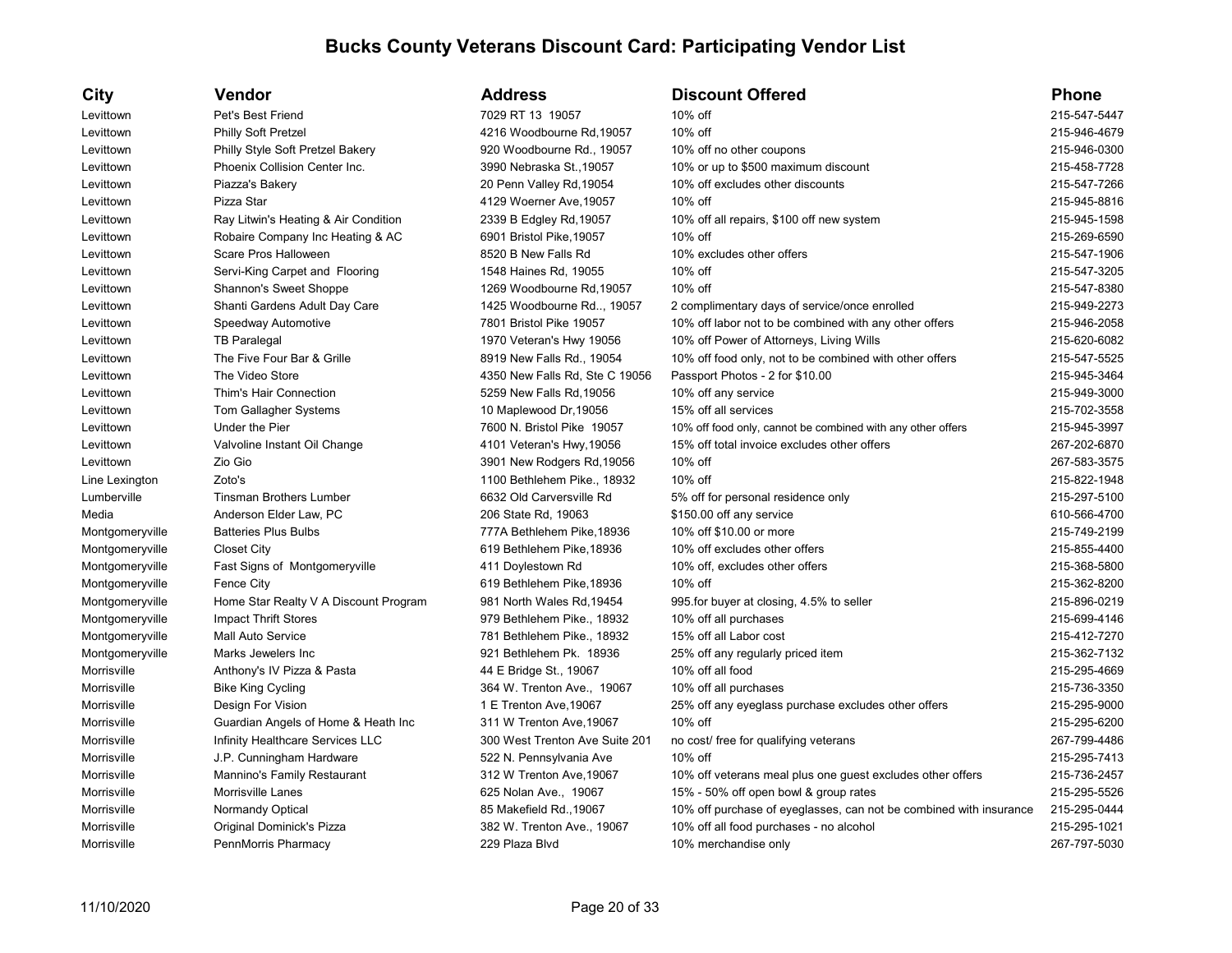# Bucks County Veterans Discount Card: Participating Vendor List

| City | Vendor | Address | Discount Offered | Phone |
|---|---|---|---|---|
| Levittown | Pet's Best Friend | 7029 RT 13 19057 | 10% off | 215-547-5447 |
| Levittown | Philly Soft Pretzel | 4216 Woodbourne Rd,19057 | 10% off | 215-946-4679 |
| Levittown | Philly Style Soft Pretzel Bakery | 920 Woodbourne Rd., 19057 | 10% off no other coupons | 215-946-0300 |
| Levittown | Phoenix Collision Center Inc. | 3990 Nebraska St.,19057 | 10% or up to $500 maximum discount | 215-458-7728 |
| Levittown | Piazza's Bakery | 20 Penn Valley Rd,19054 | 10% off excludes other discounts | 215-547-7266 |
| Levittown | Pizza Star | 4129 Woerner Ave,19057 | 10% off | 215-945-8816 |
| Levittown | Ray Litwin's Heating & Air Condition | 2339 B Edgley Rd,19057 | 10% off all repairs, $100 off new system | 215-945-1598 |
| Levittown | Robaire Company Inc Heating & AC | 6901 Bristol Pike,19057 | 10% off | 215-269-6590 |
| Levittown | Scare Pros Halloween | 8520 B New Falls Rd | 10% excludes other offers | 215-547-1906 |
| Levittown | Servi-King Carpet and Flooring | 1548 Haines Rd, 19055 | 10% off | 215-547-3205 |
| Levittown | Shannon's Sweet Shoppe | 1269 Woodbourne Rd,19057 | 10% off | 215-547-8380 |
| Levittown | Shanti Gardens Adult Day Care | 1425 Woodbourne Rd.., 19057 | 2 complimentary days of service/once enrolled | 215-949-2273 |
| Levittown | Speedway Automotive | 7801 Bristol Pike 19057 | 10% off labor not to be combined with any other offers | 215-946-2058 |
| Levittown | TB Paralegal | 1970 Veteran's Hwy 19056 | 10% off Power of Attorneys, Living Wills | 215-620-6082 |
| Levittown | The Five Four Bar & Grille | 8919 New Falls Rd., 19054 | 10% off food only, not to be combined with other offers | 215-547-5525 |
| Levittown | The Video Store | 4350 New Falls Rd, Ste C 19056 | Passport Photos - 2 for $10.00 | 215-945-3464 |
| Levittown | Thim's Hair Connection | 5259 New Falls Rd,19056 | 10% off any service | 215-949-3000 |
| Levittown | Tom Gallagher Systems | 10 Maplewood Dr,19056 | 15% off all services | 215-702-3558 |
| Levittown | Under the Pier | 7600 N. Bristol Pike 19057 | 10% off food only, cannot be combined with any other offers | 215-945-3997 |
| Levittown | Valvoline Instant Oil Change | 4101 Veteran's Hwy,19056 | 15% off total invoice excludes other offers | 267-202-6870 |
| Levittown | Zio Gio | 3901 New Rodgers Rd,19056 | 10% off | 267-583-3575 |
| Line Lexington | Zoto's | 1100 Bethlehem Pike., 18932 | 10% off | 215-822-1948 |
| Lumberville | Tinsman Brothers Lumber | 6632 Old Carversville Rd | 5% off for personal residence only | 215-297-5100 |
| Media | Anderson Elder Law, PC | 206 State Rd, 19063 | $150.00 off any service | 610-566-4700 |
| Montgomeryville | Batteries Plus Bulbs | 777A Bethlehem Pike,18936 | 10% off $10.00 or more | 215-749-2199 |
| Montgomeryville | Closet City | 619 Bethlehem Pike,18936 | 10% off excludes other offers | 215-855-4400 |
| Montgomeryville | Fast Signs of Montgomeryville | 411 Doylestown Rd | 10% off, excludes other offers | 215-368-5800 |
| Montgomeryville | Fence City | 619 Bethlehem Pike,18936 | 10% off | 215-362-8200 |
| Montgomeryville | Home Star Realty V A Discount Program | 981 North Wales Rd,19454 | 995.for buyer at closing, 4.5% to seller | 215-896-0219 |
| Montgomeryville | Impact Thrift Stores | 979 Bethlehem Pike., 18932 | 10% off all purchases | 215-699-4146 |
| Montgomeryville | Mall Auto Service | 781 Bethlehem Pike., 18932 | 15% off all Labor cost | 215-412-7270 |
| Montgomeryville | Marks Jewelers Inc | 921 Bethlehem Pk. 18936 | 25% off any regularly priced item | 215-362-7132 |
| Morrisville | Anthony's IV Pizza & Pasta | 44 E Bridge St., 19067 | 10% off all food | 215-295-4669 |
| Morrisville | Bike King Cycling | 364 W. Trenton Ave., 19067 | 10% off all purchases | 215-736-3350 |
| Morrisville | Design For Vision | 1 E Trenton Ave,19067 | 25% off any eyeglass purchase excludes other offers | 215-295-9000 |
| Morrisville | Guardian Angels of Home & Heath Inc | 311 W Trenton Ave,19067 | 10% off | 215-295-6200 |
| Morrisville | Infinity Healthcare Services LLC | 300 West Trenton Ave Suite 201 | no cost/ free for qualifying veterans | 267-799-4486 |
| Morrisville | J.P. Cunningham Hardware | 522 N. Pennsylvania Ave | 10% off | 215-295-7413 |
| Morrisville | Mannino's Family Restaurant | 312 W Trenton Ave,19067 | 10% off veterans meal plus one guest excludes other offers | 215-736-2457 |
| Morrisville | Morrisville Lanes | 625 Nolan Ave., 19067 | 15% - 50% off open bowl & group rates | 215-295-5526 |
| Morrisville | Normandy Optical | 85 Makefield Rd.,19067 | 10% off purchase of eyeglasses, can not be combined with insurance | 215-295-0444 |
| Morrisville | Original Dominick's Pizza | 382 W. Trenton Ave., 19067 | 10% off all food purchases - no alcohol | 215-295-1021 |
| Morrisville | PennMorris Pharmacy | 229 Plaza Blvd | 10% merchandise only | 267-797-5030 |

11/10/2020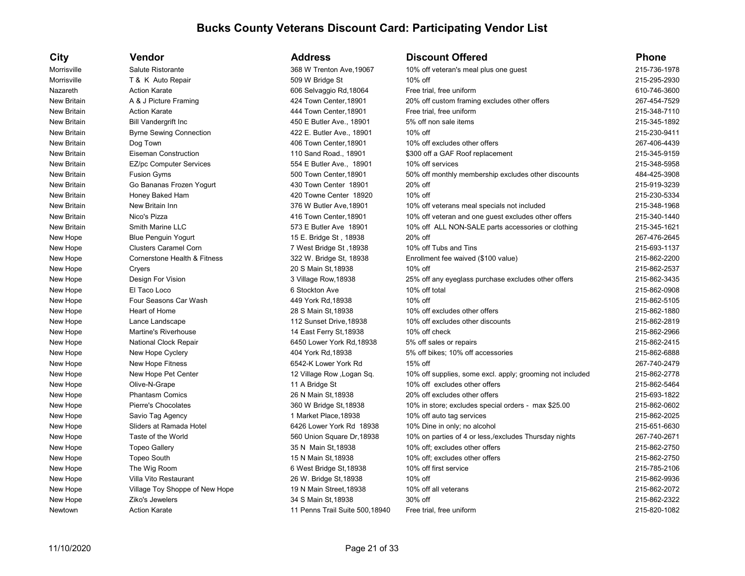# Bucks County Veterans Discount Card: Participating Vendor List

| City | Vendor | Address | Discount Offered | Phone |
|---|---|---|---|---|
| Morrisville | Salute Ristorante | 368 W Trenton Ave,19067 | 10% off veteran's meal plus one guest | 215-736-1978 |
| Morrisville | T & K Auto Repair | 509 W Bridge St | 10% off | 215-295-2930 |
| Nazareth | Action Karate | 606 Selvaggio Rd,18064 | Free trial, free uniform | 610-746-3600 |
| New Britain | A & J Picture Framing | 424 Town Center,18901 | 20% off custom framing excludes other offers | 267-454-7529 |
| New Britain | Action Karate | 444 Town Center,18901 | Free trial, free uniform | 215-348-7110 |
| New Britain | Bill Vandergrift Inc | 450 E Butler Ave., 18901 | 5% off non sale items | 215-345-1892 |
| New Britain | Byrne Sewing Connection | 422 E. Butler Ave., 18901 | 10% off | 215-230-9411 |
| New Britain | Dog Town | 406 Town Center,18901 | 10% off excludes other offers | 267-406-4439 |
| New Britain | Eiseman Construction | 110 Sand Road., 18901 | $300 off a GAF Roof replacement | 215-345-9159 |
| New Britain | EZ/pc Computer Services | 554 E Butler Ave., 18901 | 10% off services | 215-348-5958 |
| New Britain | Fusion Gyms | 500 Town Center,18901 | 50% off monthly membership excludes other discounts | 484-425-3908 |
| New Britain | Go Bananas Frozen Yogurt | 430 Town Center 18901 | 20% off | 215-919-3239 |
| New Britain | Honey Baked Ham | 420 Towne Center 18920 | 10% off | 215-230-5334 |
| New Britain | New Britain Inn | 376 W Butler Ave,18901 | 10% off veterans meal specials not included | 215-348-1968 |
| New Britain | Nico's Pizza | 416 Town Center,18901 | 10% off veteran and one guest excludes other offers | 215-340-1440 |
| New Britain | Smith Marine LLC | 573 E Butler Ave 18901 | 10% off ALL NON-SALE parts accessories or clothing | 215-345-1621 |
| New Hope | Blue Penguin Yogurt | 15 E. Bridge St , 18938 | 20% off | 267-476-2645 |
| New Hope | Clusters Caramel Corn | 7 West Bridge St ,18938 | 10% off Tubs and Tins | 215-693-1137 |
| New Hope | Cornerstone Health & Fitness | 322 W. Bridge St, 18938 | Enrollment fee waived ($100 value) | 215-862-2200 |
| New Hope | Cryers | 20 S Main St,18938 | 10% off | 215-862-2537 |
| New Hope | Design For Vision | 3 Village Row,18938 | 25% off any eyeglass purchase excludes other offers | 215-862-3435 |
| New Hope | El Taco Loco | 6 Stockton Ave | 10% off total | 215-862-0908 |
| New Hope | Four Seasons Car Wash | 449 York Rd,18938 | 10% off | 215-862-5105 |
| New Hope | Heart of Home | 28 S Main St,18938 | 10% off excludes other offers | 215-862-1880 |
| New Hope | Lance Landscape | 112 Sunset Drive,18938 | 10% off excludes other discounts | 215-862-2819 |
| New Hope | Martine's Riverhouse | 14 East Ferry St,18938 | 10% off check | 215-862-2966 |
| New Hope | National Clock Repair | 6450 Lower York Rd,18938 | 5% off sales or repairs | 215-862-2415 |
| New Hope | New Hope Cyclery | 404 York Rd,18938 | 5% off bikes; 10% off accessories | 215-862-6888 |
| New Hope | New Hope Fitness | 6542-K Lower York Rd | 15% off | 267-740-2479 |
| New Hope | New Hope Pet Center | 12 Village Row ,Logan Sq. | 10% off supplies, some excl. apply; grooming not included | 215-862-2778 |
| New Hope | Olive-N-Grape | 11 A Bridge St | 10% off excludes other offers | 215-862-5464 |
| New Hope | Phantasm Comics | 26 N Main St,18938 | 20% off excludes other offers | 215-693-1822 |
| New Hope | Pierre's Chocolates | 360 W Bridge St,18938 | 10% in store; excludes special orders - max $25.00 | 215-862-0602 |
| New Hope | Savio Tag Agency | 1 Market Place,18938 | 10% off auto tag services | 215-862-2025 |
| New Hope | Sliders at Ramada Hotel | 6426 Lower York Rd 18938 | 10% Dine in only; no alcohol | 215-651-6630 |
| New Hope | Taste of the World | 560 Union Square Dr,18938 | 10% on parties of 4 or less,/excludes Thursday nights | 267-740-2671 |
| New Hope | Topeo Gallery | 35 N Main St,18938 | 10% off; excludes other offers | 215-862-2750 |
| New Hope | Topeo South | 15 N Main St,18938 | 10% off; excludes other offers | 215-862-2750 |
| New Hope | The Wig Room | 6 West Bridge St,18938 | 10% off first service | 215-785-2106 |
| New Hope | Villa Vito Restaurant | 26 W. Bridge St,18938 | 10% off | 215-862-9936 |
| New Hope | Village Toy Shoppe of New Hope | 19 N Main Street,18938 | 10% off all veterans | 215-862-2072 |
| New Hope | Ziko's Jewelers | 34 S Main St,18938 | 30% off | 215-862-2322 |
| Newtown | Action Karate | 11 Penns Trail Suite 500,18940 | Free trial, free uniform | 215-820-1082 |

11/10/2020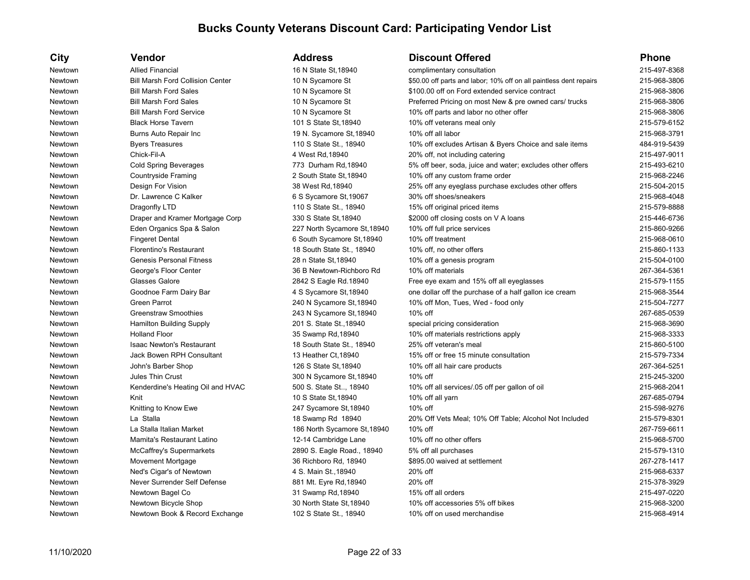# Bucks County Veterans Discount Card: Participating Vendor List

| City | Vendor | Address | Discount Offered | Phone |
|---|---|---|---|---|
| Newtown | Allied Financial | 16 N State St,18940 | complimentary consultation | 215-497-8368 |
| Newtown | Bill Marsh Ford Collision Center | 10 N Sycamore St | $50.00 off parts and labor; 10% off on all paintless dent repairs | 215-968-3806 |
| Newtown | Bill Marsh Ford Sales | 10 N Sycamore St | $100.00 off on Ford extended service contract | 215-968-3806 |
| Newtown | Bill Marsh Ford Sales | 10 N Sycamore St | Preferred Pricing on most New & pre owned cars/ trucks | 215-968-3806 |
| Newtown | Bill Marsh Ford Service | 10 N Sycamore St | 10% off parts and labor no other offer | 215-968-3806 |
| Newtown | Black Horse Tavern | 101 S State St,18940 | 10% off veterans meal only | 215-579-6152 |
| Newtown | Burns Auto Repair Inc | 19 N. Sycamore St,18940 | 10% off all labor | 215-968-3791 |
| Newtown | Byers Treasures | 110 S State St., 18940 | 10% off excludes Artisan & Byers Choice and sale items | 484-919-5439 |
| Newtown | Chick-Fil-A | 4 West Rd,18940 | 20% off, not including catering | 215-497-9011 |
| Newtown | Cold Spring Beverages | 773 Durham Rd,18940 | 5% off beer, soda, juice and water; excludes other offers | 215-493-6210 |
| Newtown | Countryside Framing | 2 South State St,18940 | 10% off any custom frame order | 215-968-2246 |
| Newtown | Design For Vision | 38 West Rd,18940 | 25% off any eyeglass purchase excludes other offers | 215-504-2015 |
| Newtown | Dr. Lawrence C Kalker | 6 S Sycamore St,19067 | 30% off shoes/sneakers | 215-968-4048 |
| Newtown | Dragonfly LTD | 110 S State St., 18940 | 15% off original priced items | 215-579-8888 |
| Newtown | Draper and Kramer Mortgage Corp | 330 S State St,18940 | $2000 off closing costs on V A loans | 215-446-6736 |
| Newtown | Eden Organics Spa & Salon | 227 North Sycamore St,18940 | 10% off full price services | 215-860-9266 |
| Newtown | Fingeret Dental | 6 South Sycamore St,18940 | 10% off treatment | 215-968-0610 |
| Newtown | Florentino's Restaurant | 18 South State St., 18940 | 10% off, no other offers | 215-860-1133 |
| Newtown | Genesis Personal Fitness | 28 n State St,18940 | 10% off a genesis program | 215-504-0100 |
| Newtown | George's Floor Center | 36 B Newtown-Richboro Rd | 10% off materials | 267-364-5361 |
| Newtown | Glasses Galore | 2842 S Eagle Rd.18940 | Free eye exam and 15% off all eyeglasses | 215-579-1155 |
| Newtown | Goodnoe Farm Dairy Bar | 4 S Sycamore St,18940 | one dollar off the purchase of a half gallon ice cream | 215-968-3544 |
| Newtown | Green Parrot | 240 N Sycamore St,18940 | 10% off Mon, Tues, Wed - food only | 215-504-7277 |
| Newtown | Greenstraw Smoothies | 243 N Sycamore St,18940 | 10% off | 267-685-0539 |
| Newtown | Hamilton Building Supply | 201 S. State St.,18940 | special pricing consideration | 215-968-3690 |
| Newtown | Holland Floor | 35 Swamp Rd,18940 | 10% off materials restrictions apply | 215-968-3333 |
| Newtown | Isaac Newton's Restaurant | 18 South State St., 18940 | 25% off veteran's meal | 215-860-5100 |
| Newtown | Jack Bowen RPH Consultant | 13 Heather Ct,18940 | 15% off or free 15 minute consultation | 215-579-7334 |
| Newtown | John's Barber Shop | 126 S State St,18940 | 10% off all hair care products | 267-364-5251 |
| Newtown | Jules Thin Crust | 300 N Sycamore St,18940 | 10% off | 215-245-3200 |
| Newtown | Kenderdine's Heating Oil and HVAC | 500 S. State St.., 18940 | 10% off all services/.05 off per gallon of oil | 215-968-2041 |
| Newtown | Knit | 10 S State St,18940 | 10% off all yarn | 267-685-0794 |
| Newtown | Knitting to Know Ewe | 247 Sycamore St,18940 | 10% off | 215-598-9276 |
| Newtown | La Stalla | 18 Swamp Rd 18940 | 20% Off Vets Meal; 10% Off Table; Alcohol Not Included | 215-579-8301 |
| Newtown | La Stalla Italian Market | 186 North Sycamore St,18940 | 10% off | 267-759-6611 |
| Newtown | Mamita's Restaurant Latino | 12-14 Cambridge Lane | 10% off no other offers | 215-968-5700 |
| Newtown | McCaffrey's Supermarkets | 2890 S. Eagle Road., 18940 | 5% off all purchases | 215-579-1310 |
| Newtown | Movement Mortgage | 36 Richboro Rd, 18940 | $895.00 waived at settlement | 267-278-1417 |
| Newtown | Ned's Cigar's of Newtown | 4 S. Main St.,18940 | 20% off | 215-968-6337 |
| Newtown | Never Surrender Self Defense | 881 Mt. Eyre Rd,18940 | 20% off | 215-378-3929 |
| Newtown | Newtown Bagel Co | 31 Swamp Rd,18940 | 15% off all orders | 215-497-0220 |
| Newtown | Newtown Bicycle Shop | 30 North State St,18940 | 10% off accessories 5% off bikes | 215-968-3200 |
| Newtown | Newtown Book & Record Exchange | 102 S State St., 18940 | 10% off on used merchandise | 215-968-4914 |

11/10/2020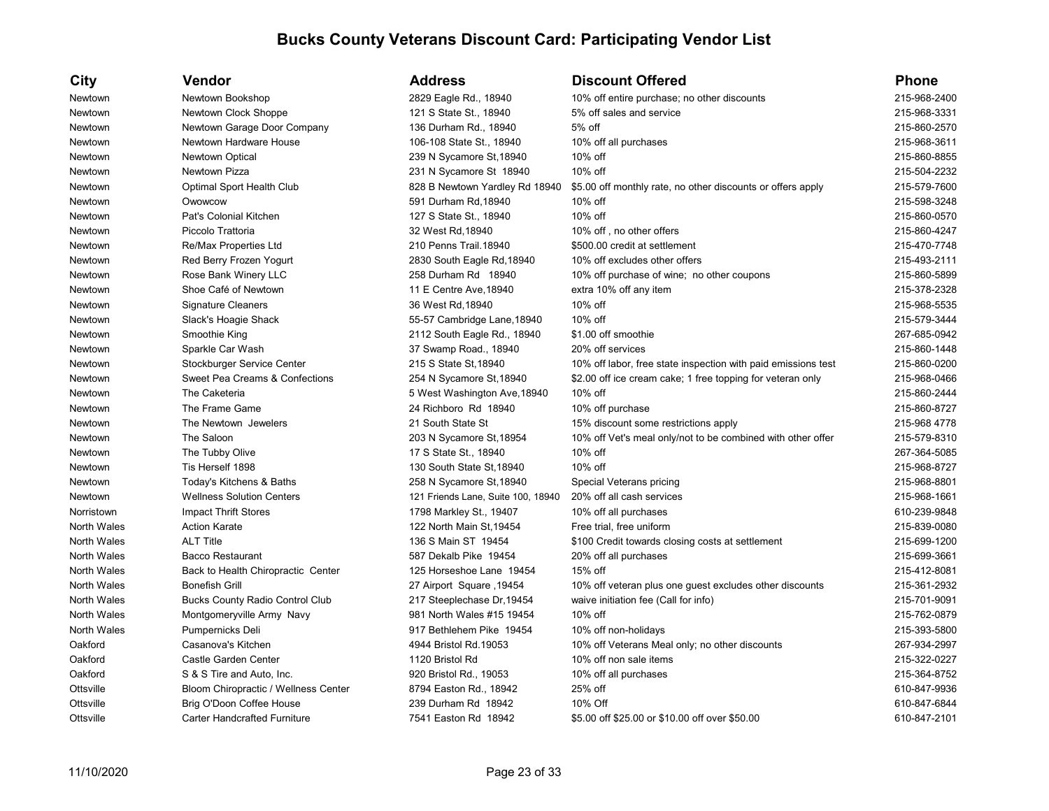# Bucks County Veterans Discount Card: Participating Vendor List

| City | Vendor | Address | Discount Offered | Phone |
|---|---|---|---|---|
| Newtown | Newtown Bookshop | 2829 Eagle Rd., 18940 | 10% off entire purchase; no other discounts | 215-968-2400 |
| Newtown | Newtown Clock Shoppe | 121 S State St., 18940 | 5% off sales and service | 215-968-3331 |
| Newtown | Newtown Garage Door Company | 136 Durham Rd., 18940 | 5% off | 215-860-2570 |
| Newtown | Newtown Hardware House | 106-108 State St., 18940 | 10% off all purchases | 215-968-3611 |
| Newtown | Newtown Optical | 239 N Sycamore St,18940 | 10% off | 215-860-8855 |
| Newtown | Newtown Pizza | 231 N Sycamore St 18940 | 10% off | 215-504-2232 |
| Newtown | Optimal Sport Health Club | 828 B Newtown Yardley Rd 18940 | $5.00 off monthly rate, no other discounts or offers apply | 215-579-7600 |
| Newtown | Owowcow | 591 Durham Rd,18940 | 10% off | 215-598-3248 |
| Newtown | Pat's Colonial Kitchen | 127 S State St., 18940 | 10% off | 215-860-0570 |
| Newtown | Piccolo Trattoria | 32 West Rd,18940 | 10% off , no other offers | 215-860-4247 |
| Newtown | Re/Max Properties Ltd | 210 Penns Trail.18940 | $500.00 credit at settlement | 215-470-7748 |
| Newtown | Red Berry Frozen Yogurt | 2830 South Eagle Rd,18940 | 10% off excludes other offers | 215-493-2111 |
| Newtown | Rose Bank Winery LLC | 258 Durham Rd 18940 | 10% off purchase of wine; no other coupons | 215-860-5899 |
| Newtown | Shoe Café of Newtown | 11 E Centre Ave,18940 | extra 10% off any item | 215-378-2328 |
| Newtown | Signature Cleaners | 36 West Rd,18940 | 10% off | 215-968-5535 |
| Newtown | Slack's Hoagie Shack | 55-57 Cambridge Lane,18940 | 10% off | 215-579-3444 |
| Newtown | Smoothie King | 2112 South Eagle Rd., 18940 | $1.00 off smoothie | 267-685-0942 |
| Newtown | Sparkle Car Wash | 37 Swamp Road., 18940 | 20% off services | 215-860-1448 |
| Newtown | Stockburger Service Center | 215 S State St,18940 | 10% off labor, free state inspection with paid emissions test | 215-860-0200 |
| Newtown | Sweet Pea Creams & Confections | 254 N Sycamore St,18940 | $2.00 off ice cream cake; 1 free topping for veteran only | 215-968-0466 |
| Newtown | The Caketeria | 5 West Washington Ave,18940 | 10% off | 215-860-2444 |
| Newtown | The Frame Game | 24 Richboro Rd 18940 | 10% off purchase | 215-860-8727 |
| Newtown | The Newtown Jewelers | 21 South State St | 15% discount some restrictions apply | 215-968 4778 |
| Newtown | The Saloon | 203 N Sycamore St,18954 | 10% off Vet's meal only/not to be combined with other offer | 215-579-8310 |
| Newtown | The Tubby Olive | 17 S State St., 18940 | 10% off | 267-364-5085 |
| Newtown | Tis Herself 1898 | 130 South State St,18940 | 10% off | 215-968-8727 |
| Newtown | Today's Kitchens & Baths | 258 N Sycamore St,18940 | Special Veterans pricing | 215-968-8801 |
| Newtown | Wellness Solution Centers | 121 Friends Lane, Suite 100, 18940 | 20% off all cash services | 215-968-1661 |
| Norristown | Impact Thrift Stores | 1798 Markley St., 19407 | 10% off all purchases | 610-239-9848 |
| North Wales | Action Karate | 122 North Main St,19454 | Free trial, free uniform | 215-839-0080 |
| North Wales | ALT Title | 136 S Main ST 19454 | $100 Credit towards closing costs at settlement | 215-699-1200 |
| North Wales | Bacco Restaurant | 587 Dekalb Pike 19454 | 20% off all purchases | 215-699-3661 |
| North Wales | Back to Health Chiropractic Center | 125 Horseshoe Lane 19454 | 15% off | 215-412-8081 |
| North Wales | Bonefish Grill | 27 Airport Square ,19454 | 10% off veteran plus one guest excludes other discounts | 215-361-2932 |
| North Wales | Bucks County Radio Control Club | 217 Steeplechase Dr,19454 | waive initiation fee (Call for info) | 215-701-9091 |
| North Wales | Montgomeryville Army Navy | 981 North Wales #15 19454 | 10% off | 215-762-0879 |
| North Wales | Pumpernicks Deli | 917 Bethlehem Pike 19454 | 10% off non-holidays | 215-393-5800 |
| Oakford | Casanova's Kitchen | 4944 Bristol Rd.19053 | 10% off Veterans Meal only; no other discounts | 267-934-2997 |
| Oakford | Castle Garden Center | 1120 Bristol Rd | 10% off non sale items | 215-322-0227 |
| Oakford | S & S Tire and Auto, Inc. | 920 Bristol Rd., 19053 | 10% off all purchases | 215-364-8752 |
| Ottsville | Bloom Chiropractic / Wellness Center | 8794 Easton Rd., 18942 | 25% off | 610-847-9936 |
| Ottsville | Brig O'Doon Coffee House | 239 Durham Rd 18942 | 10% Off | 610-847-6844 |
| Ottsville | Carter Handcrafted Furniture | 7541 Easton Rd 18942 | $5.00 off $25.00 or $10.00 off over $50.00 | 610-847-2101 |

11/10/2020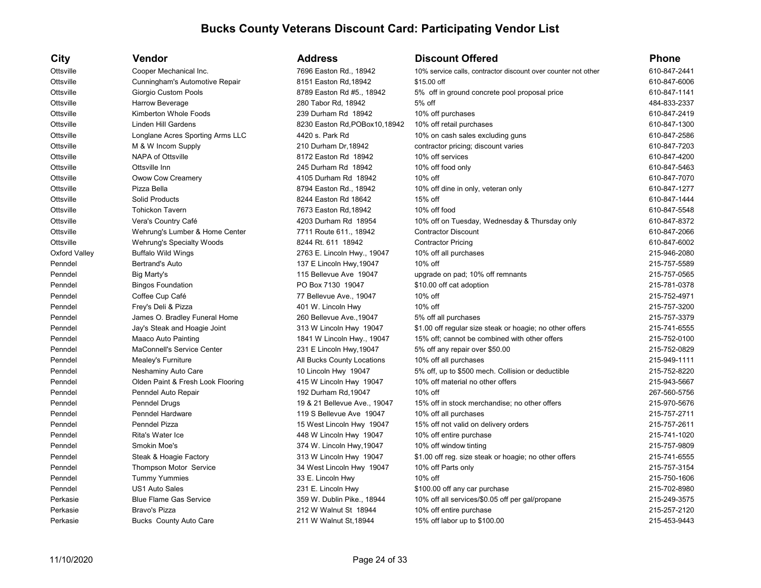# Bucks County Veterans Discount Card: Participating Vendor List

| City | Vendor | Address | Discount Offered | Phone |
| --- | --- | --- | --- | --- |
| Ottsville | Cooper Mechanical Inc. | 7696 Easton Rd., 18942 | 10% service calls, contractor discount over counter not other | 610-847-2441 |
| Ottsville | Cunningham's Automotive Repair | 8151 Easton Rd,18942 | $15.00 off | 610-847-6006 |
| Ottsville | Giorgio Custom Pools | 8789 Easton Rd #5., 18942 | 5% off in ground concrete pool proposal price | 610-847-1141 |
| Ottsville | Harrow Beverage | 280 Tabor Rd, 18942 | 5% off | 484-833-2337 |
| Ottsville | Kimberton Whole Foods | 239 Durham Rd 18942 | 10% off purchases | 610-847-2419 |
| Ottsville | Linden Hill Gardens | 8230 Easton Rd,POBox10,18942 | 10% off retail purchases | 610-847-1300 |
| Ottsville | Longlane Acres Sporting Arms LLC | 4420 s. Park Rd | 10% on cash sales excluding guns | 610-847-2586 |
| Ottsville | M & W Incom Supply | 210 Durham Dr,18942 | contractor pricing; discount varies | 610-847-7203 |
| Ottsville | NAPA of Ottsville | 8172 Easton Rd 18942 | 10% off services | 610-847-4200 |
| Ottsville | Ottsville Inn | 245 Durham Rd 18942 | 10% off food only | 610-847-5463 |
| Ottsville | Owow Cow Creamery | 4105 Durham Rd 18942 | 10% off | 610-847-7070 |
| Ottsville | Pizza Bella | 8794 Easton Rd., 18942 | 10% off dine in only, veteran only | 610-847-1277 |
| Ottsville | Solid Products | 8244 Easton Rd 18642 | 15% off | 610-847-1444 |
| Ottsville | Tohickon Tavern | 7673 Easton Rd,18942 | 10% off food | 610-847-5548 |
| Ottsville | Vera's Country Café | 4203 Durham Rd 18954 | 10% off on Tuesday, Wednesday & Thursday only | 610-847-8372 |
| Ottsville | Wehrung's Lumber & Home Center | 7711 Route 611., 18942 | Contractor Discount | 610-847-2066 |
| Ottsville | Wehrung's Specialty Woods | 8244 Rt. 611 18942 | Contractor Pricing | 610-847-6002 |
| Oxford Valley | Buffalo Wild Wings | 2763 E. Lincoln Hwy., 19047 | 10% off all purchases | 215-946-2080 |
| Penndel | Bertrand's Auto | 137 E Lincoln Hwy,19047 | 10% off | 215-757-5589 |
| Penndel | Big Marty's | 115 Bellevue Ave 19047 | upgrade on pad; 10% off remnants | 215-757-0565 |
| Penndel | Bingos Foundation | PO Box 7130 19047 | $10.00 off cat adoption | 215-781-0378 |
| Penndel | Coffee Cup Café | 77 Bellevue Ave., 19047 | 10% off | 215-752-4971 |
| Penndel | Frey's Deli & Pizza | 401 W. Lincoln Hwy | 10% off | 215-757-3200 |
| Penndel | James O. Bradley Funeral Home | 260 Bellevue Ave.,19047 | 5% off all purchases | 215-757-3379 |
| Penndel | Jay's Steak and Hoagie Joint | 313 W Lincoln Hwy 19047 | $1.00 off regular size steak or hoagie; no other offers | 215-741-6555 |
| Penndel | Maaco Auto Painting | 1841 W Lincoln Hwy., 19047 | 15% off; cannot be combined with other offers | 215-752-0100 |
| Penndel | MaConnell's Service Center | 231 E Lincoln Hwy,19047 | 5% off any repair over $50.00 | 215-752-0829 |
| Penndel | Mealey's Furniture | All Bucks County Locations | 10% off all purchases | 215-949-1111 |
| Penndel | Neshaminy Auto Care | 10 Lincoln Hwy 19047 | 5% off, up to $500 mech. Collision or deductible | 215-752-8220 |
| Penndel | Olden Paint & Fresh Look Flooring | 415 W Lincoln Hwy 19047 | 10% off material no other offers | 215-943-5667 |
| Penndel | Penndel Auto Repair | 192 Durham Rd,19047 | 10% off | 267-560-5756 |
| Penndel | Penndel Drugs | 19 & 21 Bellevue Ave., 19047 | 15% off in stock merchandise; no other offers | 215-970-5676 |
| Penndel | Penndel Hardware | 119 S Bellevue Ave 19047 | 10% off all purchases | 215-757-2711 |
| Penndel | Penndel Pizza | 15 West Lincoln Hwy 19047 | 15% off not valid on delivery orders | 215-757-2611 |
| Penndel | Rita's Water Ice | 448 W Lincoln Hwy 19047 | 10% off entire purchase | 215-741-1020 |
| Penndel | Smokin Moe's | 374 W. Lincoln Hwy,19047 | 10% off window tinting | 215-757-9809 |
| Penndel | Steak & Hoagie Factory | 313 W Lincoln Hwy 19047 | $1.00 off reg. size steak or hoagie; no other offers | 215-741-6555 |
| Penndel | Thompson Motor Service | 34 West Lincoln Hwy 19047 | 10% off Parts only | 215-757-3154 |
| Penndel | Tummy Yummies | 33 E. Lincoln Hwy | 10% off | 215-750-1606 |
| Penndel | US1 Auto Sales | 231 E. Lincoln Hwy | $100.00 off any car purchase | 215-702-8980 |
| Perkasie | Blue Flame Gas Service | 359 W. Dublin Pike., 18944 | 10% off all services/$0.05 off per gal/propane | 215-249-3575 |
| Perkasie | Bravo's Pizza | 212 W Walnut St 18944 | 10% off entire purchase | 215-257-2120 |
| Perkasie | Bucks County Auto Care | 211 W Walnut St,18944 | 15% off labor up to $100.00 | 215-453-9443 |

11/10/2020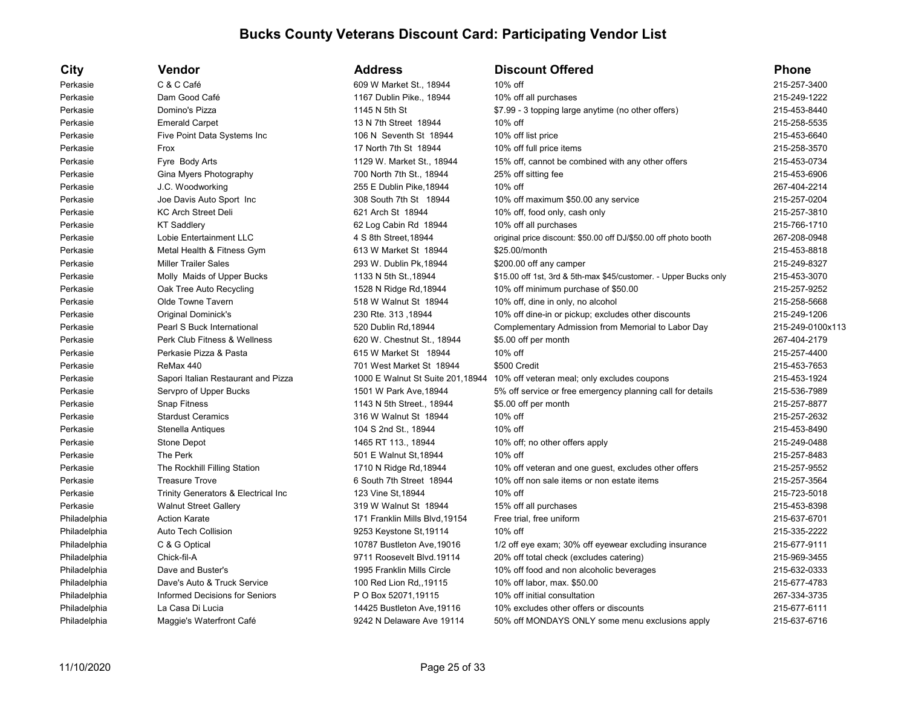# Bucks County Veterans Discount Card: Participating Vendor List

| City | Vendor | Address | Discount Offered | Phone |
|---|---|---|---|---|
| Perkasie | C & C Café | 609 W Market St., 18944 | 10% off | 215-257-3400 |
| Perkasie | Dam Good Café | 1167 Dublin Pike., 18944 | 10% off all purchases | 215-249-1222 |
| Perkasie | Domino's Pizza | 1145 N 5th St | $7.99 - 3 topping large anytime (no other offers) | 215-453-8440 |
| Perkasie | Emerald Carpet | 13 N 7th Street 18944 | 10% off | 215-258-5535 |
| Perkasie | Five Point Data Systems Inc | 106 N Seventh St 18944 | 10% off list price | 215-453-6640 |
| Perkasie | Frox | 17 North 7th St 18944 | 10% off full price items | 215-258-3570 |
| Perkasie | Fyre Body Arts | 1129 W. Market St., 18944 | 15% off, cannot be combined with any other offers | 215-453-0734 |
| Perkasie | Gina Myers Photography | 700 North 7th St., 18944 | 25% off sitting fee | 215-453-6906 |
| Perkasie | J.C. Woodworking | 255 E Dublin Pike,18944 | 10% off | 267-404-2214 |
| Perkasie | Joe Davis Auto Sport Inc | 308 South 7th St 18944 | 10% off maximum $50.00 any service | 215-257-0204 |
| Perkasie | KC Arch Street Deli | 621 Arch St 18944 | 10% off, food only, cash only | 215-257-3810 |
| Perkasie | KT Saddlery | 62 Log Cabin Rd 18944 | 10% off all purchases | 215-766-1710 |
| Perkasie | Lobie Entertainment LLC | 4 S 8th Street,18944 | original price discount: $50.00 off DJ/$50.00 off photo booth | 267-208-0948 |
| Perkasie | Metal Health & Fitness Gym | 613 W Market St 18944 | $25.00/month | 215-453-8818 |
| Perkasie | Miller Trailer Sales | 293 W. Dublin Pk,18944 | $200.00 off any camper | 215-249-8327 |
| Perkasie | Molly Maids of Upper Bucks | 1133 N 5th St.,18944 | $15.00 off 1st, 3rd & 5th-max $45/customer. - Upper Bucks only | 215-453-3070 |
| Perkasie | Oak Tree Auto Recycling | 1528 N Ridge Rd,18944 | 10% off minimum purchase of $50.00 | 215-257-9252 |
| Perkasie | Olde Towne Tavern | 518 W Walnut St 18944 | 10% off, dine in only, no alcohol | 215-258-5668 |
| Perkasie | Original Dominick's | 230 Rte. 313 ,18944 | 10% off dine-in or pickup; excludes other discounts | 215-249-1206 |
| Perkasie | Pearl S Buck International | 520 Dublin Rd,18944 | Complementary Admission from Memorial to Labor Day | 215-249-0100x113 |
| Perkasie | Perk Club Fitness & Wellness | 620 W. Chestnut St., 18944 | $5.00 off per month | 267-404-2179 |
| Perkasie | Perkasie Pizza & Pasta | 615 W Market St 18944 | 10% off | 215-257-4400 |
| Perkasie | ReMax 440 | 701 West Market St 18944 | $500 Credit | 215-453-7653 |
| Perkasie | Sapori Italian Restaurant and Pizza | 1000 E Walnut St Suite 201,18944 | 10% off veteran meal; only excludes coupons | 215-453-1924 |
| Perkasie | Servpro of Upper Bucks | 1501 W Park Ave,18944 | 5% off service or free emergency planning call for details | 215-536-7989 |
| Perkasie | Snap Fitness | 1143 N 5th Street., 18944 | $5.00 off per month | 215-257-8877 |
| Perkasie | Stardust Ceramics | 316 W Walnut St 18944 | 10% off | 215-257-2632 |
| Perkasie | Stenella Antiques | 104 S 2nd St., 18944 | 10% off | 215-453-8490 |
| Perkasie | Stone Depot | 1465 RT 113., 18944 | 10% off; no other offers apply | 215-249-0488 |
| Perkasie | The Perk | 501 E Walnut St,18944 | 10% off | 215-257-8483 |
| Perkasie | The Rockhill Filling Station | 1710 N Ridge Rd,18944 | 10% off veteran and one guest, excludes other offers | 215-257-9552 |
| Perkasie | Treasure Trove | 6 South 7th Street 18944 | 10% off non sale items or non estate items | 215-257-3564 |
| Perkasie | Trinity Generators & Electrical Inc | 123 Vine St,18944 | 10% off | 215-723-5018 |
| Perkasie | Walnut Street Gallery | 319 W Walnut St 18944 | 15% off all purchases | 215-453-8398 |
| Philadelphia | Action Karate | 171 Franklin Mills Blvd,19154 | Free trial, free uniform | 215-637-6701 |
| Philadelphia | Auto Tech Collision | 9253 Keystone St,19114 | 10% off | 215-335-2222 |
| Philadelphia | C & G Optical | 10787 Bustleton Ave,19016 | 1/2 off eye exam; 30% off eyewear excluding insurance | 215-677-9111 |
| Philadelphia | Chick-fil-A | 9711 Roosevelt Blvd.19114 | 20% off total check (excludes catering) | 215-969-3455 |
| Philadelphia | Dave and Buster's | 1995 Franklin Mills Circle | 10% off food and non alcoholic beverages | 215-632-0333 |
| Philadelphia | Dave's Auto & Truck Service | 100 Red Lion Rd,,19115 | 10% off labor, max. $50.00 | 215-677-4783 |
| Philadelphia | Informed Decisions for Seniors | P O Box 52071,19115 | 10% off initial consultation | 267-334-3735 |
| Philadelphia | La Casa Di Lucia | 14425 Bustleton Ave,19116 | 10% excludes other offers or discounts | 215-677-6111 |
| Philadelphia | Maggie's Waterfront Café | 9242 N Delaware Ave 19114 | 50% off MONDAYS ONLY some menu exclusions apply | 215-637-6716 |

11/10/2020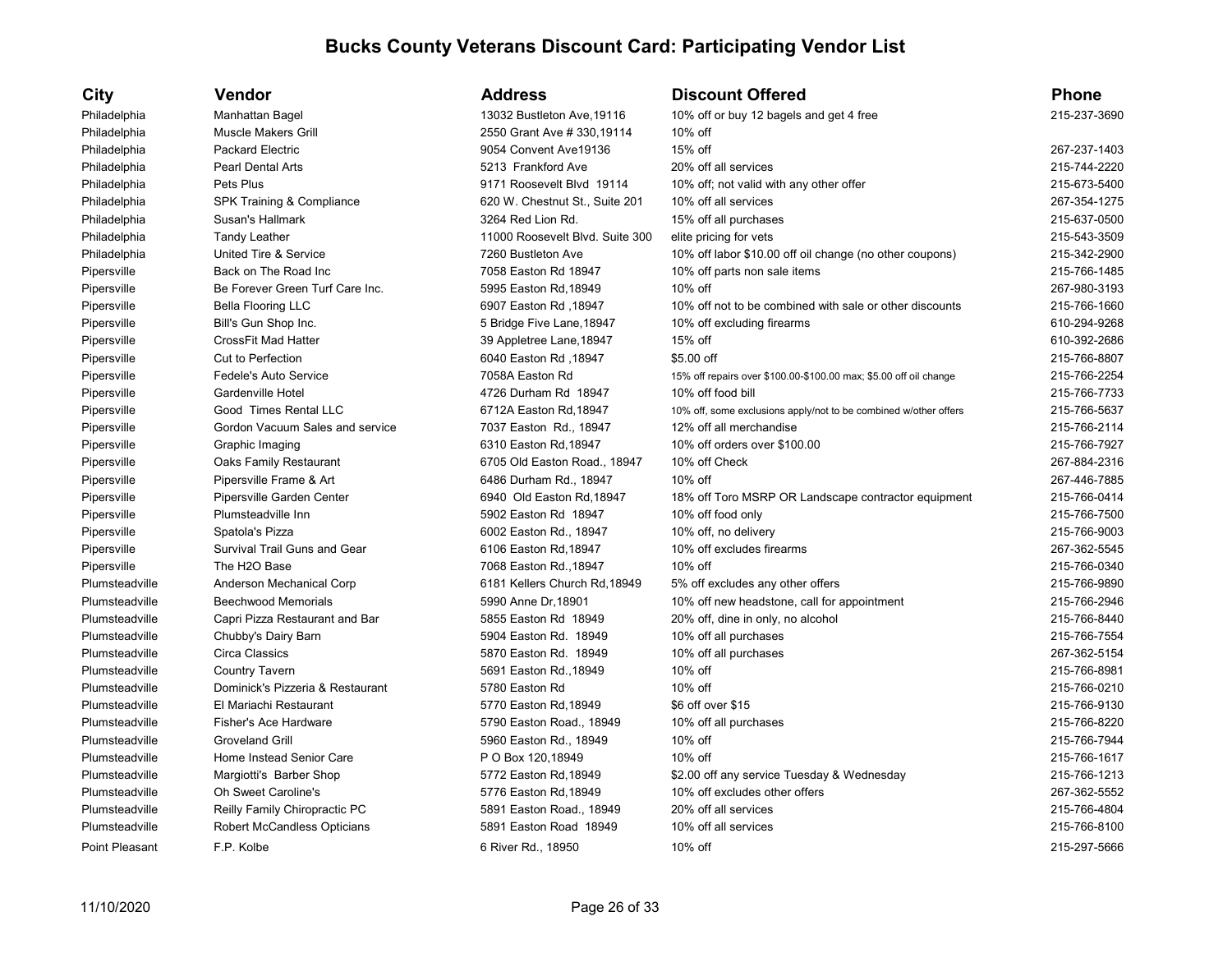# Bucks County Veterans Discount Card: Participating Vendor List

| City | Vendor | Address | Discount Offered | Phone |
|---|---|---|---|---|
| Philadelphia | Manhattan Bagel | 13032 Bustleton Ave,19116 | 10% off or buy 12 bagels and get 4 free | 215-237-3690 |
| Philadelphia | Muscle Makers Grill | 2550 Grant Ave # 330,19114 | 10% off | |
| Philadelphia | Packard Electric | 9054 Convent Ave19136 | 15% off | 267-237-1403 |
| Philadelphia | Pearl Dental Arts | 5213 Frankford Ave | 20% off all services | 215-744-2220 |
| Philadelphia | Pets Plus | 9171 Roosevelt Blvd 19114 | 10% off; not valid with any other offer | 215-673-5400 |
| Philadelphia | SPK Training & Compliance | 620 W. Chestnut St., Suite 201 | 10% off all services | 267-354-1275 |
| Philadelphia | Susan's Hallmark | 3264 Red Lion Rd. | 15% off all purchases | 215-637-0500 |
| Philadelphia | Tandy Leather | 11000 Roosevelt Blvd. Suite 300 | elite pricing for vets | 215-543-3509 |
| Philadelphia | United Tire & Service | 7260 Bustleton Ave | 10% off labor $10.00 off oil change (no other coupons) | 215-342-2900 |
| Pipersville | Back on The Road Inc | 7058 Easton Rd 18947 | 10% off parts non sale items | 215-766-1485 |
| Pipersville | Be Forever Green Turf Care Inc. | 5995 Easton Rd,18949 | 10% off | 267-980-3193 |
| Pipersville | Bella Flooring LLC | 6907 Easton Rd ,18947 | 10% off not to be combined with sale or other discounts | 215-766-1660 |
| Pipersville | Bill's Gun Shop Inc. | 5 Bridge Five Lane,18947 | 10% off excluding firearms | 610-294-9268 |
| Pipersville | CrossFit Mad Hatter | 39 Appletree Lane,18947 | 15% off | 610-392-2686 |
| Pipersville | Cut to Perfection | 6040 Easton Rd ,18947 | $5.00 off | 215-766-8807 |
| Pipersville | Fedele's Auto Service | 7058A Easton Rd | 15% off repairs over $100.00-$100.00 max; $5.00 off oil change | 215-766-2254 |
| Pipersville | Gardenville Hotel | 4726 Durham Rd 18947 | 10% off food bill | 215-766-7733 |
| Pipersville | Good Times Rental LLC | 6712A Easton Rd,18947 | 10% off, some exclusions apply/not to be combined w/other offers | 215-766-5637 |
| Pipersville | Gordon Vacuum Sales and service | 7037 Easton Rd., 18947 | 12% off all merchandise | 215-766-2114 |
| Pipersville | Graphic Imaging | 6310 Easton Rd,18947 | 10% off orders over $100.00 | 215-766-7927 |
| Pipersville | Oaks Family Restaurant | 6705 Old Easton Road., 18947 | 10% off Check | 267-884-2316 |
| Pipersville | Pipersville Frame & Art | 6486 Durham Rd., 18947 | 10% off | 267-446-7885 |
| Pipersville | Pipersville Garden Center | 6940 Old Easton Rd,18947 | 18% off Toro MSRP OR Landscape contractor equipment | 215-766-0414 |
| Pipersville | Plumsteadville Inn | 5902 Easton Rd 18947 | 10% off food only | 215-766-7500 |
| Pipersville | Spatola's Pizza | 6002 Easton Rd., 18947 | 10% off, no delivery | 215-766-9003 |
| Pipersville | Survival Trail Guns and Gear | 6106 Easton Rd,18947 | 10% off excludes firearms | 267-362-5545 |
| Pipersville | The H2O Base | 7068 Easton Rd.,18947 | 10% off | 215-766-0340 |
| Plumsteadville | Anderson Mechanical Corp | 6181 Kellers Church Rd,18949 | 5% off excludes any other offers | 215-766-9890 |
| Plumsteadville | Beechwood Memorials | 5990 Anne Dr,18901 | 10% off new headstone, call for appointment | 215-766-2946 |
| Plumsteadville | Capri Pizza Restaurant and Bar | 5855 Easton Rd 18949 | 20% off, dine in only, no alcohol | 215-766-8440 |
| Plumsteadville | Chubby's Dairy Barn | 5904 Easton Rd. 18949 | 10% off all purchases | 215-766-7554 |
| Plumsteadville | Circa Classics | 5870 Easton Rd. 18949 | 10% off all purchases | 267-362-5154 |
| Plumsteadville | Country Tavern | 5691 Easton Rd.,18949 | 10% off | 215-766-8981 |
| Plumsteadville | Dominick's Pizzeria & Restaurant | 5780 Easton Rd | 10% off | 215-766-0210 |
| Plumsteadville | El Mariachi Restaurant | 5770 Easton Rd,18949 | $6 off over $15 | 215-766-9130 |
| Plumsteadville | Fisher's Ace Hardware | 5790 Easton Road., 18949 | 10% off all purchases | 215-766-8220 |
| Plumsteadville | Groveland Grill | 5960 Easton Rd., 18949 | 10% off | 215-766-7944 |
| Plumsteadville | Home Instead Senior Care | P O Box 120,18949 | 10% off | 215-766-1617 |
| Plumsteadville | Margiotti's Barber Shop | 5772 Easton Rd,18949 | $2.00 off any service Tuesday & Wednesday | 215-766-1213 |
| Plumsteadville | Oh Sweet Caroline's | 5776 Easton Rd,18949 | 10% off excludes other offers | 267-362-5552 |
| Plumsteadville | Reilly Family Chiropractic PC | 5891 Easton Road., 18949 | 20% off all services | 215-766-4804 |
| Plumsteadville | Robert McCandless Opticians | 5891 Easton Road 18949 | 10% off all services | 215-766-8100 |
| Point Pleasant | F.P. Kolbe | 6 River Rd., 18950 | 10% off | 215-297-5666 |

11/10/2020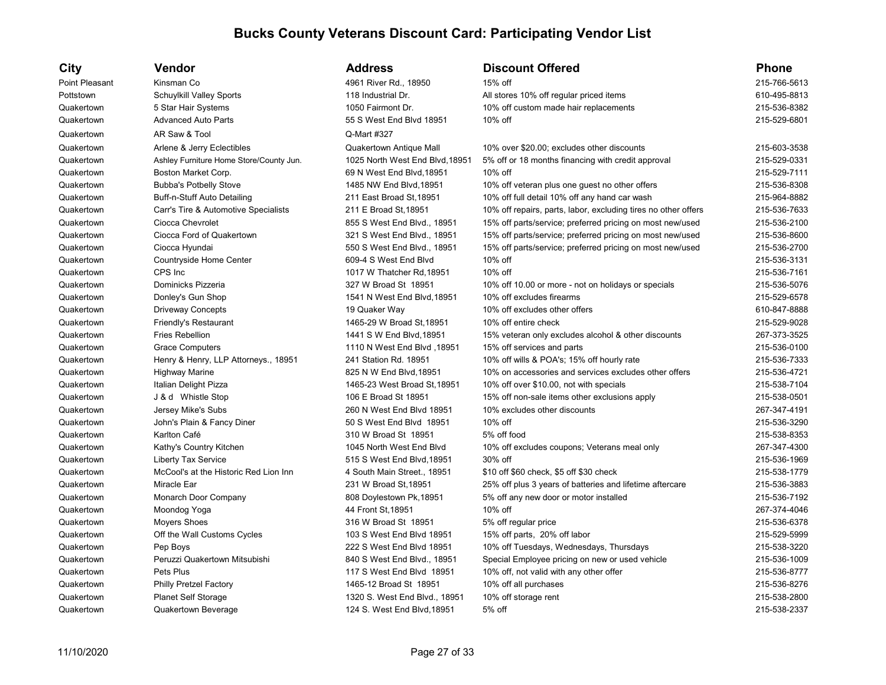# Bucks County Veterans Discount Card: Participating Vendor List

| City | Vendor | Address | Discount Offered | Phone |
|---|---|---|---|---|
| Point Pleasant | Kinsman Co | 4961 River Rd., 18950 | 15% off | 215-766-5613 |
| Pottstown | Schuylkill Valley Sports | 118 Industrial Dr. | All stores 10% off regular priced items | 610-495-8813 |
| Quakertown | 5 Star Hair Systems | 1050 Fairmont Dr. | 10% off custom made hair replacements | 215-536-8382 |
| Quakertown | Advanced Auto Parts | 55 S West End Blvd 18951 | 10% off | 215-529-6801 |
| Quakertown | AR Saw & Tool | Q-Mart #327 | | |
| Quakertown | Arlene & Jerry Eclectibles | Quakertown Antique Mall | 10% over $20.00; excludes other discounts | 215-603-3538 |
| Quakertown | Ashley Furniture Home Store/County Jun. | 1025 North West End Blvd,18951 | 5% off or 18 months financing with credit approval | 215-529-0331 |
| Quakertown | Boston Market Corp. | 69 N West End Blvd,18951 | 10% off | 215-529-7111 |
| Quakertown | Bubba's Potbelly Stove | 1485 NW End Blvd,18951 | 10% off veteran plus one guest no other offers | 215-536-8308 |
| Quakertown | Buff-n-Stuff Auto Detailing | 211 East Broad St,18951 | 10% off full detail 10% off any hand car wash | 215-964-8882 |
| Quakertown | Carr's Tire & Automotive Specialists | 211 E Broad St,18951 | 10% off repairs, parts, labor, excluding tires no other offers | 215-536-7633 |
| Quakertown | Ciocca Chevrolet | 855 S West End Blvd., 18951 | 15% off parts/service; preferred pricing on most new/used | 215-536-2100 |
| Quakertown | Ciocca Ford of Quakertown | 321 S West End Blvd., 18951 | 15% off parts/service; preferred pricing on most new/used | 215-536-8600 |
| Quakertown | Ciocca Hyundai | 550 S West End Blvd., 18951 | 15% off parts/service; preferred pricing on most new/used | 215-536-2700 |
| Quakertown | Countryside Home Center | 609-4 S West End Blvd | 10% off | 215-536-3131 |
| Quakertown | CPS Inc | 1017 W Thatcher Rd,18951 | 10% off | 215-536-7161 |
| Quakertown | Dominicks Pizzeria | 327 W Broad St 18951 | 10% off 10.00 or more - not on holidays or specials | 215-536-5076 |
| Quakertown | Donley's Gun Shop | 1541 N West End Blvd,18951 | 10% off excludes firearms | 215-529-6578 |
| Quakertown | Driveway Concepts | 19 Quaker Way | 10% off excludes other offers | 610-847-8888 |
| Quakertown | Friendly's Restaurant | 1465-29 W Broad St,18951 | 10% off entire check | 215-529-9028 |
| Quakertown | Fries Rebellion | 1441 S W End Blvd,18951 | 15% veteran only excludes alcohol & other discounts | 267-373-3525 |
| Quakertown | Grace Computers | 1110 N West End Blvd ,18951 | 15% off services and parts | 215-536-0100 |
| Quakertown | Henry & Henry, LLP Attorneys., 18951 | 241 Station Rd. 18951 | 10% off wills & POA's; 15% off hourly rate | 215-536-7333 |
| Quakertown | Highway Marine | 825 N W End Blvd,18951 | 10% on accessories and services excludes other offers | 215-536-4721 |
| Quakertown | Italian Delight Pizza | 1465-23 West Broad St,18951 | 10% off over $10.00, not with specials | 215-538-7104 |
| Quakertown | J & d Whistle Stop | 106 E Broad St 18951 | 15% off non-sale items other exclusions apply | 215-538-0501 |
| Quakertown | Jersey Mike's Subs | 260 N West End Blvd 18951 | 10% excludes other discounts | 267-347-4191 |
| Quakertown | John's Plain & Fancy Diner | 50 S West End Blvd 18951 | 10% off | 215-536-3290 |
| Quakertown | Karlton Café | 310 W Broad St 18951 | 5% off food | 215-538-8353 |
| Quakertown | Kathy's Country Kitchen | 1045 North West End Blvd | 10% off excludes coupons; Veterans meal only | 267-347-4300 |
| Quakertown | Liberty Tax Service | 515 S West End Blvd,18951 | 30% off | 215-536-1969 |
| Quakertown | McCool's at the Historic Red Lion Inn | 4 South Main Street., 18951 | $10 off $60 check, $5 off $30 check | 215-538-1779 |
| Quakertown | Miracle Ear | 231 W Broad St,18951 | 25% off plus 3 years of batteries and lifetime aftercare | 215-536-3883 |
| Quakertown | Monarch Door Company | 808 Doylestown Pk,18951 | 5% off any new door or motor installed | 215-536-7192 |
| Quakertown | Moondog Yoga | 44 Front St,18951 | 10% off | 267-374-4046 |
| Quakertown | Moyers Shoes | 316 W Broad St 18951 | 5% off regular price | 215-536-6378 |
| Quakertown | Off the Wall Customs Cycles | 103 S West End Blvd 18951 | 15% off parts, 20% off labor | 215-529-5999 |
| Quakertown | Pep Boys | 222 S West End Blvd 18951 | 10% off Tuesdays, Wednesdays, Thursdays | 215-538-3220 |
| Quakertown | Peruzzi Quakertown Mitsubishi | 840 S West End Blvd., 18951 | Special Employee pricing on new or used vehicle | 215-536-1009 |
| Quakertown | Pets Plus | 117 S West End Blvd 18951 | 10% off, not valid with any other offer | 215-536-8777 |
| Quakertown | Philly Pretzel Factory | 1465-12 Broad St 18951 | 10% off all purchases | 215-536-8276 |
| Quakertown | Planet Self Storage | 1320 S. West End Blvd., 18951 | 10% off storage rent | 215-538-2800 |
| Quakertown | Quakertown Beverage | 124 S. West End Blvd,18951 | 5% off | 215-538-2337 |

11/10/2020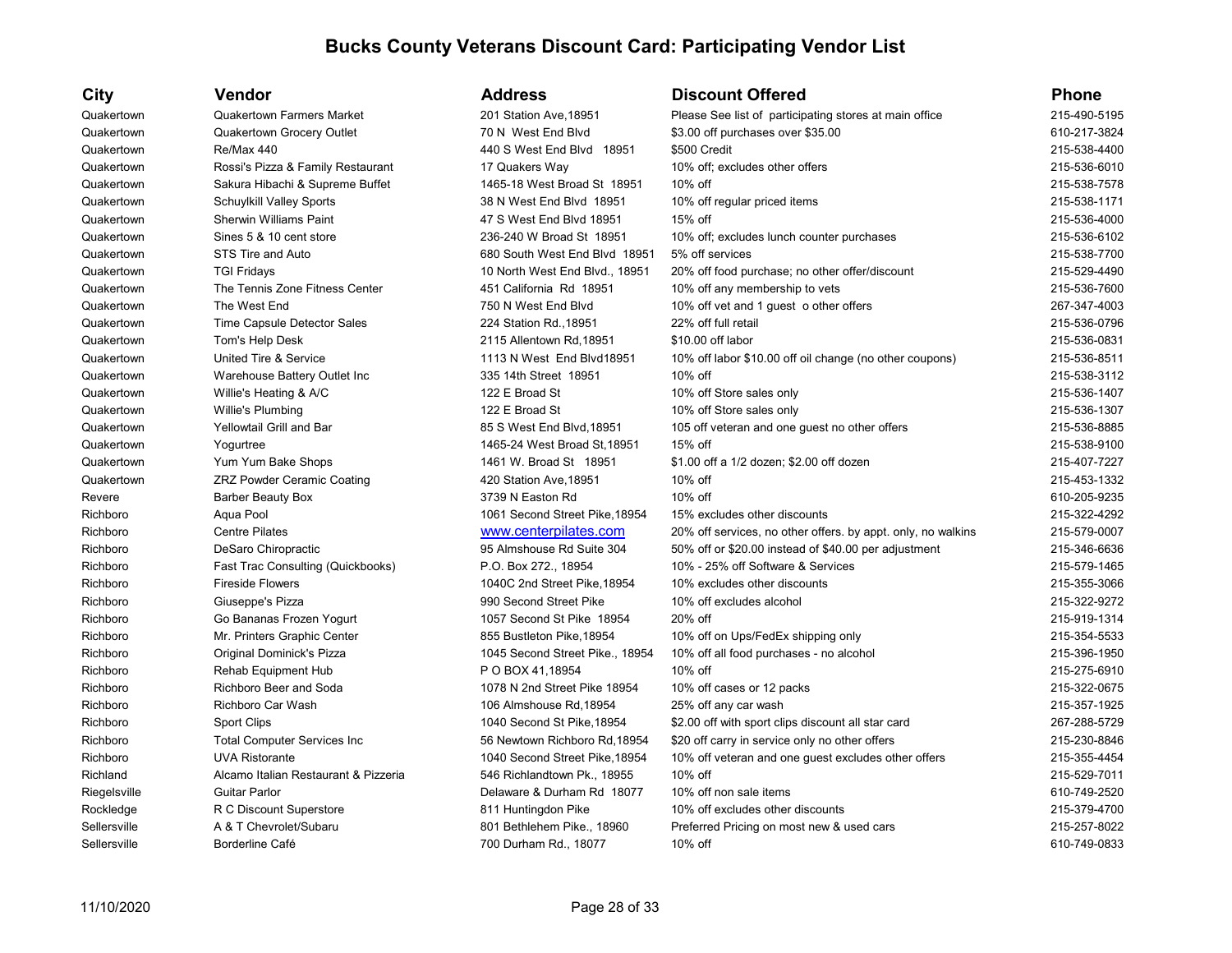# Bucks County Veterans Discount Card: Participating Vendor List

| City | Vendor | Address | Discount Offered | Phone |
|---|---|---|---|---|
| Quakertown | Quakertown Farmers Market | 201 Station Ave,18951 | Please See list of participating stores at main office | 215-490-5195 |
| Quakertown | Quakertown Grocery Outlet | 70 N West End Blvd | $3.00 off purchases over $35.00 | 610-217-3824 |
| Quakertown | Re/Max 440 | 440 S West End Blvd 18951 | $500 Credit | 215-538-4400 |
| Quakertown | Rossi's Pizza & Family Restaurant | 17 Quakers Way | 10% off; excludes other offers | 215-536-6010 |
| Quakertown | Sakura Hibachi & Supreme Buffet | 1465-18 West Broad St 18951 | 10% off | 215-538-7578 |
| Quakertown | Schuylkill Valley Sports | 38 N West End Blvd 18951 | 10% off regular priced items | 215-538-1171 |
| Quakertown | Sherwin Williams Paint | 47 S West End Blvd 18951 | 15% off | 215-536-4000 |
| Quakertown | Sines 5 & 10 cent store | 236-240 W Broad St 18951 | 10% off; excludes lunch counter purchases | 215-536-6102 |
| Quakertown | STS Tire and Auto | 680 South West End Blvd 18951 | 5% off services | 215-538-7700 |
| Quakertown | TGI Fridays | 10 North West End Blvd., 18951 | 20% off food purchase; no other offer/discount | 215-529-4490 |
| Quakertown | The Tennis Zone Fitness Center | 451 California Rd 18951 | 10% off any membership to vets | 215-536-7600 |
| Quakertown | The West End | 750 N West End Blvd | 10% off vet and 1 guest o other offers | 267-347-4003 |
| Quakertown | Time Capsule Detector Sales | 224 Station Rd.,18951 | 22% off full retail | 215-536-0796 |
| Quakertown | Tom's Help Desk | 2115 Allentown Rd,18951 | $10.00 off labor | 215-536-0831 |
| Quakertown | United Tire & Service | 1113 N West End Blvd18951 | 10% off labor $10.00 off oil change (no other coupons) | 215-536-8511 |
| Quakertown | Warehouse Battery Outlet Inc | 335 14th Street 18951 | 10% off | 215-538-3112 |
| Quakertown | Willie's Heating & A/C | 122 E Broad St | 10% off Store sales only | 215-536-1407 |
| Quakertown | Willie's Plumbing | 122 E Broad St | 10% off Store sales only | 215-536-1307 |
| Quakertown | Yellowtail Grill and Bar | 85 S West End Blvd,18951 | 105 off veteran and one guest no other offers | 215-536-8885 |
| Quakertown | Yogurtree | 1465-24 West Broad St,18951 | 15% off | 215-538-9100 |
| Quakertown | Yum Yum Bake Shops | 1461 W. Broad St 18951 | $1.00 off a 1/2 dozen; $2.00 off dozen | 215-407-7227 |
| Quakertown | ZRZ Powder Ceramic Coating | 420 Station Ave,18951 | 10% off | 215-453-1332 |
| Revere | Barber Beauty Box | 3739 N Easton Rd | 10% off | 610-205-9235 |
| Richboro | Aqua Pool | 1061 Second Street Pike,18954 | 15% excludes other discounts | 215-322-4292 |
| Richboro | Centre Pilates | www.centerpilates.com | 20% off services, no other offers. by appt. only, no walkins | 215-579-0007 |
| Richboro | DeSaro Chiropractic | 95 Almshouse Rd Suite 304 | 50% off or $20.00 instead of $40.00 per adjustment | 215-346-6636 |
| Richboro | Fast Trac Consulting (Quickbooks) | P.O. Box 272., 18954 | 10% - 25% off Software & Services | 215-579-1465 |
| Richboro | Fireside Flowers | 1040C 2nd Street Pike,18954 | 10% excludes other discounts | 215-355-3066 |
| Richboro | Giuseppe's Pizza | 990 Second Street Pike | 10% off excludes alcohol | 215-322-9272 |
| Richboro | Go Bananas Frozen Yogurt | 1057 Second St Pike 18954 | 20% off | 215-919-1314 |
| Richboro | Mr. Printers Graphic Center | 855 Bustleton Pike,18954 | 10% off on Ups/FedEx shipping only | 215-354-5533 |
| Richboro | Original Dominick's Pizza | 1045 Second Street Pike., 18954 | 10% off all food purchases - no alcohol | 215-396-1950 |
| Richboro | Rehab Equipment Hub | P O BOX 41,18954 | 10% off | 215-275-6910 |
| Richboro | Richboro Beer and Soda | 1078 N 2nd Street Pike 18954 | 10% off cases or 12 packs | 215-322-0675 |
| Richboro | Richboro Car Wash | 106 Almshouse Rd,18954 | 25% off any car wash | 215-357-1925 |
| Richboro | Sport Clips | 1040 Second St Pike,18954 | $2.00 off with sport clips discount all star card | 267-288-5729 |
| Richboro | Total Computer Services Inc | 56 Newtown Richboro Rd,18954 | $20 off carry in service only no other offers | 215-230-8846 |
| Richboro | UVA Ristorante | 1040 Second Street Pike,18954 | 10% off veteran and one guest excludes other offers | 215-355-4454 |
| Richland | Alcamo Italian Restaurant & Pizzeria | 546 Richlandtown Pk., 18955 | 10% off | 215-529-7011 |
| Riegelsville | Guitar Parlor | Delaware & Durham Rd 18077 | 10% off non sale items | 610-749-2520 |
| Rockledge | R C Discount Superstore | 811 Huntingdon Pike | 10% off excludes other discounts | 215-379-4700 |
| Sellersville | A & T Chevrolet/Subaru | 801 Bethlehem Pike., 18960 | Preferred Pricing on most new & used cars | 215-257-8022 |
| Sellersville | Borderline Café | 700 Durham Rd., 18077 | 10% off | 610-749-0833 |

11/10/2020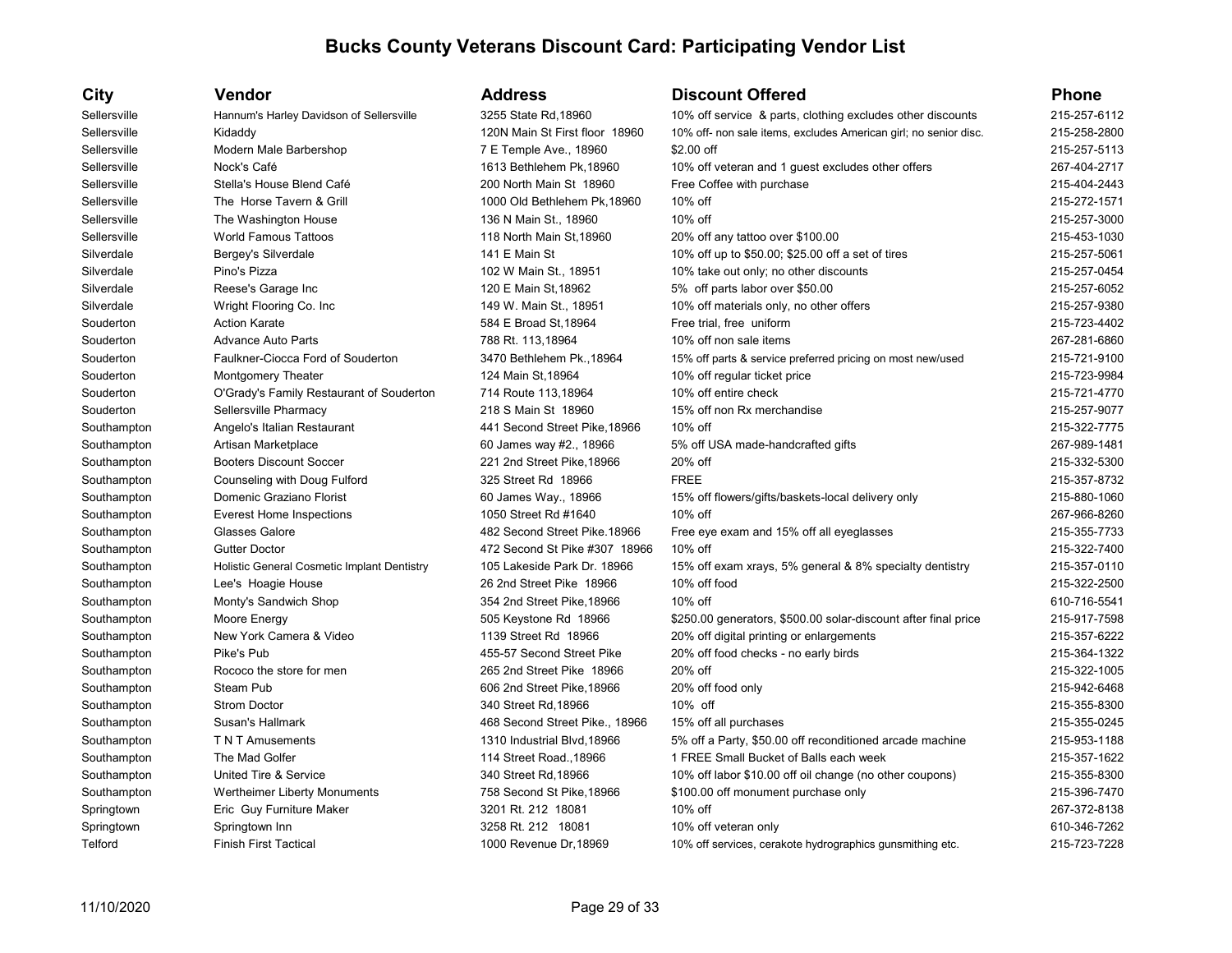# Bucks County Veterans Discount Card: Participating Vendor List

| City | Vendor | Address | Discount Offered | Phone |
|---|---|---|---|---|
| Sellersville | Hannum's Harley Davidson of Sellersville | 3255 State Rd,18960 | 10% off service & parts, clothing excludes other discounts | 215-257-6112 |
| Sellersville | Kidaddy | 120N Main St First floor 18960 | 10% off- non sale items, excludes American girl; no senior disc. | 215-258-2800 |
| Sellersville | Modern Male Barbershop | 7 E Temple Ave., 18960 | $2.00 off | 215-257-5113 |
| Sellersville | Nock's Café | 1613 Bethlehem Pk,18960 | 10% off veteran and 1 guest excludes other offers | 267-404-2717 |
| Sellersville | Stella's House Blend Café | 200 North Main St 18960 | Free Coffee with purchase | 215-404-2443 |
| Sellersville | The Horse Tavern & Grill | 1000 Old Bethlehem Pk,18960 | 10% off | 215-272-1571 |
| Sellersville | The Washington House | 136 N Main St., 18960 | 10% off | 215-257-3000 |
| Sellersville | World Famous Tattoos | 118 North Main St,18960 | 20% off any tattoo over $100.00 | 215-453-1030 |
| Silverdale | Bergey's Silverdale | 141 E Main St | 10% off up to $50.00; $25.00 off a set of tires | 215-257-5061 |
| Silverdale | Pino's Pizza | 102 W Main St., 18951 | 10% take out only; no other discounts | 215-257-0454 |
| Silverdale | Reese's Garage Inc | 120 E Main St,18962 | 5% off parts labor over $50.00 | 215-257-6052 |
| Silverdale | Wright Flooring Co. Inc | 149 W. Main St., 18951 | 10% off materials only, no other offers | 215-257-9380 |
| Souderton | Action Karate | 584 E Broad St,18964 | Free trial, free uniform | 215-723-4402 |
| Souderton | Advance Auto Parts | 788 Rt. 113,18964 | 10% off non sale items | 267-281-6860 |
| Souderton | Faulkner-Ciocca Ford of Souderton | 3470 Bethlehem Pk.,18964 | 15% off parts & service preferred pricing on most new/used | 215-721-9100 |
| Souderton | Montgomery Theater | 124 Main St,18964 | 10% off regular ticket price | 215-723-9984 |
| Souderton | O'Grady's Family Restaurant of Souderton | 714 Route 113,18964 | 10% off entire check | 215-721-4770 |
| Souderton | Sellersville Pharmacy | 218 S Main St 18960 | 15% off non Rx merchandise | 215-257-9077 |
| Southampton | Angelo's Italian Restaurant | 441 Second Street Pike,18966 | 10% off | 215-322-7775 |
| Southampton | Artisan Marketplace | 60 James way #2., 18966 | 5% off USA made-handcrafted gifts | 267-989-1481 |
| Southampton | Booters Discount Soccer | 221 2nd Street Pike,18966 | 20% off | 215-332-5300 |
| Southampton | Counseling with Doug Fulford | 325 Street Rd 18966 | FREE | 215-357-8732 |
| Southampton | Domenic Graziano Florist | 60 James Way., 18966 | 15% off flowers/gifts/baskets-local delivery only | 215-880-1060 |
| Southampton | Everest Home Inspections | 1050 Street Rd #1640 | 10% off | 267-966-8260 |
| Southampton | Glasses Galore | 482 Second Street Pike.18966 | Free eye exam and 15% off all eyeglasses | 215-355-7733 |
| Southampton | Gutter Doctor | 472 Second St Pike #307 18966 | 10% off | 215-322-7400 |
| Southampton | Holistic General Cosmetic Implant Dentistry | 105 Lakeside Park Dr. 18966 | 15% off exam xrays, 5% general & 8% specialty dentistry | 215-357-0110 |
| Southampton | Lee's Hoagie House | 26 2nd Street Pike 18966 | 10% off food | 215-322-2500 |
| Southampton | Monty's Sandwich Shop | 354 2nd Street Pike,18966 | 10% off | 610-716-5541 |
| Southampton | Moore Energy | 505 Keystone Rd 18966 | $250.00 generators, $500.00 solar-discount after final price | 215-917-7598 |
| Southampton | New York Camera & Video | 1139 Street Rd 18966 | 20% off digital printing or enlargements | 215-357-6222 |
| Southampton | Pike's Pub | 455-57 Second Street Pike | 20% off food checks - no early birds | 215-364-1322 |
| Southampton | Rococo the store for men | 265 2nd Street Pike 18966 | 20% off | 215-322-1005 |
| Southampton | Steam Pub | 606 2nd Street Pike,18966 | 20% off food only | 215-942-6468 |
| Southampton | Strom Doctor | 340 Street Rd,18966 | 10% off | 215-355-8300 |
| Southampton | Susan's Hallmark | 468 Second Street Pike., 18966 | 15% off all purchases | 215-355-0245 |
| Southampton | T N T Amusements | 1310 Industrial Blvd,18966 | 5% off a Party, $50.00 off reconditioned arcade machine | 215-953-1188 |
| Southampton | The Mad Golfer | 114 Street Road.,18966 | 1 FREE Small Bucket of Balls each week | 215-357-1622 |
| Southampton | United Tire & Service | 340 Street Rd,18966 | 10% off labor $10.00 off oil change (no other coupons) | 215-355-8300 |
| Southampton | Wertheimer Liberty Monuments | 758 Second St Pike,18966 | $100.00 off monument purchase only | 215-396-7470 |
| Springtown | Eric Guy Furniture Maker | 3201 Rt. 212 18081 | 10% off | 267-372-8138 |
| Springtown | Springtown Inn | 3258 Rt. 212 18081 | 10% off veteran only | 610-346-7262 |
| Telford | Finish First Tactical | 1000 Revenue Dr,18969 | 10% off services, cerakote hydrographics gunsmithing etc. | 215-723-7228 |

11/10/2020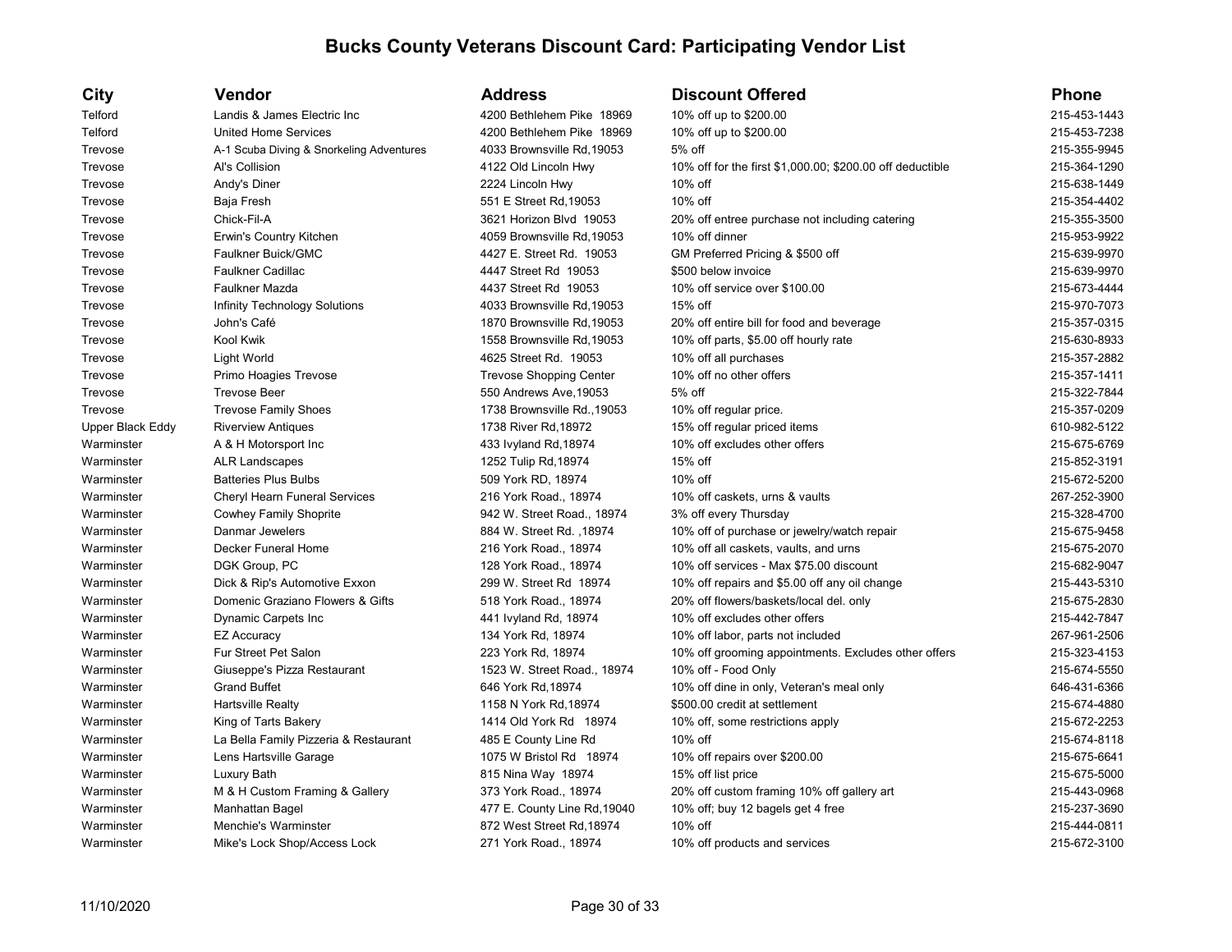# Bucks County Veterans Discount Card: Participating Vendor List

| City | Vendor | Address | Discount Offered | Phone |
| --- | --- | --- | --- | --- |
| Telford | Landis & James Electric Inc | 4200 Bethlehem Pike 18969 | 10% off up to $200.00 | 215-453-1443 |
| Telford | United Home Services | 4200 Bethlehem Pike 18969 | 10% off up to $200.00 | 215-453-7238 |
| Trevose | A-1 Scuba Diving & Snorkeling Adventures | 4033 Brownsville Rd,19053 | 5% off | 215-355-9945 |
| Trevose | Al's Collision | 4122 Old Lincoln Hwy | 10% off for the first $1,000.00; $200.00 off deductible | 215-364-1290 |
| Trevose | Andy's Diner | 2224 Lincoln Hwy | 10% off | 215-638-1449 |
| Trevose | Baja Fresh | 551 E Street Rd,19053 | 10% off | 215-354-4402 |
| Trevose | Chick-Fil-A | 3621 Horizon Blvd 19053 | 20% off entree purchase not including catering | 215-355-3500 |
| Trevose | Erwin's Country Kitchen | 4059 Brownsville Rd,19053 | 10% off dinner | 215-953-9922 |
| Trevose | Faulkner Buick/GMC | 4427 E. Street Rd. 19053 | GM Preferred Pricing & $500 off | 215-639-9970 |
| Trevose | Faulkner Cadillac | 4447 Street Rd 19053 | $500 below invoice | 215-639-9970 |
| Trevose | Faulkner Mazda | 4437 Street Rd 19053 | 10% off service over $100.00 | 215-673-4444 |
| Trevose | Infinity Technology Solutions | 4033 Brownsville Rd,19053 | 15% off | 215-970-7073 |
| Trevose | John's Café | 1870 Brownsville Rd,19053 | 20% off entire bill for food and beverage | 215-357-0315 |
| Trevose | Kool Kwik | 1558 Brownsville Rd,19053 | 10% off parts, $5.00 off hourly rate | 215-630-8933 |
| Trevose | Light World | 4625 Street Rd. 19053 | 10% off all purchases | 215-357-2882 |
| Trevose | Primo Hoagies Trevose | Trevose Shopping Center | 10% off no other offers | 215-357-1411 |
| Trevose | Trevose Beer | 550 Andrews Ave,19053 | 5% off | 215-322-7844 |
| Trevose | Trevose Family Shoes | 1738 Brownsville Rd.,19053 | 10% off regular price. | 215-357-0209 |
| Upper Black Eddy | Riverview Antiques | 1738 River Rd,18972 | 15% off regular priced items | 610-982-5122 |
| Warminster | A & H Motorsport Inc | 433 Ivyland Rd,18974 | 10% off excludes other offers | 215-675-6769 |
| Warminster | ALR Landscapes | 1252 Tulip Rd,18974 | 15% off | 215-852-3191 |
| Warminster | Batteries Plus Bulbs | 509 York RD, 18974 | 10% off | 215-672-5200 |
| Warminster | Cheryl Hearn Funeral Services | 216 York Road., 18974 | 10% off caskets, urns & vaults | 267-252-3900 |
| Warminster | Cowhey Family Shoprite | 942 W. Street Road., 18974 | 3% off every Thursday | 215-328-4700 |
| Warminster | Danmar Jewelers | 884 W. Street Rd. ,18974 | 10% off of purchase or jewelry/watch repair | 215-675-9458 |
| Warminster | Decker Funeral Home | 216 York Road., 18974 | 10% off all caskets, vaults, and urns | 215-675-2070 |
| Warminster | DGK Group, PC | 128 York Road., 18974 | 10% off services - Max $75.00 discount | 215-682-9047 |
| Warminster | Dick & Rip's Automotive Exxon | 299 W. Street Rd 18974 | 10% off repairs and $5.00 off any oil change | 215-443-5310 |
| Warminster | Domenic Graziano Flowers & Gifts | 518 York Road., 18974 | 20% off flowers/baskets/local del. only | 215-675-2830 |
| Warminster | Dynamic Carpets Inc | 441 Ivyland Rd, 18974 | 10% off excludes other offers | 215-442-7847 |
| Warminster | EZ Accuracy | 134 York Rd, 18974 | 10% off labor, parts not included | 267-961-2506 |
| Warminster | Fur Street Pet Salon | 223 York Rd, 18974 | 10% off grooming appointments. Excludes other offers | 215-323-4153 |
| Warminster | Giuseppe's Pizza Restaurant | 1523 W. Street Road., 18974 | 10% off - Food Only | 215-674-5550 |
| Warminster | Grand Buffet | 646 York Rd,18974 | 10% off dine in only, Veteran's meal only | 646-431-6366 |
| Warminster | Hartsville Realty | 1158 N York Rd,18974 | $500.00 credit at settlement | 215-674-4880 |
| Warminster | King of Tarts Bakery | 1414 Old York Rd 18974 | 10% off, some restrictions apply | 215-672-2253 |
| Warminster | La Bella Family Pizzeria & Restaurant | 485 E County Line Rd | 10% off | 215-674-8118 |
| Warminster | Lens Hartsville Garage | 1075 W Bristol Rd 18974 | 10% off repairs over $200.00 | 215-675-6641 |
| Warminster | Luxury Bath | 815 Nina Way 18974 | 15% off list price | 215-675-5000 |
| Warminster | M & H Custom Framing & Gallery | 373 York Road., 18974 | 20% off custom framing 10% off gallery art | 215-443-0968 |
| Warminster | Manhattan Bagel | 477 E. County Line Rd,19040 | 10% off; buy 12 bagels get 4 free | 215-237-3690 |
| Warminster | Menchie's Warminster | 872 West Street Rd,18974 | 10% off | 215-444-0811 |
| Warminster | Mike's Lock Shop/Access Lock | 271 York Road., 18974 | 10% off products and services | 215-672-3100 |

11/10/2020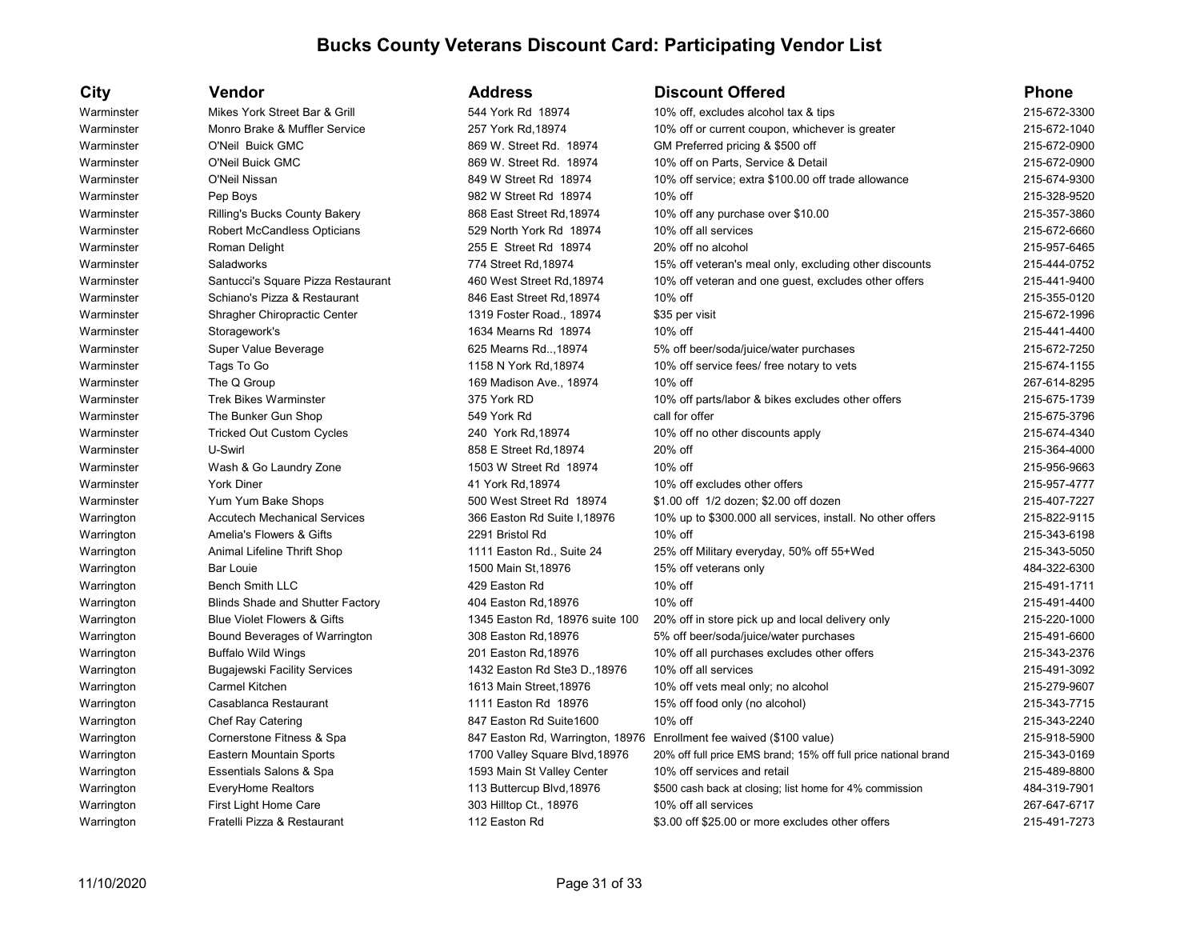# Bucks County Veterans Discount Card: Participating Vendor List

| City | Vendor | Address | Discount Offered | Phone |
|---|---|---|---|---|
| Warminster | Mikes York Street Bar & Grill | 544 York Rd 18974 | 10% off, excludes alcohol tax & tips | 215-672-3300 |
| Warminster | Monro Brake & Muffler Service | 257 York Rd,18974 | 10% off or current coupon, whichever is greater | 215-672-1040 |
| Warminster | O'Neil Buick GMC | 869 W. Street Rd. 18974 | GM Preferred pricing & $500 off | 215-672-0900 |
| Warminster | O'Neil Buick GMC | 869 W. Street Rd. 18974 | 10% off on Parts, Service & Detail | 215-672-0900 |
| Warminster | O'Neil Nissan | 849 W Street Rd 18974 | 10% off service; extra $100.00 off trade allowance | 215-674-9300 |
| Warminster | Pep Boys | 982 W Street Rd 18974 | 10% off | 215-328-9520 |
| Warminster | Rilling's Bucks County Bakery | 868 East Street Rd,18974 | 10% off any purchase over $10.00 | 215-357-3860 |
| Warminster | Robert McCandless Opticians | 529 North York Rd 18974 | 10% off all services | 215-672-6660 |
| Warminster | Roman Delight | 255 E Street Rd 18974 | 20% off no alcohol | 215-957-6465 |
| Warminster | Saladworks | 774 Street Rd,18974 | 15% off veteran's meal only, excluding other discounts | 215-444-0752 |
| Warminster | Santucci's Square Pizza Restaurant | 460 West Street Rd,18974 | 10% off veteran and one guest, excludes other offers | 215-441-9400 |
| Warminster | Schiano's Pizza & Restaurant | 846 East Street Rd,18974 | 10% off | 215-355-0120 |
| Warminster | Shragher Chiropractic Center | 1319 Foster Road., 18974 | $35 per visit | 215-672-1996 |
| Warminster | Storagework's | 1634 Mearns Rd 18974 | 10% off | 215-441-4400 |
| Warminster | Super Value Beverage | 625 Mearns Rd..,18974 | 5% off beer/soda/juice/water purchases | 215-672-7250 |
| Warminster | Tags To Go | 1158 N York Rd,18974 | 10% off service fees/ free notary to vets | 215-674-1155 |
| Warminster | The Q Group | 169 Madison Ave., 18974 | 10% off | 267-614-8295 |
| Warminster | Trek Bikes Warminster | 375 York RD | 10% off parts/labor & bikes excludes other offers | 215-675-1739 |
| Warminster | The Bunker Gun Shop | 549 York Rd | call for offer | 215-675-3796 |
| Warminster | Tricked Out Custom Cycles | 240 York Rd,18974 | 10% off no other discounts apply | 215-674-4340 |
| Warminster | U-Swirl | 858 E Street Rd,18974 | 20% off | 215-364-4000 |
| Warminster | Wash & Go Laundry Zone | 1503 W Street Rd 18974 | 10% off | 215-956-9663 |
| Warminster | York Diner | 41 York Rd,18974 | 10% off excludes other offers | 215-957-4777 |
| Warminster | Yum Yum Bake Shops | 500 West Street Rd 18974 | $1.00 off 1/2 dozen; $2.00 off dozen | 215-407-7227 |
| Warrington | Accutech Mechanical Services | 366 Easton Rd Suite I,18976 | 10% up to $300.000 all services, install. No other offers | 215-822-9115 |
| Warrington | Amelia's Flowers & Gifts | 2291 Bristol Rd | 10% off | 215-343-6198 |
| Warrington | Animal Lifeline Thrift Shop | 1111 Easton Rd., Suite 24 | 25% off Military everyday, 50% off 55+Wed | 215-343-5050 |
| Warrington | Bar Louie | 1500 Main St,18976 | 15% off veterans only | 484-322-6300 |
| Warrington | Bench Smith LLC | 429 Easton Rd | 10% off | 215-491-1711 |
| Warrington | Blinds Shade and Shutter Factory | 404 Easton Rd,18976 | 10% off | 215-491-4400 |
| Warrington | Blue Violet Flowers & Gifts | 1345 Easton Rd, 18976 suite 100 | 20% off in store pick up and local delivery only | 215-220-1000 |
| Warrington | Bound Beverages of Warrington | 308 Easton Rd,18976 | 5% off beer/soda/juice/water purchases | 215-491-6600 |
| Warrington | Buffalo Wild Wings | 201 Easton Rd,18976 | 10% off all purchases excludes other offers | 215-343-2376 |
| Warrington | Bugajewski Facility Services | 1432 Easton Rd Ste3 D.,18976 | 10% off all services | 215-491-3092 |
| Warrington | Carmel Kitchen | 1613 Main Street,18976 | 10% off vets meal only; no alcohol | 215-279-9607 |
| Warrington | Casablanca Restaurant | 1111 Easton Rd 18976 | 15% off food only (no alcohol) | 215-343-7715 |
| Warrington | Chef Ray Catering | 847 Easton Rd Suite1600 | 10% off | 215-343-2240 |
| Warrington | Cornerstone Fitness & Spa | 847 Easton Rd, Warrington, 18976 | Enrollment fee waived ($100 value) | 215-918-5900 |
| Warrington | Eastern Mountain Sports | 1700 Valley Square Blvd,18976 | 20% off full price EMS brand; 15% off full price national brand | 215-343-0169 |
| Warrington | Essentials Salons & Spa | 1593 Main St Valley Center | 10% off services and retail | 215-489-8800 |
| Warrington | EveryHome Realtors | 113 Buttercup Blvd,18976 | $500 cash back at closing; list home for 4% commission | 484-319-7901 |
| Warrington | First Light Home Care | 303 Hilltop Ct., 18976 | 10% off all services | 267-647-6717 |
| Warrington | Fratelli Pizza & Restaurant | 112 Easton Rd | $3.00 off $25.00 or more excludes other offers | 215-491-7273 |

11/10/2020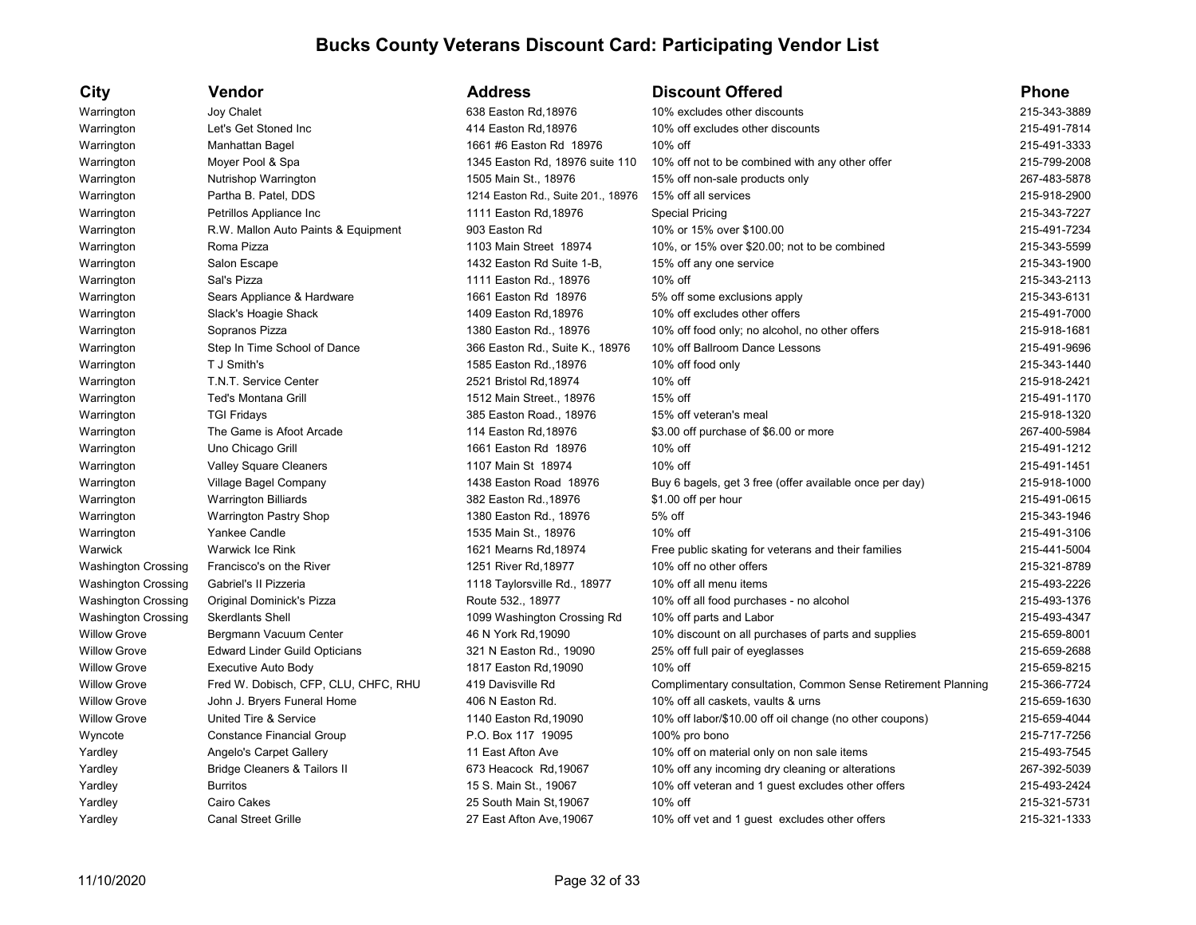# Bucks County Veterans Discount Card: Participating Vendor List

| City | Vendor | Address | Discount Offered | Phone |
|---|---|---|---|---|
| Warrington | Joy Chalet | 638 Easton Rd,18976 | 10% excludes other discounts | 215-343-3889 |
| Warrington | Let's Get Stoned Inc | 414 Easton Rd,18976 | 10% off excludes other discounts | 215-491-7814 |
| Warrington | Manhattan Bagel | 1661 #6 Easton Rd 18976 | 10% off | 215-491-3333 |
| Warrington | Moyer Pool & Spa | 1345 Easton Rd, 18976 suite 110 | 10% off not to be combined with any other offer | 215-799-2008 |
| Warrington | Nutrishop Warrington | 1505 Main St., 18976 | 15% off non-sale products only | 267-483-5878 |
| Warrington | Partha B. Patel, DDS | 1214 Easton Rd., Suite 201., 18976 | 15% off all services | 215-918-2900 |
| Warrington | Petrillos Appliance Inc | 1111 Easton Rd,18976 | Special Pricing | 215-343-7227 |
| Warrington | R.W. Mallon Auto Paints & Equipment | 903 Easton Rd | 10% or 15% over $100.00 | 215-491-7234 |
| Warrington | Roma Pizza | 1103 Main Street 18974 | 10%, or 15% over $20.00; not to be combined | 215-343-5599 |
| Warrington | Salon Escape | 1432 Easton Rd Suite 1-B, | 15% off any one service | 215-343-1900 |
| Warrington | Sal's Pizza | 1111 Easton Rd., 18976 | 10% off | 215-343-2113 |
| Warrington | Sears Appliance & Hardware | 1661 Easton Rd 18976 | 5% off some exclusions apply | 215-343-6131 |
| Warrington | Slack's Hoagie Shack | 1409 Easton Rd,18976 | 10% off excludes other offers | 215-491-7000 |
| Warrington | Sopranos Pizza | 1380 Easton Rd., 18976 | 10% off food only; no alcohol, no other offers | 215-918-1681 |
| Warrington | Step In Time School of Dance | 366 Easton Rd., Suite K., 18976 | 10% off Ballroom Dance Lessons | 215-491-9696 |
| Warrington | T J Smith's | 1585 Easton Rd.,18976 | 10% off food only | 215-343-1440 |
| Warrington | T.N.T. Service Center | 2521 Bristol Rd,18974 | 10% off | 215-918-2421 |
| Warrington | Ted's Montana Grill | 1512 Main Street., 18976 | 15% off | 215-491-1170 |
| Warrington | TGI Fridays | 385 Easton Road., 18976 | 15% off veteran's meal | 215-918-1320 |
| Warrington | The Game is Afoot Arcade | 114 Easton Rd,18976 | $3.00 off purchase of $6.00 or more | 267-400-5984 |
| Warrington | Uno Chicago Grill | 1661 Easton Rd 18976 | 10% off | 215-491-1212 |
| Warrington | Valley Square Cleaners | 1107 Main St 18974 | 10% off | 215-491-1451 |
| Warrington | Village Bagel Company | 1438 Easton Road 18976 | Buy 6 bagels, get 3 free (offer available once per day) | 215-918-1000 |
| Warrington | Warrington Billiards | 382 Easton Rd.,18976 | $1.00 off per hour | 215-491-0615 |
| Warrington | Warrington Pastry Shop | 1380 Easton Rd., 18976 | 5% off | 215-343-1946 |
| Warrington | Yankee Candle | 1535 Main St., 18976 | 10% off | 215-491-3106 |
| Warwick | Warwick Ice Rink | 1621 Mearns Rd,18974 | Free public skating for veterans and their families | 215-441-5004 |
| Washington Crossing | Francisco's on the River | 1251 River Rd,18977 | 10% off no other offers | 215-321-8789 |
| Washington Crossing | Gabriel's II Pizzeria | 1118 Taylorsville Rd., 18977 | 10% off all menu items | 215-493-2226 |
| Washington Crossing | Original Dominick's Pizza | Route 532., 18977 | 10% off all food purchases - no alcohol | 215-493-1376 |
| Washington Crossing | Skerdlants Shell | 1099 Washington Crossing Rd | 10% off parts and Labor | 215-493-4347 |
| Willow Grove | Bergmann Vacuum Center | 46 N York Rd,19090 | 10% discount on all purchases of parts and supplies | 215-659-8001 |
| Willow Grove | Edward Linder Guild Opticians | 321 N Easton Rd., 19090 | 25% off full pair of eyeglasses | 215-659-2688 |
| Willow Grove | Executive Auto Body | 1817 Easton Rd,19090 | 10% off | 215-659-8215 |
| Willow Grove | Fred W. Dobisch, CFP, CLU, CHFC, RHU | 419 Davisville Rd | Complimentary consultation, Common Sense Retirement Planning | 215-366-7724 |
| Willow Grove | John J. Bryers Funeral Home | 406 N Easton Rd. | 10% off all caskets, vaults & urns | 215-659-1630 |
| Willow Grove | United Tire & Service | 1140 Easton Rd,19090 | 10% off labor/$10.00 off oil change (no other coupons) | 215-659-4044 |
| Wyncote | Constance Financial Group | P.O. Box 117 19095 | 100% pro bono | 215-717-7256 |
| Yardley | Angelo's Carpet Gallery | 11 East Afton Ave | 10% off on material only on non sale items | 215-493-7545 |
| Yardley | Bridge Cleaners & Tailors II | 673 Heacock Rd,19067 | 10% off any incoming dry cleaning or alterations | 267-392-5039 |
| Yardley | Burritos | 15 S. Main St., 19067 | 10% off veteran and 1 guest excludes other offers | 215-493-2424 |
| Yardley | Cairo Cakes | 25 South Main St,19067 | 10% off | 215-321-5731 |
| Yardley | Canal Street Grille | 27 East Afton Ave,19067 | 10% off vet and 1 guest excludes other offers | 215-321-1333 |

11/10/2020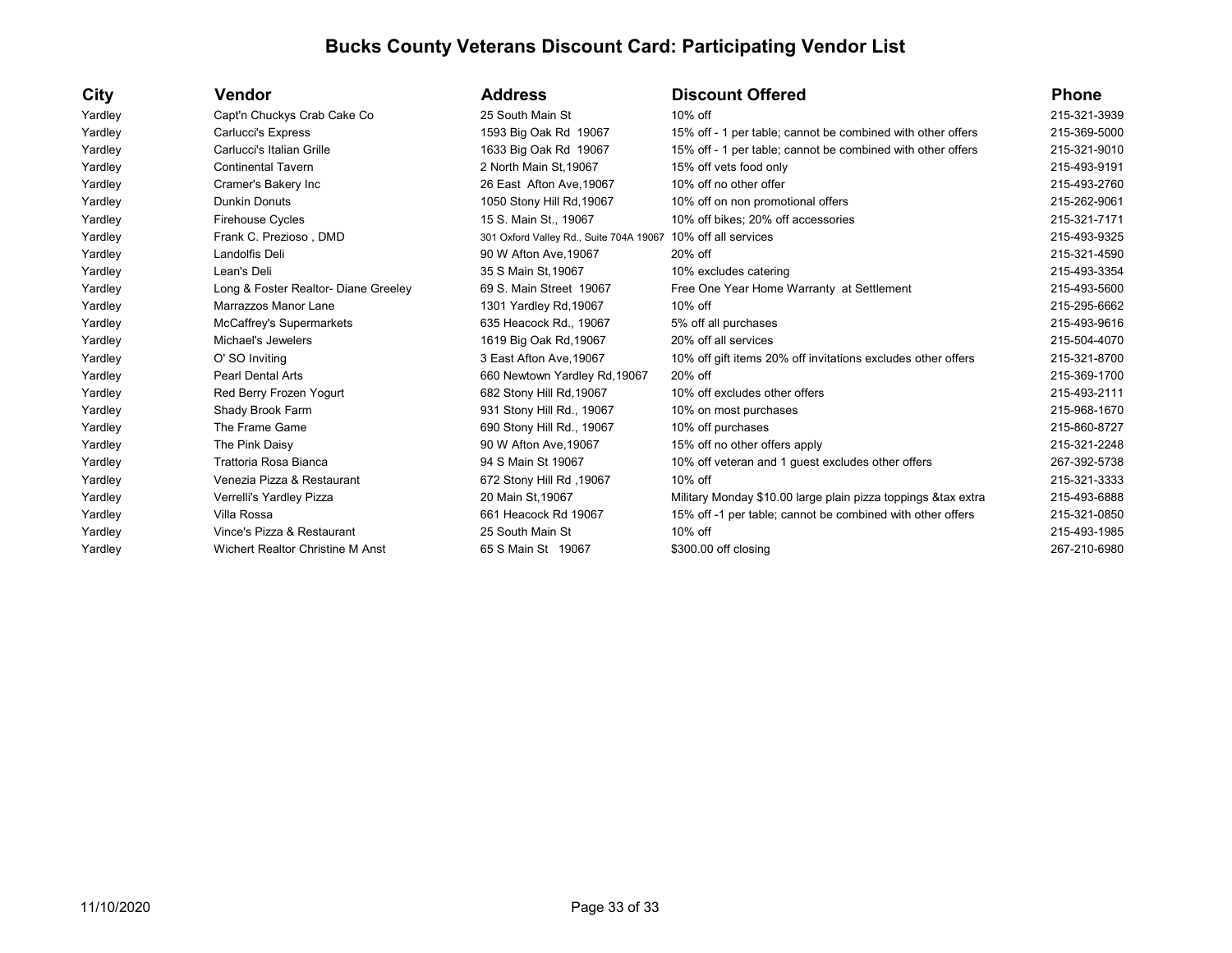# Bucks County Veterans Discount Card: Participating Vendor List

| City | Vendor | Address | Discount Offered | Phone |
|---|---|---|---|---|
| Yardley | Capt'n Chuckys Crab Cake Co | 25 South Main St | 10% off | 215-321-3939 |
| Yardley | Carlucci's Express | 1593 Big Oak Rd 19067 | 15% off - 1 per table; cannot be combined with other offers | 215-369-5000 |
| Yardley | Carlucci's Italian Grille | 1633 Big Oak Rd 19067 | 15% off - 1 per table; cannot be combined with other offers | 215-321-9010 |
| Yardley | Continental Tavern | 2 North Main St,19067 | 15% off vets food only | 215-493-9191 |
| Yardley | Cramer's Bakery Inc | 26 East Afton Ave,19067 | 10% off no other offer | 215-493-2760 |
| Yardley | Dunkin Donuts | 1050 Stony Hill Rd,19067 | 10% off on non promotional offers | 215-262-9061 |
| Yardley | Firehouse Cycles | 15 S. Main St., 19067 | 10% off bikes; 20% off accessories | 215-321-7171 |
| Yardley | Frank C. Prezioso , DMD | 301 Oxford Valley Rd., Suite 704A 19067 | 10% off all services | 215-493-9325 |
| Yardley | Landolfis Deli | 90 W Afton Ave,19067 | 20% off | 215-321-4590 |
| Yardley | Lean's Deli | 35 S Main St,19067 | 10% excludes catering | 215-493-3354 |
| Yardley | Long & Foster Realtor- Diane Greeley | 69 S. Main Street 19067 | Free One Year Home Warranty at Settlement | 215-493-5600 |
| Yardley | Marrazzos Manor Lane | 1301 Yardley Rd,19067 | 10% off | 215-295-6662 |
| Yardley | McCaffrey's Supermarkets | 635 Heacock Rd., 19067 | 5% off all purchases | 215-493-9616 |
| Yardley | Michael's Jewelers | 1619 Big Oak Rd,19067 | 20% off all services | 215-504-4070 |
| Yardley | O' SO Inviting | 3 East Afton Ave,19067 | 10% off gift items 20% off invitations excludes other offers | 215-321-8700 |
| Yardley | Pearl Dental Arts | 660 Newtown Yardley Rd,19067 | 20% off | 215-369-1700 |
| Yardley | Red Berry Frozen Yogurt | 682 Stony Hill Rd,19067 | 10% off excludes other offers | 215-493-2111 |
| Yardley | Shady Brook Farm | 931 Stony Hill Rd., 19067 | 10% on most purchases | 215-968-1670 |
| Yardley | The Frame Game | 690 Stony Hill Rd., 19067 | 10% off purchases | 215-860-8727 |
| Yardley | The Pink Daisy | 90 W Afton Ave,19067 | 15% off no other offers apply | 215-321-2248 |
| Yardley | Trattoria Rosa Bianca | 94 S Main St 19067 | 10% off veteran and 1 guest excludes other offers | 267-392-5738 |
| Yardley | Venezia Pizza & Restaurant | 672 Stony Hill Rd ,19067 | 10% off | 215-321-3333 |
| Yardley | Verrelli's Yardley Pizza | 20 Main St,19067 | Military Monday $10.00 large plain pizza toppings &tax extra | 215-493-6888 |
| Yardley | Villa Rossa | 661 Heacock Rd 19067 | 15% off -1 per table; cannot be combined with other offers | 215-321-0850 |
| Yardley | Vince's Pizza & Restaurant | 25 South Main St | 10% off | 215-493-1985 |
| Yardley | Wichert Realtor Christine M Anst | 65 S Main St 19067 | $300.00 off closing | 267-210-6980 |

11/10/2020